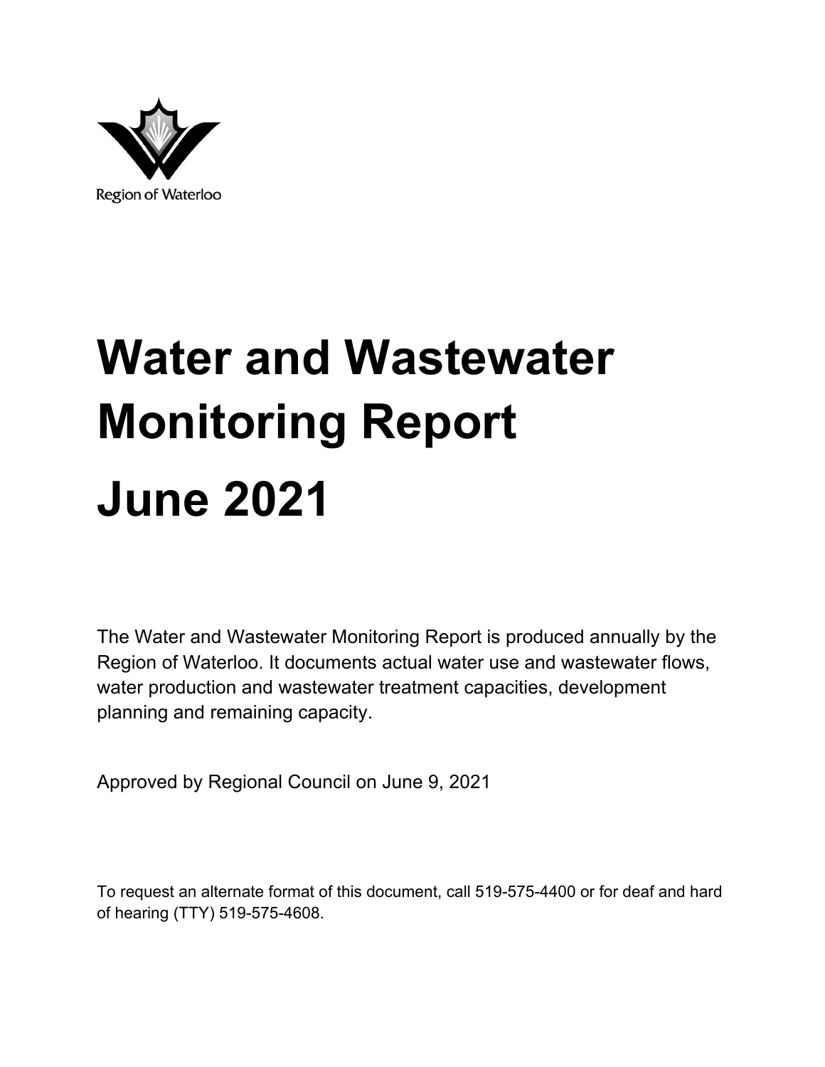Region of Waterloo

# Water and Wastewater Monitoring Report June 2021

The Water and Wastewater Monitoring Report is produced annually by the Region of Waterloo. It documents actual water use and wastewater flows, water production and wastewater treatment capacities, development planning and remaining capacity.

Approved by Regional Council on June 9, 2021

To request an alternate format of this document, call 519-575-4400 or for deaf and hard of hearing (TTY) 519-575-4608.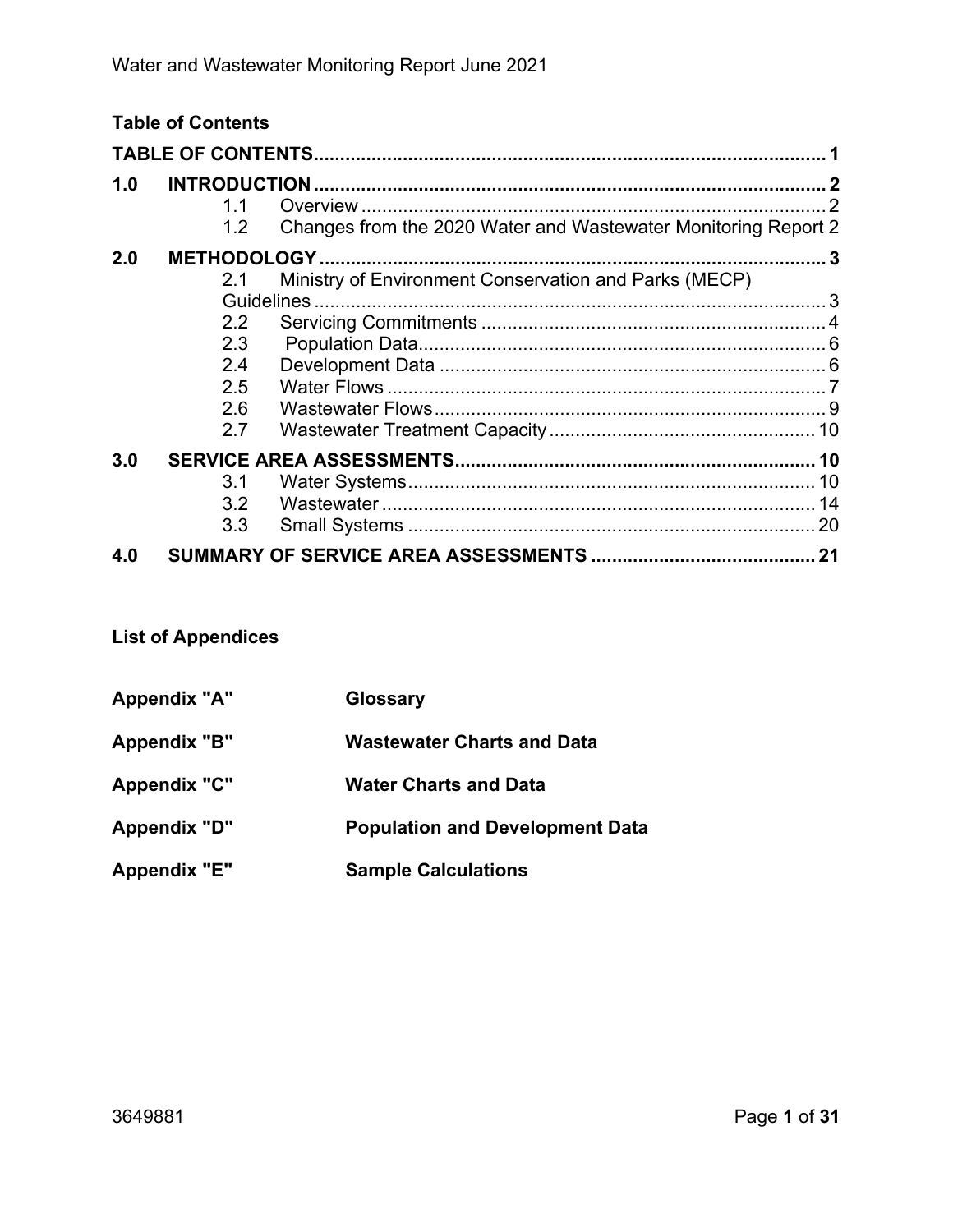## Table of Contents

| | | |
|---|---|---|
| **TABLE OF CONTENTS** | | **1** |
| **1.0** | **INTRODUCTION** | **2** |
| | 1.1 Overview | 2 |
| | 1.2 Changes from the 2020 Water and Wastewater Monitoring Report | 2 |
| **2.0** | **METHODOLOGY** | **3** |
| | 2.1 Ministry of Environment Conservation and Parks (MECP) Guidelines | 3 |
| | 2.2 Servicing Commitments | 4 |
| | 2.3 Population Data | 6 |
| | 2.4 Development Data | 6 |
| | 2.5 Water Flows | 7 |
| | 2.6 Wastewater Flows | 9 |
| | 2.7 Wastewater Treatment Capacity | 10 |
| **3.0** | **SERVICE AREA ASSESSMENTS** | **10** |
| | 3.1 Water Systems | 10 |
| | 3.2 Wastewater | 14 |
| | 3.3 Small Systems | 20 |
| **4.0** | **SUMMARY OF SERVICE AREA ASSESSMENTS** | **21** |

### List of Appendices

| | |
|---|---|
| **Appendix "A"** | **Glossary** |
| **Appendix "B"** | **Wastewater Charts and Data** |
| **Appendix "C"** | **Water Charts and Data** |
| **Appendix "D"** | **Population and Development Data** |
| **Appendix "E"** | **Sample Calculations** |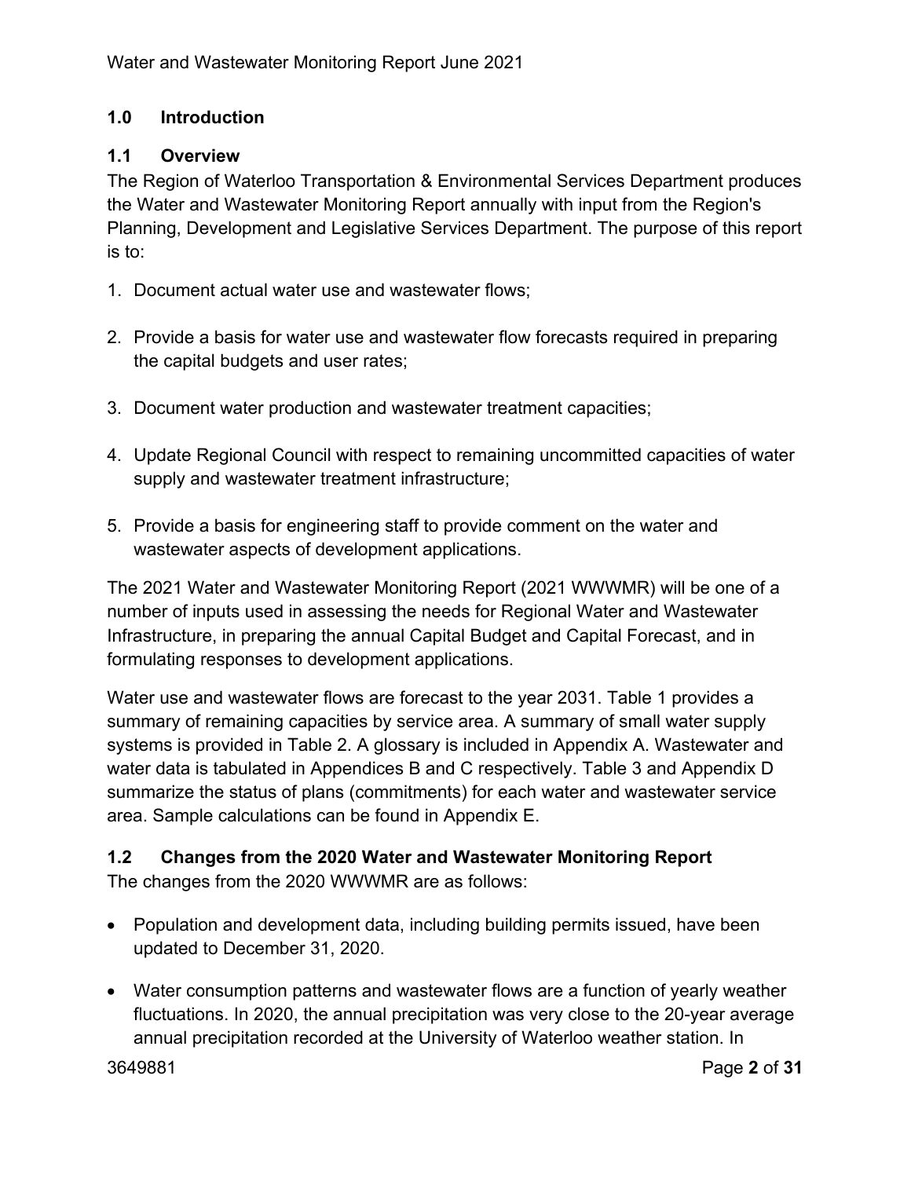## 1.0 Introduction

### 1.1 Overview

The Region of Waterloo Transportation & Environmental Services Department produces the Water and Wastewater Monitoring Report annually with input from the Region's Planning, Development and Legislative Services Department. The purpose of this report is to:

1. Document actual water use and wastewater flows;

2. Provide a basis for water use and wastewater flow forecasts required in preparing the capital budgets and user rates;

3. Document water production and wastewater treatment capacities;

4. Update Regional Council with respect to remaining uncommitted capacities of water supply and wastewater treatment infrastructure;

5. Provide a basis for engineering staff to provide comment on the water and wastewater aspects of development applications.

The 2021 Water and Wastewater Monitoring Report (2021 WWWMR) will be one of a number of inputs used in assessing the needs for Regional Water and Wastewater Infrastructure, in preparing the annual Capital Budget and Capital Forecast, and in formulating responses to development applications.

Water use and wastewater flows are forecast to the year 2031. Table 1 provides a summary of remaining capacities by service area. A summary of small water supply systems is provided in Table 2. A glossary is included in Appendix A. Wastewater and water data is tabulated in Appendices B and C respectively. Table 3 and Appendix D summarize the status of plans (commitments) for each water and wastewater service area. Sample calculations can be found in Appendix E.

### 1.2 Changes from the 2020 Water and Wastewater Monitoring Report

The changes from the 2020 WWWMR are as follows:

- Population and development data, including building permits issued, have been updated to December 31, 2020.

- Water consumption patterns and wastewater flows are a function of yearly weather fluctuations. In 2020, the annual precipitation was very close to the 20-year average annual precipitation recorded at the University of Waterloo weather station. In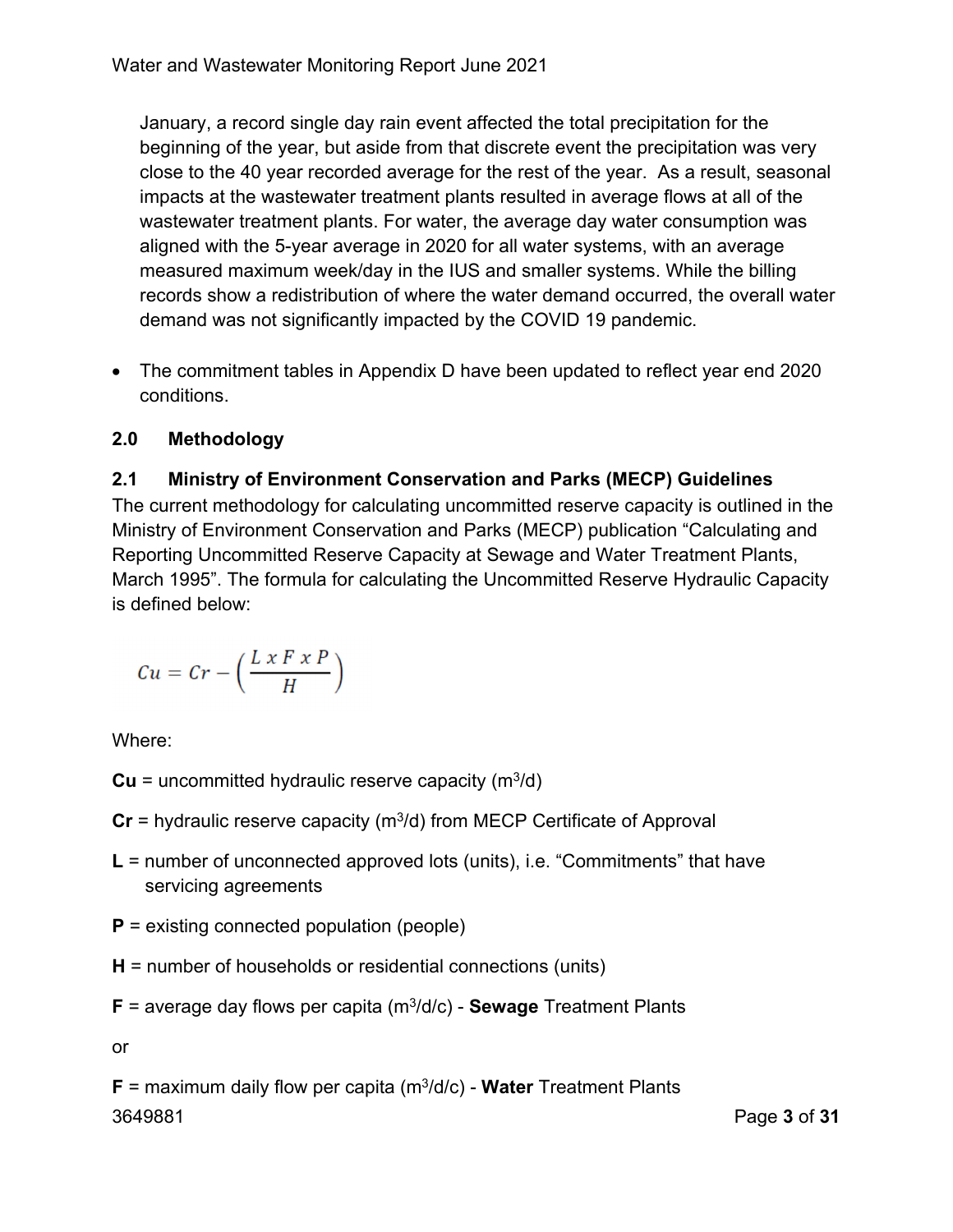January, a record single day rain event affected the total precipitation for the beginning of the year, but aside from that discrete event the precipitation was very close to the 40 year recorded average for the rest of the year. As a result, seasonal impacts at the wastewater treatment plants resulted in average flows at all of the wastewater treatment plants. For water, the average day water consumption was aligned with the 5-year average in 2020 for all water systems, with an average measured maximum week/day in the IUS and smaller systems. While the billing records show a redistribution of where the water demand occurred, the overall water demand was not significantly impacted by the COVID 19 pandemic.

- The commitment tables in Appendix D have been updated to reflect year end 2020 conditions.

## 2.0 Methodology

### 2.1 Ministry of Environment Conservation and Parks (MECP) Guidelines

The current methodology for calculating uncommitted reserve capacity is outlined in the Ministry of Environment Conservation and Parks (MECP) publication "Calculating and Reporting Uncommitted Reserve Capacity at Sewage and Water Treatment Plants, March 1995". The formula for calculating the Uncommitted Reserve Hydraulic Capacity is defined below:

$$Cu = Cr - \left( \frac{L \ x \ F \ x \ P}{H} \right)$$

Where:

**Cu** = uncommitted hydraulic reserve capacity ($m^3/d$)

**Cr** = hydraulic reserve capacity ($m^3/d$) from MECP Certificate of Approval

**L** = number of unconnected approved lots (units), i.e. "Commitments" that have servicing agreements

**P** = existing connected population (people)

**H** = number of households or residential connections (units)

**F** = average day flows per capita ($m^3/d/c$) - **Sewage** Treatment Plants

or

**F** = maximum daily flow per capita ($m^3/d/c$) - **Water** Treatment Plants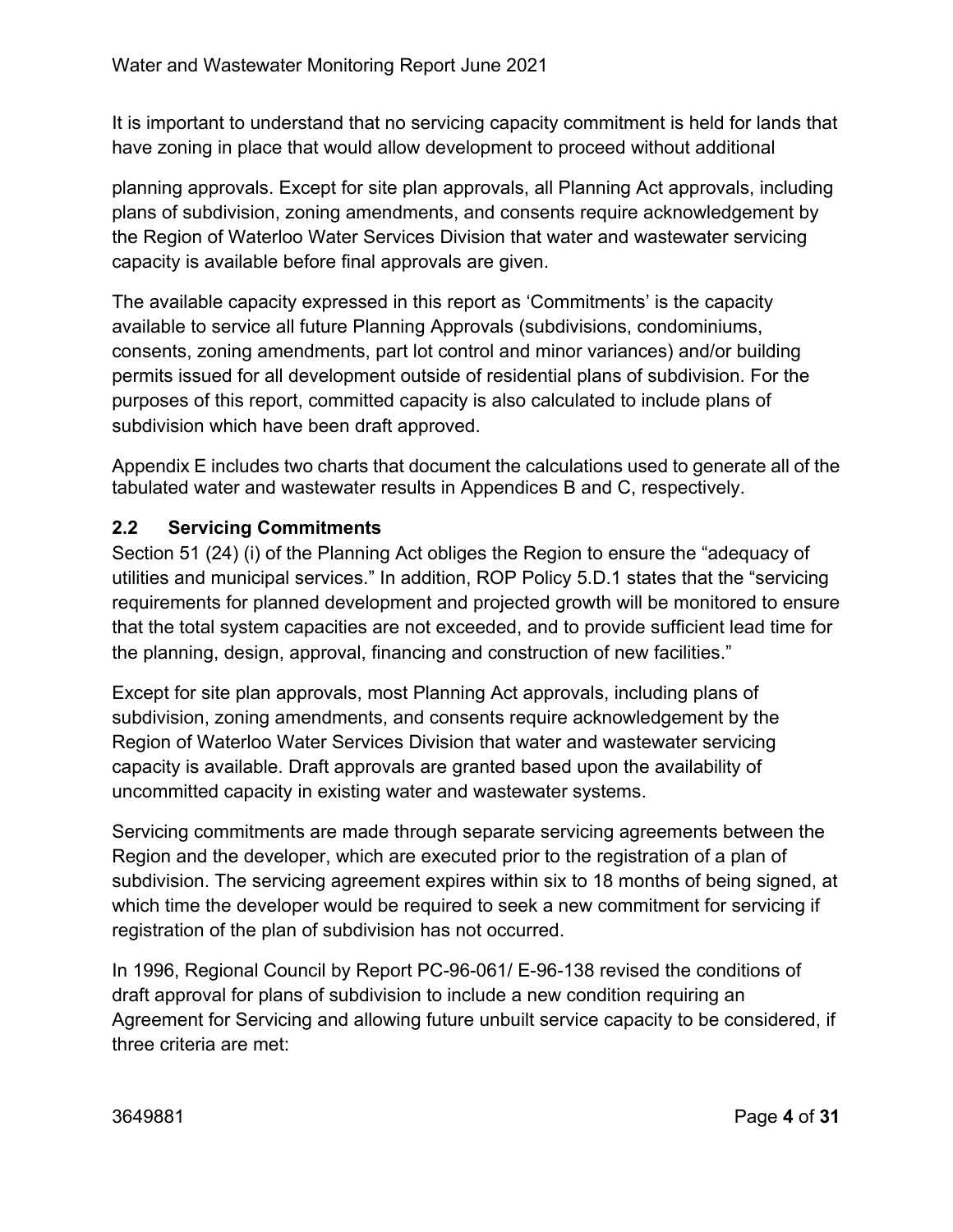It is important to understand that no servicing capacity commitment is held for lands that have zoning in place that would allow development to proceed without additional

planning approvals. Except for site plan approvals, all Planning Act approvals, including plans of subdivision, zoning amendments, and consents require acknowledgement by the Region of Waterloo Water Services Division that water and wastewater servicing capacity is available before final approvals are given.

The available capacity expressed in this report as 'Commitments' is the capacity available to service all future Planning Approvals (subdivisions, condominiums, consents, zoning amendments, part lot control and minor variances) and/or building permits issued for all development outside of residential plans of subdivision. For the purposes of this report, committed capacity is also calculated to include plans of subdivision which have been draft approved.

Appendix E includes two charts that document the calculations used to generate all of the tabulated water and wastewater results in Appendices B and C, respectively.

## 2.2 Servicing Commitments

Section 51 (24) (i) of the Planning Act obliges the Region to ensure the "adequacy of utilities and municipal services." In addition, ROP Policy 5.D.1 states that the "servicing requirements for planned development and projected growth will be monitored to ensure that the total system capacities are not exceeded, and to provide sufficient lead time for the planning, design, approval, financing and construction of new facilities."

Except for site plan approvals, most Planning Act approvals, including plans of subdivision, zoning amendments, and consents require acknowledgement by the Region of Waterloo Water Services Division that water and wastewater servicing capacity is available. Draft approvals are granted based upon the availability of uncommitted capacity in existing water and wastewater systems.

Servicing commitments are made through separate servicing agreements between the Region and the developer, which are executed prior to the registration of a plan of subdivision. The servicing agreement expires within six to 18 months of being signed, at which time the developer would be required to seek a new commitment for servicing if registration of the plan of subdivision has not occurred.

In 1996, Regional Council by Report PC-96-061/ E-96-138 revised the conditions of draft approval for plans of subdivision to include a new condition requiring an Agreement for Servicing and allowing future unbuilt service capacity to be considered, if three criteria are met: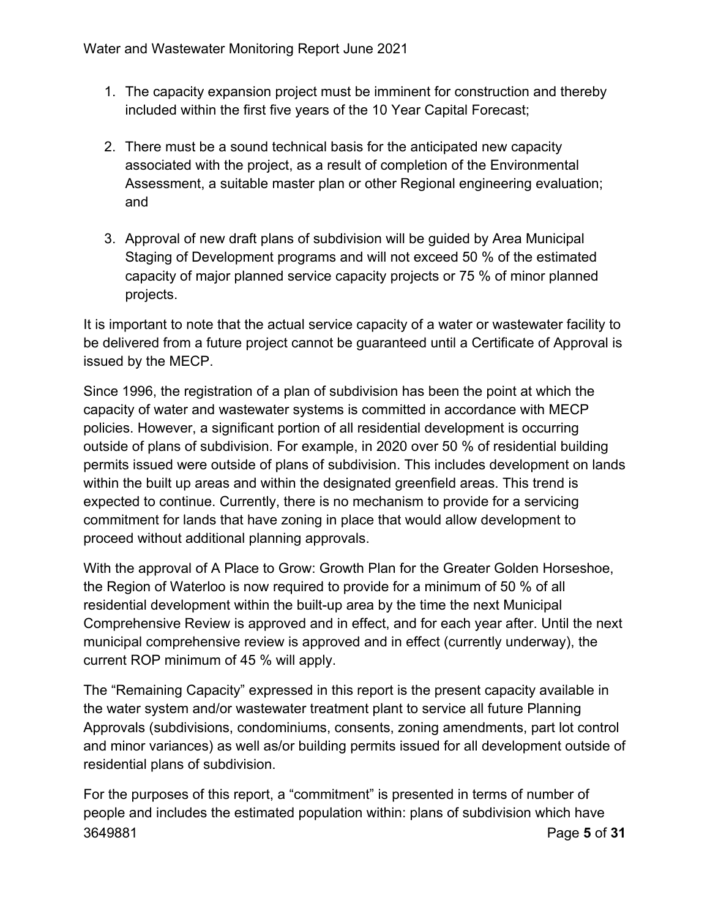1. The capacity expansion project must be imminent for construction and thereby included within the first five years of the 10 Year Capital Forecast;

2. There must be a sound technical basis for the anticipated new capacity associated with the project, as a result of completion of the Environmental Assessment, a suitable master plan or other Regional engineering evaluation; and

3. Approval of new draft plans of subdivision will be guided by Area Municipal Staging of Development programs and will not exceed 50 % of the estimated capacity of major planned service capacity projects or 75 % of minor planned projects.

It is important to note that the actual service capacity of a water or wastewater facility to be delivered from a future project cannot be guaranteed until a Certificate of Approval is issued by the MECP.

Since 1996, the registration of a plan of subdivision has been the point at which the capacity of water and wastewater systems is committed in accordance with MECP policies. However, a significant portion of all residential development is occurring outside of plans of subdivision. For example, in 2020 over 50 % of residential building permits issued were outside of plans of subdivision. This includes development on lands within the built up areas and within the designated greenfield areas. This trend is expected to continue. Currently, there is no mechanism to provide for a servicing commitment for lands that have zoning in place that would allow development to proceed without additional planning approvals.

With the approval of A Place to Grow: Growth Plan for the Greater Golden Horseshoe, the Region of Waterloo is now required to provide for a minimum of 50 % of all residential development within the built-up area by the time the next Municipal Comprehensive Review is approved and in effect, and for each year after. Until the next municipal comprehensive review is approved and in effect (currently underway), the current ROP minimum of 45 % will apply.

The "Remaining Capacity" expressed in this report is the present capacity available in the water system and/or wastewater treatment plant to service all future Planning Approvals (subdivisions, condominiums, consents, zoning amendments, part lot control and minor variances) as well as/or building permits issued for all development outside of residential plans of subdivision.

For the purposes of this report, a "commitment" is presented in terms of number of people and includes the estimated population within: plans of subdivision which have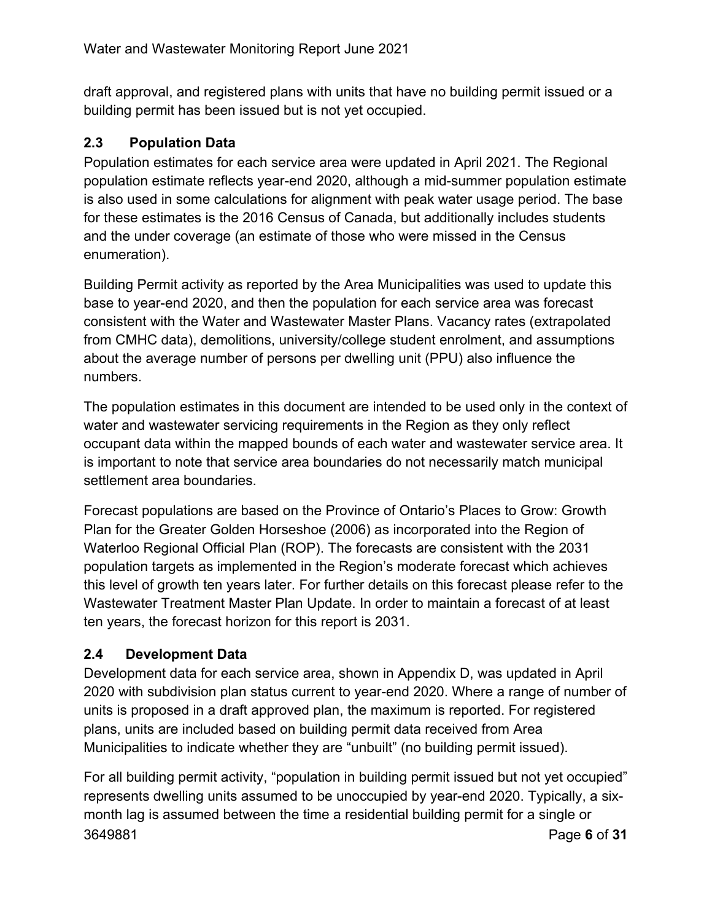draft approval, and registered plans with units that have no building permit issued or a building permit has been issued but is not yet occupied.

## 2.3 Population Data

Population estimates for each service area were updated in April 2021. The Regional population estimate reflects year-end 2020, although a mid-summer population estimate is also used in some calculations for alignment with peak water usage period. The base for these estimates is the 2016 Census of Canada, but additionally includes students and the under coverage (an estimate of those who were missed in the Census enumeration).

Building Permit activity as reported by the Area Municipalities was used to update this base to year-end 2020, and then the population for each service area was forecast consistent with the Water and Wastewater Master Plans. Vacancy rates (extrapolated from CMHC data), demolitions, university/college student enrolment, and assumptions about the average number of persons per dwelling unit (PPU) also influence the numbers.

The population estimates in this document are intended to be used only in the context of water and wastewater servicing requirements in the Region as they only reflect occupant data within the mapped bounds of each water and wastewater service area. It is important to note that service area boundaries do not necessarily match municipal settlement area boundaries.

Forecast populations are based on the Province of Ontario's Places to Grow: Growth Plan for the Greater Golden Horseshoe (2006) as incorporated into the Region of Waterloo Regional Official Plan (ROP). The forecasts are consistent with the 2031 population targets as implemented in the Region's moderate forecast which achieves this level of growth ten years later. For further details on this forecast please refer to the Wastewater Treatment Master Plan Update. In order to maintain a forecast of at least ten years, the forecast horizon for this report is 2031.

## 2.4 Development Data

Development data for each service area, shown in Appendix D, was updated in April 2020 with subdivision plan status current to year-end 2020. Where a range of number of units is proposed in a draft approved plan, the maximum is reported. For registered plans, units are included based on building permit data received from Area Municipalities to indicate whether they are "unbuilt" (no building permit issued).

For all building permit activity, "population in building permit issued but not yet occupied" represents dwelling units assumed to be unoccupied by year-end 2020. Typically, a six-month lag is assumed between the time a residential building permit for a single or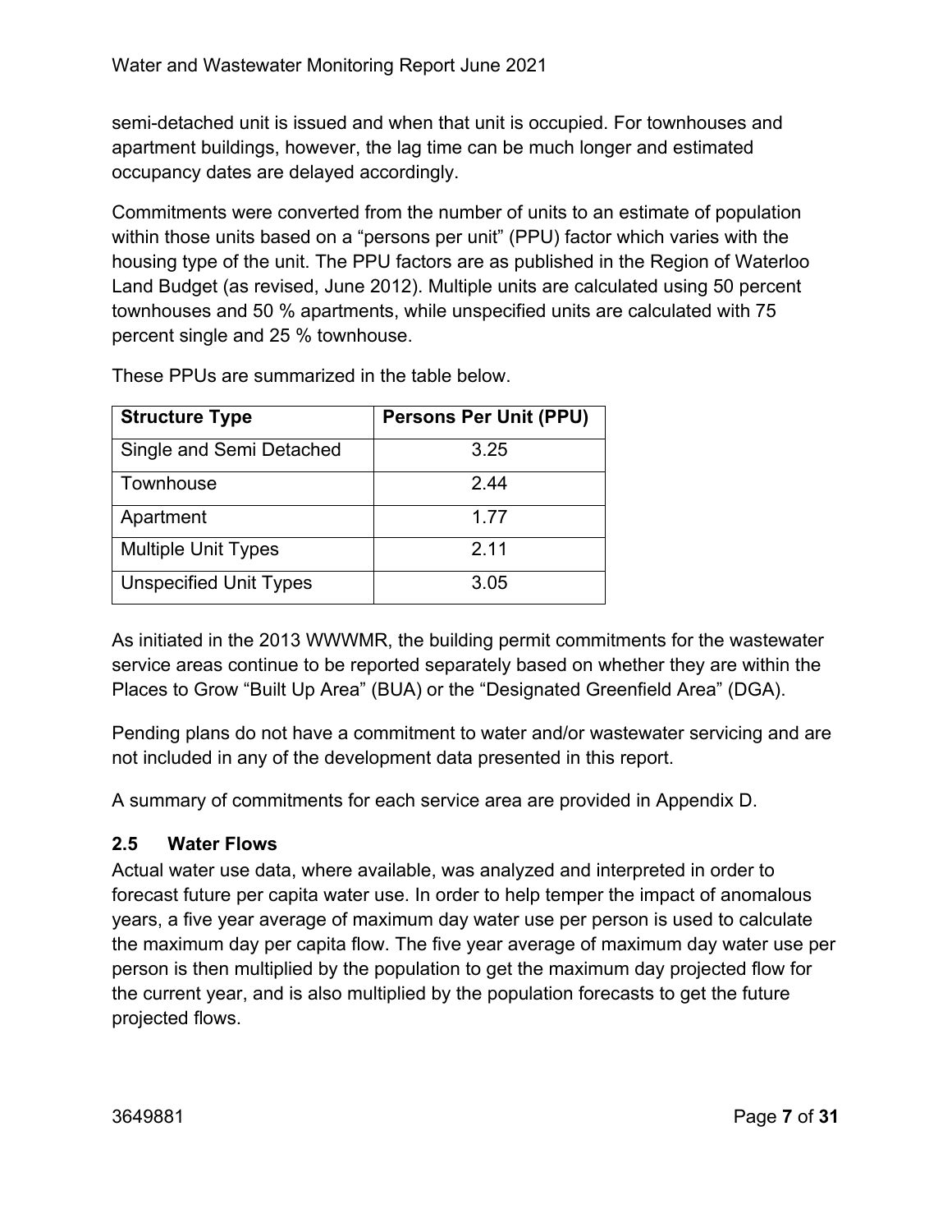semi-detached unit is issued and when that unit is occupied. For townhouses and apartment buildings, however, the lag time can be much longer and estimated occupancy dates are delayed accordingly.

Commitments were converted from the number of units to an estimate of population within those units based on a "persons per unit" (PPU) factor which varies with the housing type of the unit. The PPU factors are as published in the Region of Waterloo Land Budget (as revised, June 2012). Multiple units are calculated using 50 percent townhouses and 50 % apartments, while unspecified units are calculated with 75 percent single and 25 % townhouse.

These PPUs are summarized in the table below.

| Structure Type | Persons Per Unit (PPU) |
|---|---|
| Single and Semi Detached | 3.25 |
| Townhouse | 2.44 |
| Apartment | 1.77 |
| Multiple Unit Types | 2.11 |
| Unspecified Unit Types | 3.05 |

As initiated in the 2013 WWWMR, the building permit commitments for the wastewater service areas continue to be reported separately based on whether they are within the Places to Grow "Built Up Area" (BUA) or the "Designated Greenfield Area" (DGA).

Pending plans do not have a commitment to water and/or wastewater servicing and are not included in any of the development data presented in this report.

A summary of commitments for each service area are provided in Appendix D.

### 2.5 Water Flows

Actual water use data, where available, was analyzed and interpreted in order to forecast future per capita water use. In order to help temper the impact of anomalous years, a five year average of maximum day water use per person is used to calculate the maximum day per capita flow. The five year average of maximum day water use per person is then multiplied by the population to get the maximum day projected flow for the current year, and is also multiplied by the population forecasts to get the future projected flows.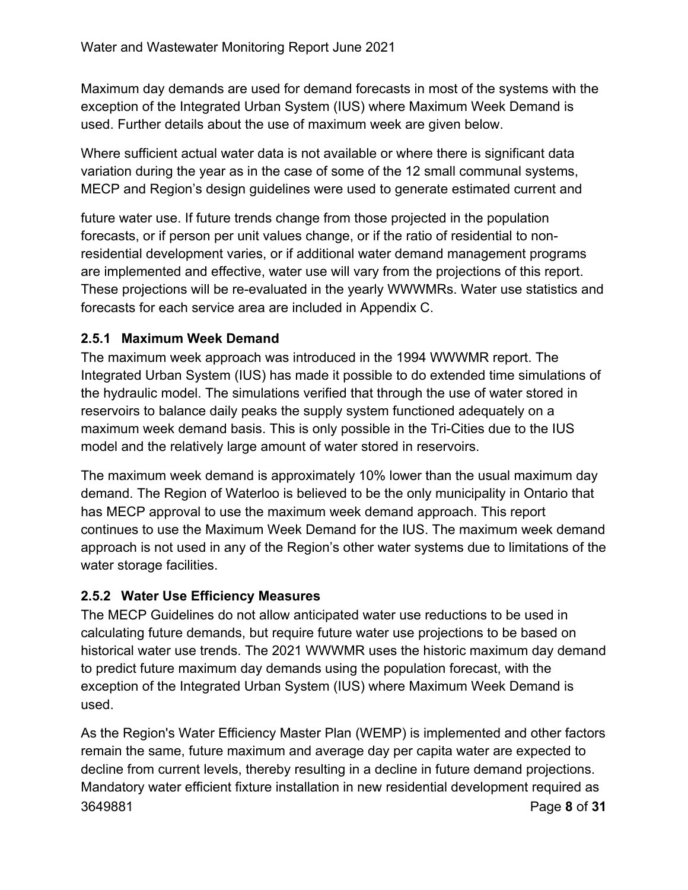Maximum day demands are used for demand forecasts in most of the systems with the exception of the Integrated Urban System (IUS) where Maximum Week Demand is used. Further details about the use of maximum week are given below.

Where sufficient actual water data is not available or where there is significant data variation during the year as in the case of some of the 12 small communal systems, MECP and Region's design guidelines were used to generate estimated current and future water use. If future trends change from those projected in the population forecasts, or if person per unit values change, or if the ratio of residential to non-residential development varies, or if additional water demand management programs are implemented and effective, water use will vary from the projections of this report. These projections will be re-evaluated in the yearly WWWMRs. Water use statistics and forecasts for each service area are included in Appendix C.

### 2.5.1 Maximum Week Demand

The maximum week approach was introduced in the 1994 WWWMR report. The Integrated Urban System (IUS) has made it possible to do extended time simulations of the hydraulic model. The simulations verified that through the use of water stored in reservoirs to balance daily peaks the supply system functioned adequately on a maximum week demand basis. This is only possible in the Tri-Cities due to the IUS model and the relatively large amount of water stored in reservoirs.

The maximum week demand is approximately 10% lower than the usual maximum day demand. The Region of Waterloo is believed to be the only municipality in Ontario that has MECP approval to use the maximum week demand approach. This report continues to use the Maximum Week Demand for the IUS. The maximum week demand approach is not used in any of the Region's other water systems due to limitations of the water storage facilities.

### 2.5.2 Water Use Efficiency Measures

The MECP Guidelines do not allow anticipated water use reductions to be used in calculating future demands, but require future water use projections to be based on historical water use trends. The 2021 WWWMR uses the historic maximum day demand to predict future maximum day demands using the population forecast, with the exception of the Integrated Urban System (IUS) where Maximum Week Demand is used.

As the Region's Water Efficiency Master Plan (WEMP) is implemented and other factors remain the same, future maximum and average day per capita water are expected to decline from current levels, thereby resulting in a decline in future demand projections. Mandatory water efficient fixture installation in new residential development required as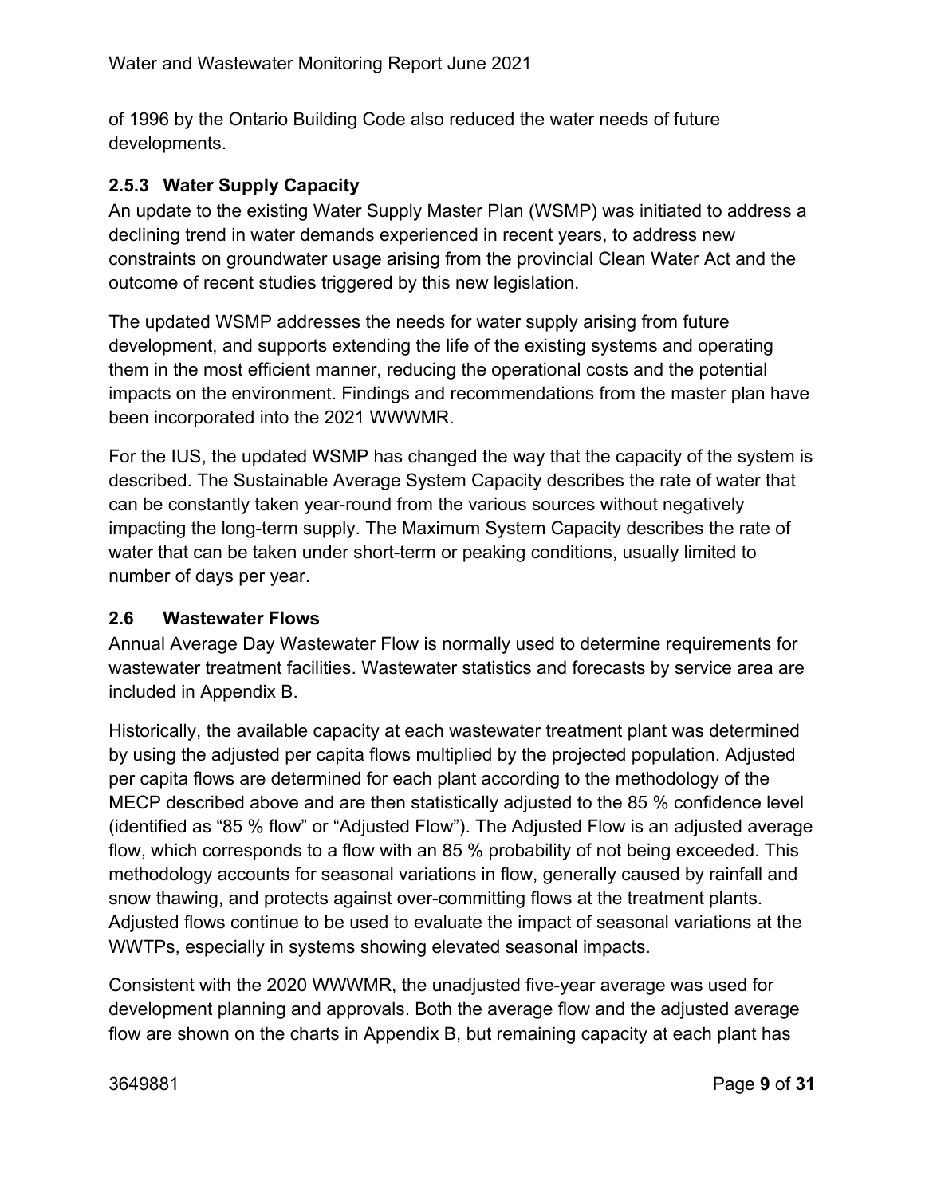of 1996 by the Ontario Building Code also reduced the water needs of future developments.

### 2.5.3 Water Supply Capacity

An update to the existing Water Supply Master Plan (WSMP) was initiated to address a declining trend in water demands experienced in recent years, to address new constraints on groundwater usage arising from the provincial Clean Water Act and the outcome of recent studies triggered by this new legislation.

The updated WSMP addresses the needs for water supply arising from future development, and supports extending the life of the existing systems and operating them in the most efficient manner, reducing the operational costs and the potential impacts on the environment. Findings and recommendations from the master plan have been incorporated into the 2021 WWWMR.

For the IUS, the updated WSMP has changed the way that the capacity of the system is described. The Sustainable Average System Capacity describes the rate of water that can be constantly taken year-round from the various sources without negatively impacting the long-term supply. The Maximum System Capacity describes the rate of water that can be taken under short-term or peaking conditions, usually limited to number of days per year.

## 2.6 Wastewater Flows

Annual Average Day Wastewater Flow is normally used to determine requirements for wastewater treatment facilities. Wastewater statistics and forecasts by service area are included in Appendix B.

Historically, the available capacity at each wastewater treatment plant was determined by using the adjusted per capita flows multiplied by the projected population. Adjusted per capita flows are determined for each plant according to the methodology of the MECP described above and are then statistically adjusted to the 85 % confidence level (identified as “85 % flow” or “Adjusted Flow”). The Adjusted Flow is an adjusted average flow, which corresponds to a flow with an 85 % probability of not being exceeded. This methodology accounts for seasonal variations in flow, generally caused by rainfall and snow thawing, and protects against over-committing flows at the treatment plants. Adjusted flows continue to be used to evaluate the impact of seasonal variations at the WWTPs, especially in systems showing elevated seasonal impacts.

Consistent with the 2020 WWWMR, the unadjusted five-year average was used for development planning and approvals. Both the average flow and the adjusted average flow are shown on the charts in Appendix B, but remaining capacity at each plant has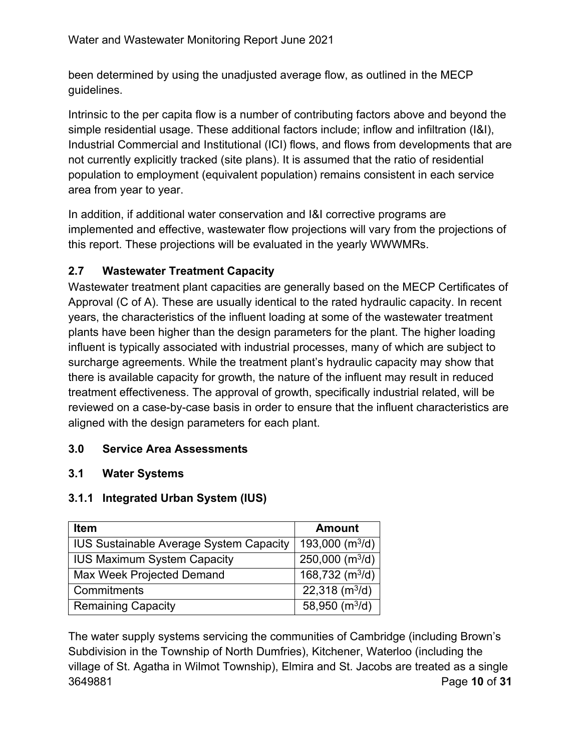been determined by using the unadjusted average flow, as outlined in the MECP guidelines.

Intrinsic to the per capita flow is a number of contributing factors above and beyond the simple residential usage. These additional factors include; inflow and infiltration (I&I), Industrial Commercial and Institutional (ICI) flows, and flows from developments that are not currently explicitly tracked (site plans). It is assumed that the ratio of residential population to employment (equivalent population) remains consistent in each service area from year to year.

In addition, if additional water conservation and I&I corrective programs are implemented and effective, wastewater flow projections will vary from the projections of this report. These projections will be evaluated in the yearly WWWMRs.

### 2.7 Wastewater Treatment Capacity

Wastewater treatment plant capacities are generally based on the MECP Certificates of Approval (C of A). These are usually identical to the rated hydraulic capacity. In recent years, the characteristics of the influent loading at some of the wastewater treatment plants have been higher than the design parameters for the plant. The higher loading influent is typically associated with industrial processes, many of which are subject to surcharge agreements. While the treatment plant's hydraulic capacity may show that there is available capacity for growth, the nature of the influent may result in reduced treatment effectiveness. The approval of growth, specifically industrial related, will be reviewed on a case-by-case basis in order to ensure that the influent characteristics are aligned with the design parameters for each plant.

## 3.0 Service Area Assessments

### 3.1 Water Systems

#### 3.1.1 Integrated Urban System (IUS)

| Item | Amount |
|---|---|
| IUS Sustainable Average System Capacity | 193,000 ($m^3/d$) |
| IUS Maximum System Capacity | 250,000 ($m^3/d$) |
| Max Week Projected Demand | 168,732 ($m^3/d$) |
| Commitments | 22,318 ($m^3/d$) |
| Remaining Capacity | 58,950 ($m^3/d$) |

The water supply systems servicing the communities of Cambridge (including Brown's Subdivision in the Township of North Dumfries), Kitchener, Waterloo (including the village of St. Agatha in Wilmot Township), Elmira and St. Jacobs are treated as a single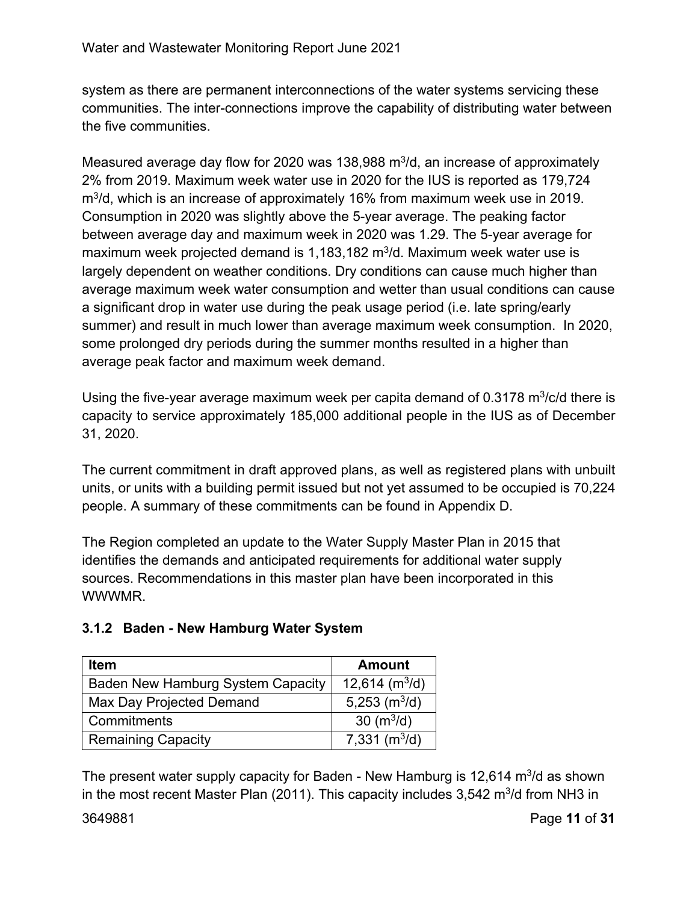system as there are permanent interconnections of the water systems servicing these communities. The inter-connections improve the capability of distributing water between the five communities.

Measured average day flow for 2020 was 138,988 $m^3$/d, an increase of approximately 2% from 2019. Maximum week water use in 2020 for the IUS is reported as 179,724 $m^3$/d, which is an increase of approximately 16% from maximum week use in 2019. Consumption in 2020 was slightly above the 5-year average. The peaking factor between average day and maximum week in 2020 was 1.29. The 5-year average for maximum week projected demand is 1,183,182 $m^3$/d. Maximum week water use is largely dependent on weather conditions. Dry conditions can cause much higher than average maximum week water consumption and wetter than usual conditions can cause a significant drop in water use during the peak usage period (i.e. late spring/early summer) and result in much lower than average maximum week consumption. In 2020, some prolonged dry periods during the summer months resulted in a higher than average peak factor and maximum week demand.

Using the five-year average maximum week per capita demand of 0.3178 $m^3$/c/d there is capacity to service approximately 185,000 additional people in the IUS as of December 31, 2020.

The current commitment in draft approved plans, as well as registered plans with unbuilt units, or units with a building permit issued but not yet assumed to be occupied is 70,224 people. A summary of these commitments can be found in Appendix D.

The Region completed an update to the Water Supply Master Plan in 2015 that identifies the demands and anticipated requirements for additional water supply sources. Recommendations in this master plan have been incorporated in this WWWMR.

### 3.1.2 Baden - New Hamburg Water System

| Item | Amount |
|---|---|
| Baden New Hamburg System Capacity | 12,614 ($m^3$/d) |
| Max Day Projected Demand | 5,253 ($m^3$/d) |
| Commitments | 30 ($m^3$/d) |
| Remaining Capacity | 7,331 ($m^3$/d) |

The present water supply capacity for Baden - New Hamburg is 12,614 $m^3$/d as shown in the most recent Master Plan (2011). This capacity includes 3,542 $m^3$/d from NH3 in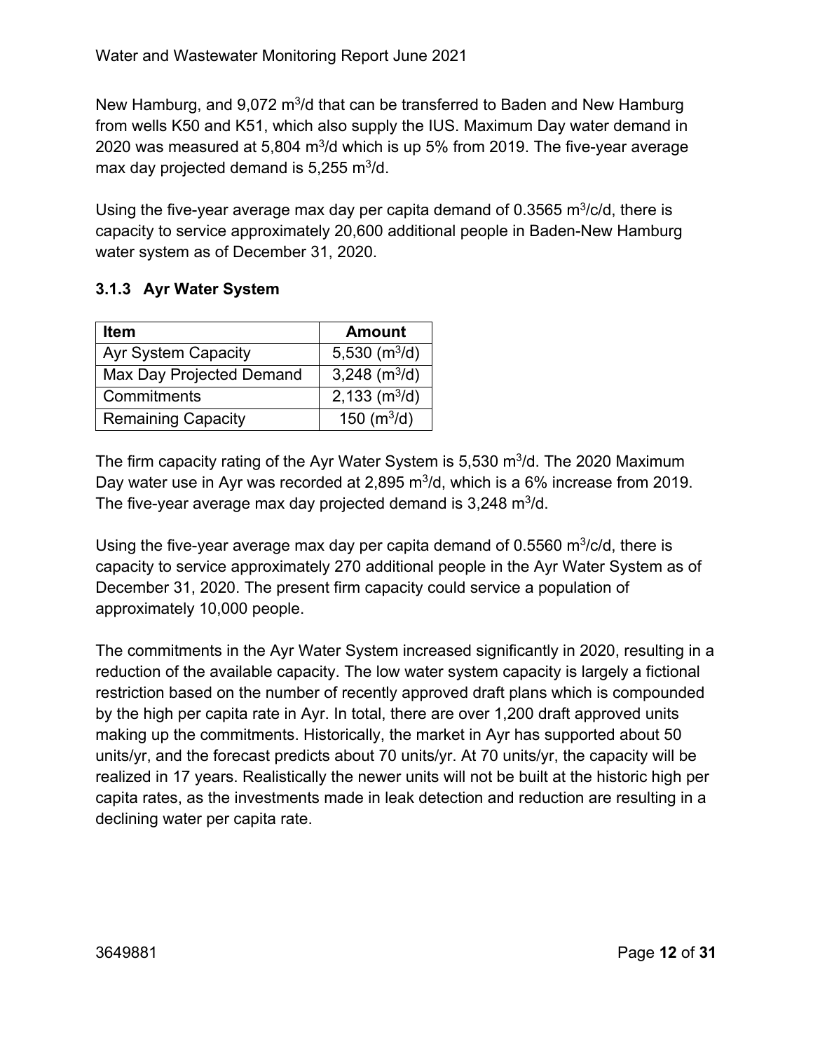New Hamburg, and 9,072 $m^3$/d that can be transferred to Baden and New Hamburg from wells K50 and K51, which also supply the IUS. Maximum Day water demand in 2020 was measured at 5,804 $m^3$/d which is up 5% from 2019. The five-year average max day projected demand is 5,255 $m^3$/d.

Using the five-year average max day per capita demand of 0.3565 $m^3$/c/d, there is capacity to service approximately 20,600 additional people in Baden-New Hamburg water system as of December 31, 2020.

### 3.1.3 Ayr Water System

| Item | Amount |
|---|---|
| Ayr System Capacity | 5,530 ($m^3$/d) |
| Max Day Projected Demand | 3,248 ($m^3$/d) |
| Commitments | 2,133 ($m^3$/d) |
| Remaining Capacity | 150 ($m^3$/d) |

The firm capacity rating of the Ayr Water System is 5,530 $m^3$/d. The 2020 Maximum Day water use in Ayr was recorded at 2,895 $m^3$/d, which is a 6% increase from 2019. The five-year average max day projected demand is 3,248 $m^3$/d.

Using the five-year average max day per capita demand of 0.5560 $m^3$/c/d, there is capacity to service approximately 270 additional people in the Ayr Water System as of December 31, 2020. The present firm capacity could service a population of approximately 10,000 people.

The commitments in the Ayr Water System increased significantly in 2020, resulting in a reduction of the available capacity. The low water system capacity is largely a fictional restriction based on the number of recently approved draft plans which is compounded by the high per capita rate in Ayr. In total, there are over 1,200 draft approved units making up the commitments. Historically, the market in Ayr has supported about 50 units/yr, and the forecast predicts about 70 units/yr. At 70 units/yr, the capacity will be realized in 17 years. Realistically the newer units will not be built at the historic high per capita rates, as the investments made in leak detection and reduction are resulting in a declining water per capita rate.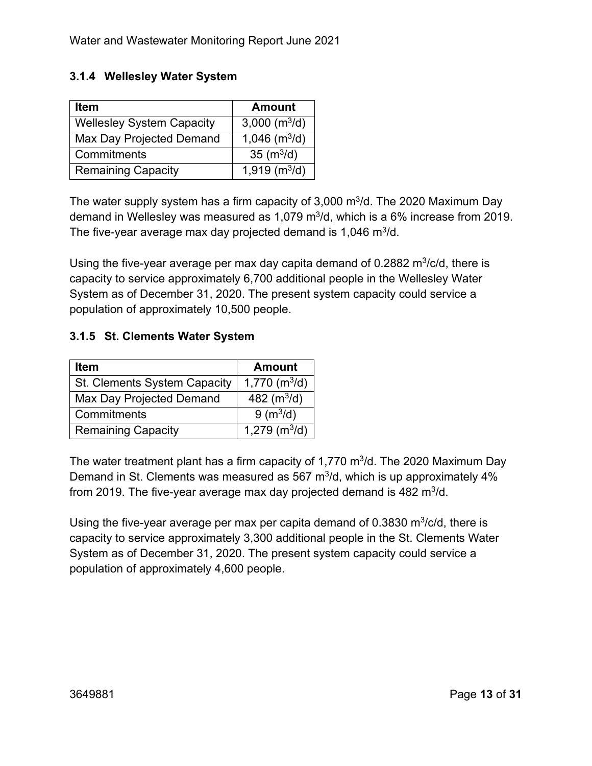### 3.1.4 Wellesley Water System

| Item | Amount |
| --- | --- |
| Wellesley System Capacity | 3,000 ($m^3/d$) |
| Max Day Projected Demand | 1,046 ($m^3/d$) |
| Commitments | 35 ($m^3/d$) |
| Remaining Capacity | 1,919 ($m^3/d$) |

The water supply system has a firm capacity of 3,000 $m^3/d$. The 2020 Maximum Day demand in Wellesley was measured as 1,079 $m^3/d$, which is a 6% increase from 2019. The five-year average max day projected demand is 1,046 $m^3/d$.

Using the five-year average per max day capita demand of 0.2882 $m^3/c/d$, there is capacity to service approximately 6,700 additional people in the Wellesley Water System as of December 31, 2020. The present system capacity could service a population of approximately 10,500 people.

### 3.1.5 St. Clements Water System

| Item | Amount |
| --- | --- |
| St. Clements System Capacity | 1,770 ($m^3/d$) |
| Max Day Projected Demand | 482 ($m^3/d$) |
| Commitments | 9 ($m^3/d$) |
| Remaining Capacity | 1,279 ($m^3/d$) |

The water treatment plant has a firm capacity of 1,770 $m^3/d$. The 2020 Maximum Day Demand in St. Clements was measured as 567 $m^3/d$, which is up approximately 4% from 2019. The five-year average max day projected demand is 482 $m^3/d$.

Using the five-year average per max per capita demand of 0.3830 $m^3/c/d$, there is capacity to service approximately 3,300 additional people in the St. Clements Water System as of December 31, 2020. The present system capacity could service a population of approximately 4,600 people.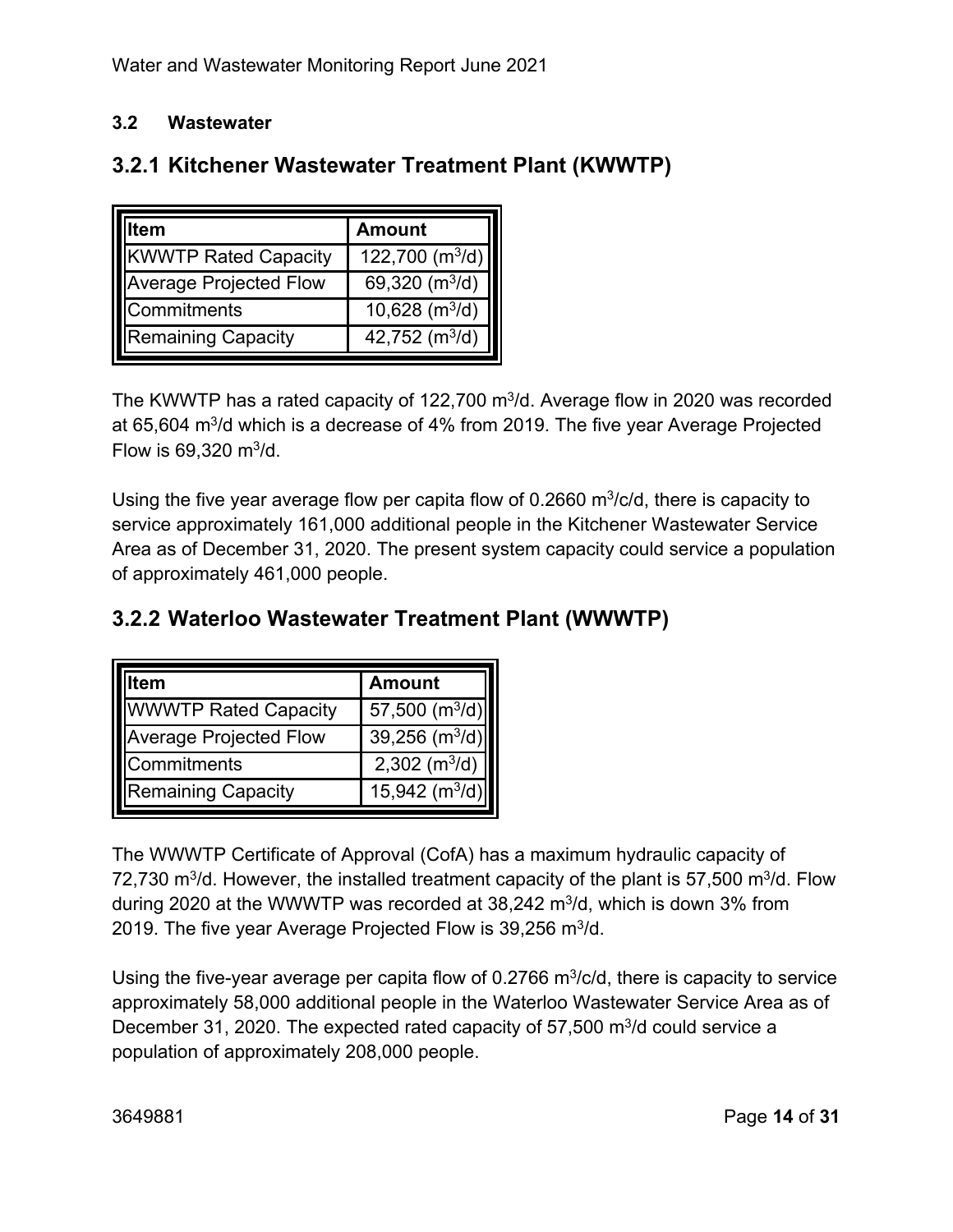### 3.2 Wastewater

## 3.2.1 Kitchener Wastewater Treatment Plant (KWWTP)

| Item | Amount |
| --- | --- |
| KWWTP Rated Capacity | 122,700 ($m^3$/d) |
| Average Projected Flow | 69,320 ($m^3$/d) |
| Commitments | 10,628 ($m^3$/d) |
| Remaining Capacity | 42,752 ($m^3$/d) |

The KWWTP has a rated capacity of 122,700 $m^3$/d. Average flow in 2020 was recorded at 65,604 $m^3$/d which is a decrease of 4% from 2019. The five year Average Projected Flow is 69,320 $m^3$/d.

Using the five year average flow per capita flow of 0.2660 $m^3$/c/d, there is capacity to service approximately 161,000 additional people in the Kitchener Wastewater Service Area as of December 31, 2020. The present system capacity could service a population of approximately 461,000 people.

## 3.2.2 Waterloo Wastewater Treatment Plant (WWWTP)

| Item | Amount |
| --- | --- |
| WWWTP Rated Capacity | 57,500 ($m^3$/d) |
| Average Projected Flow | 39,256 ($m^3$/d) |
| Commitments | 2,302 ($m^3$/d) |
| Remaining Capacity | 15,942 ($m^3$/d) |

The WWWTP Certificate of Approval (CofA) has a maximum hydraulic capacity of 72,730 $m^3$/d. However, the installed treatment capacity of the plant is 57,500 $m^3$/d. Flow during 2020 at the WWWTP was recorded at 38,242 $m^3$/d, which is down 3% from 2019. The five year Average Projected Flow is 39,256 $m^3$/d.

Using the five-year average per capita flow of 0.2766 $m^3$/c/d, there is capacity to service approximately 58,000 additional people in the Waterloo Wastewater Service Area as of December 31, 2020. The expected rated capacity of 57,500 $m^3$/d could service a population of approximately 208,000 people.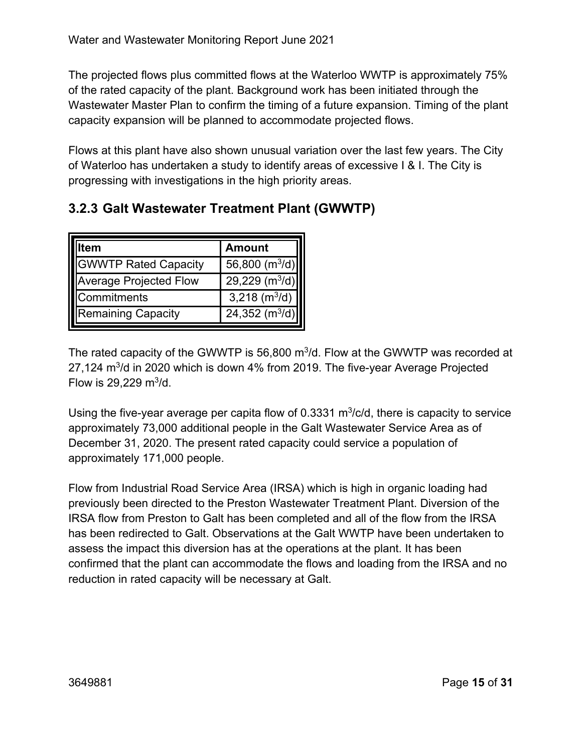The projected flows plus committed flows at the Waterloo WWTP is approximately 75% of the rated capacity of the plant. Background work has been initiated through the Wastewater Master Plan to confirm the timing of a future expansion. Timing of the plant capacity expansion will be planned to accommodate projected flows.

Flows at this plant have also shown unusual variation over the last few years. The City of Waterloo has undertaken a study to identify areas of excessive I & I. The City is progressing with investigations in the high priority areas.

### 3.2.3 Galt Wastewater Treatment Plant (GWWTP)

| Item | Amount |
| --- | --- |
| GWWTP Rated Capacity | 56,800 ($m^3/d$) |
| Average Projected Flow | 29,229 ($m^3/d$) |
| Commitments | 3,218 ($m^3/d$) |
| Remaining Capacity | 24,352 ($m^3/d$) |

The rated capacity of the GWWTP is 56,800 $m^3/d$. Flow at the GWWTP was recorded at 27,124 $m^3/d$ in 2020 which is down 4% from 2019. The five-year Average Projected Flow is 29,229 $m^3/d$.

Using the five-year average per capita flow of 0.3331 $m^3/c/d$, there is capacity to service approximately 73,000 additional people in the Galt Wastewater Service Area as of December 31, 2020. The present rated capacity could service a population of approximately 171,000 people.

Flow from Industrial Road Service Area (IRSA) which is high in organic loading had previously been directed to the Preston Wastewater Treatment Plant. Diversion of the IRSA flow from Preston to Galt has been completed and all of the flow from the IRSA has been redirected to Galt. Observations at the Galt WWTP have been undertaken to assess the impact this diversion has at the operations at the plant. It has been confirmed that the plant can accommodate the flows and loading from the IRSA and no reduction in rated capacity will be necessary at Galt.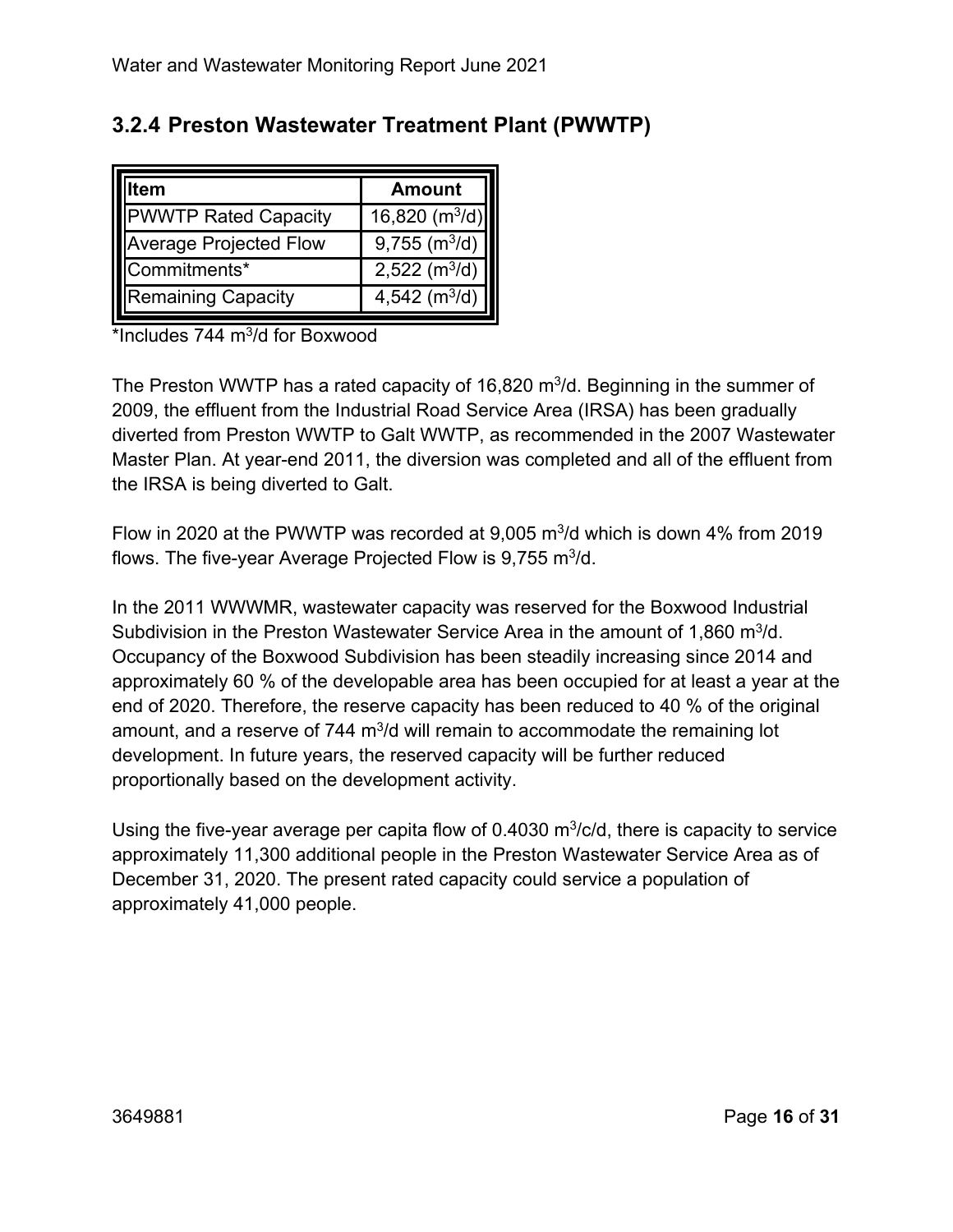### 3.2.4 Preston Wastewater Treatment Plant (PWWTP)

| Item | Amount |
|---|---|
| PWWTP Rated Capacity | 16,820 ($m^3$/d) |
| Average Projected Flow | 9,755 ($m^3$/d) |
| Commitments* | 2,522 ($m^3$/d) |
| Remaining Capacity | 4,542 ($m^3$/d) |

*Includes 744 $m^3$/d for Boxwood

The Preston WWTP has a rated capacity of 16,820 $m^3$/d. Beginning in the summer of 2009, the effluent from the Industrial Road Service Area (IRSA) has been gradually diverted from Preston WWTP to Galt WWTP, as recommended in the 2007 Wastewater Master Plan. At year-end 2011, the diversion was completed and all of the effluent from the IRSA is being diverted to Galt.

Flow in 2020 at the PWWTP was recorded at 9,005 $m^3$/d which is down 4% from 2019 flows. The five-year Average Projected Flow is 9,755 $m^3$/d.

In the 2011 WWWMR, wastewater capacity was reserved for the Boxwood Industrial Subdivision in the Preston Wastewater Service Area in the amount of 1,860 $m^3$/d. Occupancy of the Boxwood Subdivision has been steadily increasing since 2014 and approximately 60 % of the developable area has been occupied for at least a year at the end of 2020. Therefore, the reserve capacity has been reduced to 40 % of the original amount, and a reserve of 744 $m^3$/d will remain to accommodate the remaining lot development. In future years, the reserved capacity will be further reduced proportionally based on the development activity.

Using the five-year average per capita flow of 0.4030 $m^3$/c/d, there is capacity to service approximately 11,300 additional people in the Preston Wastewater Service Area as of December 31, 2020. The present rated capacity could service a population of approximately 41,000 people.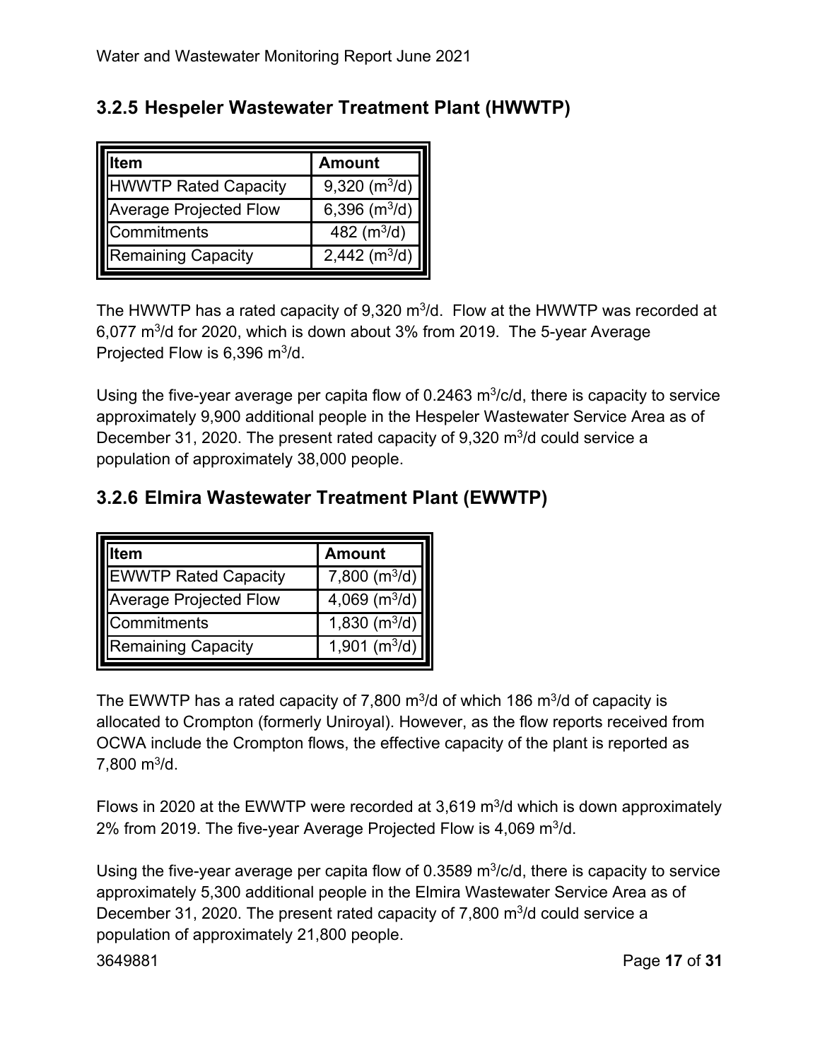### 3.2.5 Hespeler Wastewater Treatment Plant (HWWTP)

| Item | Amount |
| --- | --- |
| HWWTP Rated Capacity | 9,320 ($m^3/d$) |
| Average Projected Flow | 6,396 ($m^3/d$) |
| Commitments | 482 ($m^3/d$) |
| Remaining Capacity | 2,442 ($m^3/d$) |

The HWWTP has a rated capacity of 9,320 $m^3/d$. Flow at the HWWTP was recorded at 6,077 $m^3/d$ for 2020, which is down about 3% from 2019. The 5-year Average Projected Flow is 6,396 $m^3/d$.

Using the five-year average per capita flow of 0.2463 $m^3/c/d$, there is capacity to service approximately 9,900 additional people in the Hespeler Wastewater Service Area as of December 31, 2020. The present rated capacity of 9,320 $m^3/d$ could service a population of approximately 38,000 people.

### 3.2.6 Elmira Wastewater Treatment Plant (EWWTP)

| Item | Amount |
| --- | --- |
| EWWTP Rated Capacity | 7,800 ($m^3/d$) |
| Average Projected Flow | 4,069 ($m^3/d$) |
| Commitments | 1,830 ($m^3/d$) |
| Remaining Capacity | 1,901 ($m^3/d$) |

The EWWTP has a rated capacity of 7,800 $m^3/d$ of which 186 $m^3/d$ of capacity is allocated to Crompton (formerly Uniroyal). However, as the flow reports received from OCWA include the Crompton flows, the effective capacity of the plant is reported as 7,800 $m^3/d$.

Flows in 2020 at the EWWTP were recorded at 3,619 $m^3/d$ which is down approximately 2% from 2019. The five-year Average Projected Flow is 4,069 $m^3/d$.

Using the five-year average per capita flow of 0.3589 $m^3/c/d$, there is capacity to service approximately 5,300 additional people in the Elmira Wastewater Service Area as of December 31, 2020. The present rated capacity of 7,800 $m^3/d$ could service a population of approximately 21,800 people.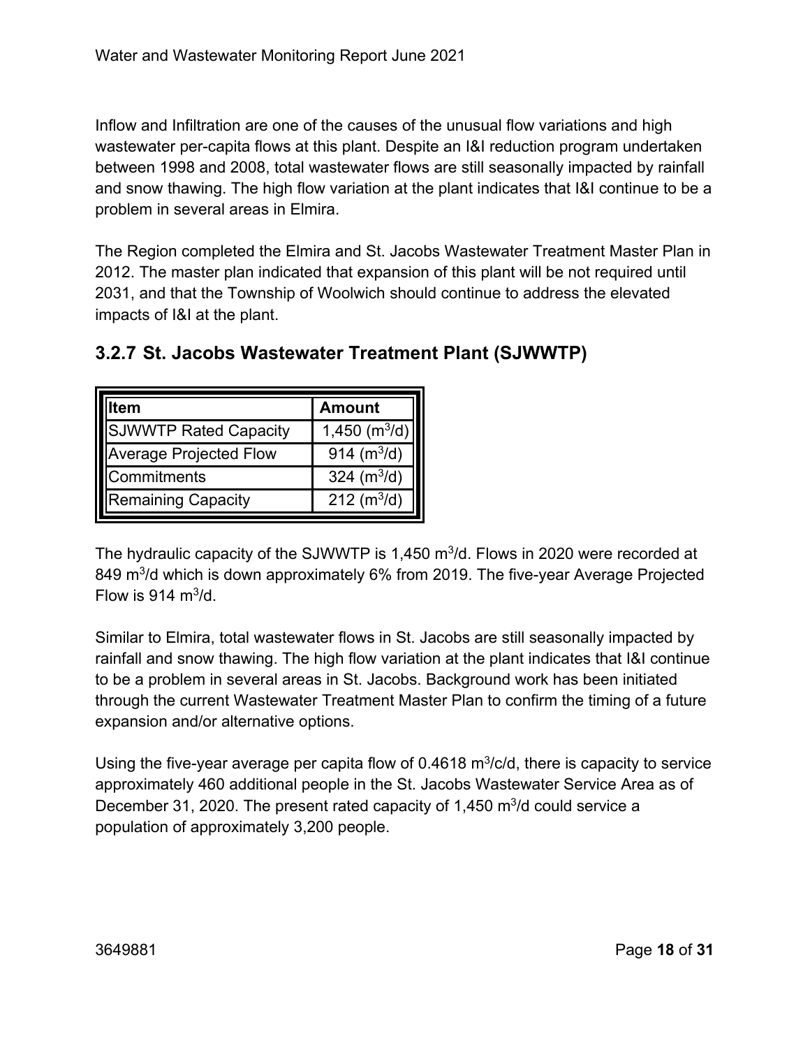Inflow and Infiltration are one of the causes of the unusual flow variations and high wastewater per-capita flows at this plant. Despite an I&I reduction program undertaken between 1998 and 2008, total wastewater flows are still seasonally impacted by rainfall and snow thawing. The high flow variation at the plant indicates that I&I continue to be a problem in several areas in Elmira.

The Region completed the Elmira and St. Jacobs Wastewater Treatment Master Plan in 2012. The master plan indicated that expansion of this plant will be not required until 2031, and that the Township of Woolwich should continue to address the elevated impacts of I&I at the plant.

### 3.2.7 St. Jacobs Wastewater Treatment Plant (SJWWTP)

| Item | Amount |
|---|---|
| SJWWTP Rated Capacity | 1,450 ($m^3/d$) |
| Average Projected Flow | 914 ($m^3/d$) |
| Commitments | 324 ($m^3/d$) |
| Remaining Capacity | 212 ($m^3/d$) |

The hydraulic capacity of the SJWWTP is 1,450 $m^3/d$. Flows in 2020 were recorded at 849 $m^3/d$ which is down approximately 6% from 2019. The five-year Average Projected Flow is 914 $m^3/d$.

Similar to Elmira, total wastewater flows in St. Jacobs are still seasonally impacted by rainfall and snow thawing. The high flow variation at the plant indicates that I&I continue to be a problem in several areas in St. Jacobs. Background work has been initiated through the current Wastewater Treatment Master Plan to confirm the timing of a future expansion and/or alternative options.

Using the five-year average per capita flow of 0.4618 $m^3/c/d$, there is capacity to service approximately 460 additional people in the St. Jacobs Wastewater Service Area as of December 31, 2020. The present rated capacity of 1,450 $m^3/d$ could service a population of approximately 3,200 people.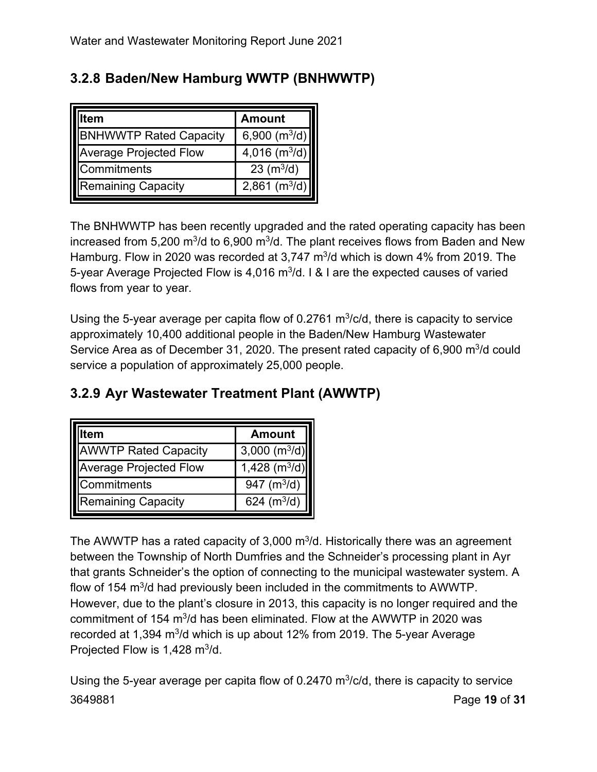### 3.2.8 Baden/New Hamburg WWTP (BNHWWTP)

| Item | Amount |
| --- | --- |
| BNHWWTP Rated Capacity | 6,900 ($m^3/d$) |
| Average Projected Flow | 4,016 ($m^3/d$) |
| Commitments | 23 ($m^3/d$) |
| Remaining Capacity | 2,861 ($m^3/d$) |

The BNHWWTP has been recently upgraded and the rated operating capacity has been increased from 5,200 $m^3/d$ to 6,900 $m^3/d$. The plant receives flows from Baden and New Hamburg. Flow in 2020 was recorded at 3,747 $m^3/d$ which is down 4% from 2019. The 5-year Average Projected Flow is 4,016 $m^3/d$. I & I are the expected causes of varied flows from year to year.

Using the 5-year average per capita flow of 0.2761 $m^3/c/d$, there is capacity to service approximately 10,400 additional people in the Baden/New Hamburg Wastewater Service Area as of December 31, 2020. The present rated capacity of 6,900 $m^3/d$ could service a population of approximately 25,000 people.

### 3.2.9 Ayr Wastewater Treatment Plant (AWWTP)

| Item | Amount |
| --- | --- |
| AWWTP Rated Capacity | 3,000 ($m^3/d$) |
| Average Projected Flow | 1,428 ($m^3/d$) |
| Commitments | 947 ($m^3/d$) |
| Remaining Capacity | 624 ($m^3/d$) |

The AWWTP has a rated capacity of 3,000 $m^3/d$. Historically there was an agreement between the Township of North Dumfries and the Schneider's processing plant in Ayr that grants Schneider's the option of connecting to the municipal wastewater system. A flow of 154 $m^3/d$ had previously been included in the commitments to AWWTP. However, due to the plant's closure in 2013, this capacity is no longer required and the commitment of 154 $m^3/d$ has been eliminated. Flow at the AWWTP in 2020 was recorded at 1,394 $m^3/d$ which is up about 12% from 2019. The 5-year Average Projected Flow is 1,428 $m^3/d$.

Using the 5-year average per capita flow of 0.2470 $m^3/c/d$, there is capacity to service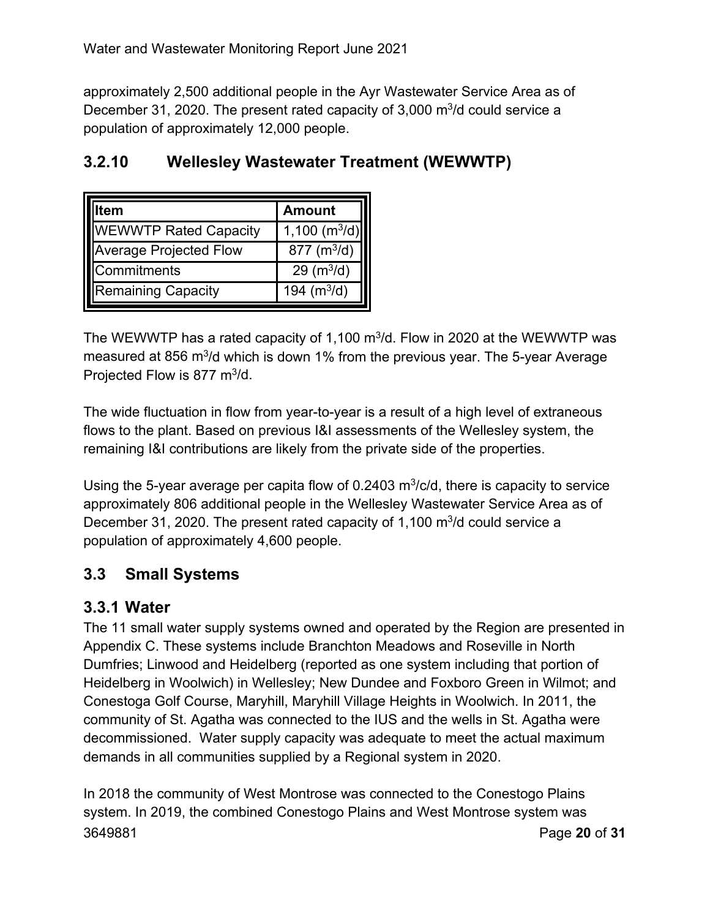approximately 2,500 additional people in the Ayr Wastewater Service Area as of December 31, 2020. The present rated capacity of 3,000 $m^3$/d could service a population of approximately 12,000 people.

### 3.2.10 Wellesley Wastewater Treatment (WEWWTP)

| Item | Amount |
| --- | --- |
| WEWWTP Rated Capacity | 1,100 ($m^3$/d) |
| Average Projected Flow | 877 ($m^3$/d) |
| Commitments | 29 ($m^3$/d) |
| Remaining Capacity | 194 ($m^3$/d) |

The WEWWTP has a rated capacity of 1,100 $m^3$/d. Flow in 2020 at the WEWWTP was measured at 856 $m^3$/d which is down 1% from the previous year. The 5-year Average Projected Flow is 877 $m^3$/d.

The wide fluctuation in flow from year-to-year is a result of a high level of extraneous flows to the plant. Based on previous I&I assessments of the Wellesley system, the remaining I&I contributions are likely from the private side of the properties.

Using the 5-year average per capita flow of 0.2403 $m^3$/c/d, there is capacity to service approximately 806 additional people in the Wellesley Wastewater Service Area as of December 31, 2020. The present rated capacity of 1,100 $m^3$/d could service a population of approximately 4,600 people.

## 3.3 Small Systems

### 3.3.1 Water

The 11 small water supply systems owned and operated by the Region are presented in Appendix C. These systems include Branchton Meadows and Roseville in North Dumfries; Linwood and Heidelberg (reported as one system including that portion of Heidelberg in Woolwich) in Wellesley; New Dundee and Foxboro Green in Wilmot; and Conestoga Golf Course, Maryhill, Maryhill Village Heights in Woolwich. In 2011, the community of St. Agatha was connected to the IUS and the wells in St. Agatha were decommissioned. Water supply capacity was adequate to meet the actual maximum demands in all communities supplied by a Regional system in 2020.

In 2018 the community of West Montrose was connected to the Conestogo Plains system. In 2019, the combined Conestogo Plains and West Montrose system was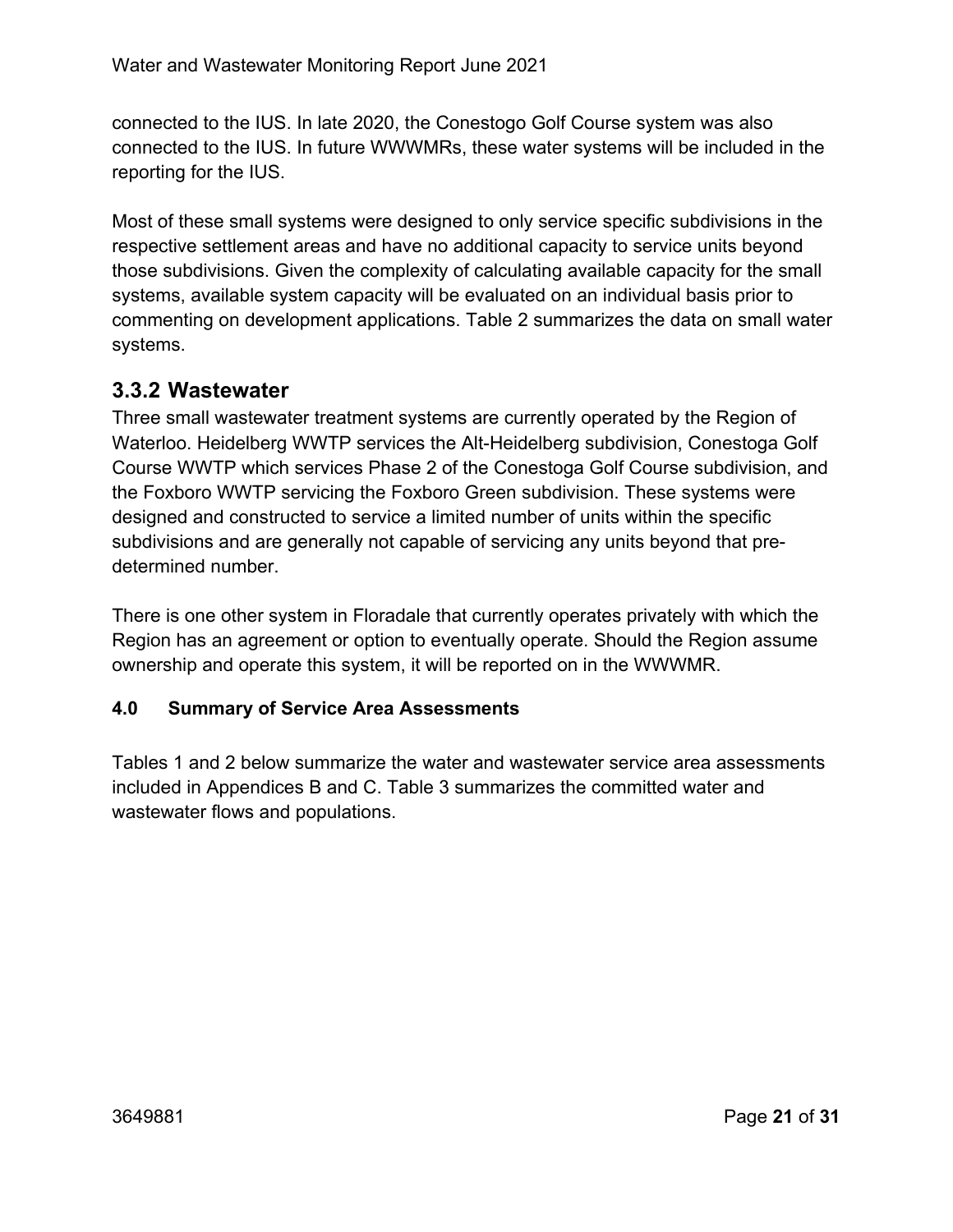connected to the IUS. In late 2020, the Conestogo Golf Course system was also connected to the IUS. In future WWWMRs, these water systems will be included in the reporting for the IUS.

Most of these small systems were designed to only service specific subdivisions in the respective settlement areas and have no additional capacity to service units beyond those subdivisions. Given the complexity of calculating available capacity for the small systems, available system capacity will be evaluated on an individual basis prior to commenting on development applications. Table 2 summarizes the data on small water systems.

### 3.3.2 Wastewater

Three small wastewater treatment systems are currently operated by the Region of Waterloo. Heidelberg WWTP services the Alt-Heidelberg subdivision, Conestoga Golf Course WWTP which services Phase 2 of the Conestoga Golf Course subdivision, and the Foxboro WWTP servicing the Foxboro Green subdivision. These systems were designed and constructed to service a limited number of units within the specific subdivisions and are generally not capable of servicing any units beyond that pre-determined number.

There is one other system in Floradale that currently operates privately with which the Region has an agreement or option to eventually operate. Should the Region assume ownership and operate this system, it will be reported on in the WWWMR.

#### 4.0 Summary of Service Area Assessments

Tables 1 and 2 below summarize the water and wastewater service area assessments included in Appendices B and C. Table 3 summarizes the committed water and wastewater flows and populations.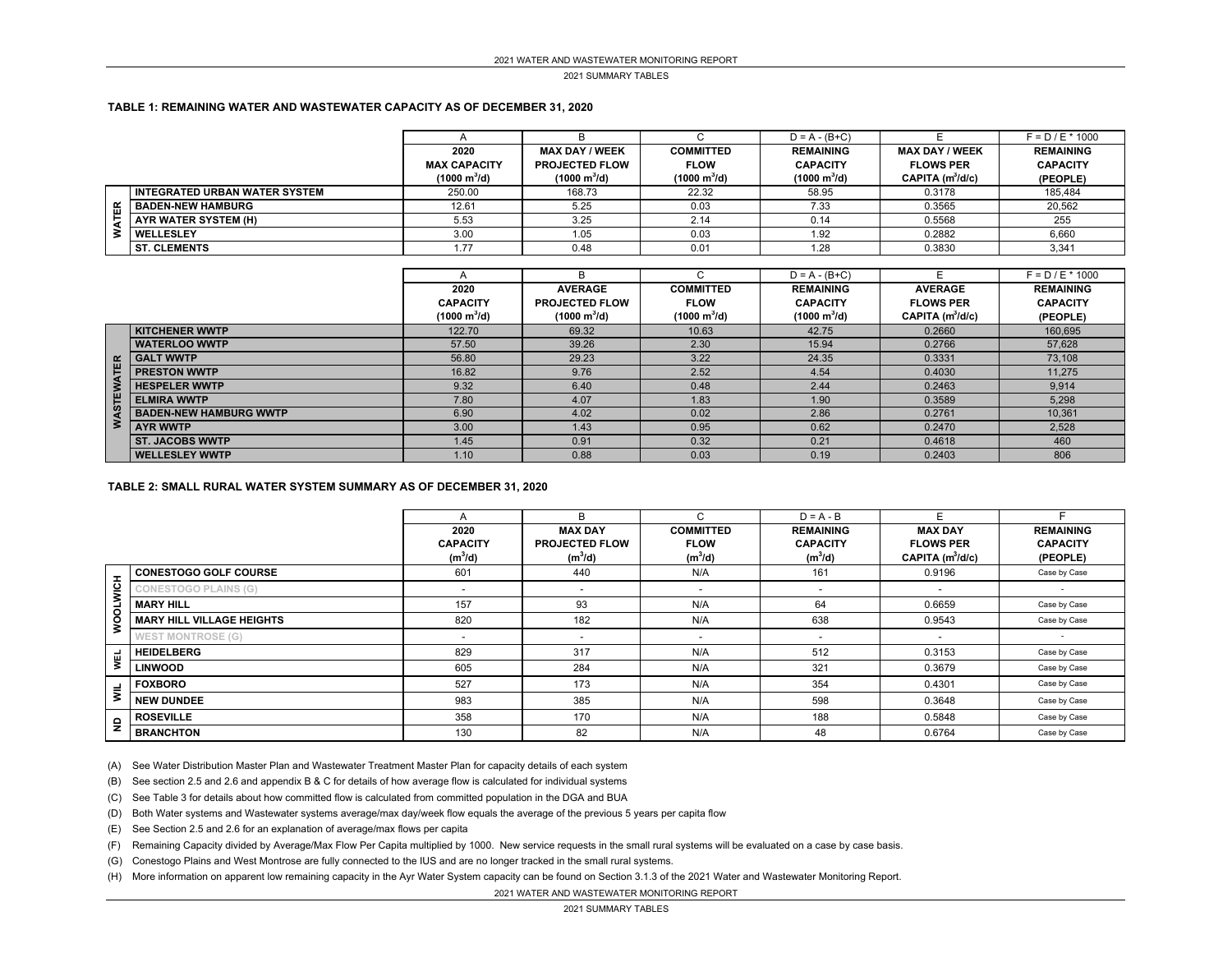## TABLE 1: REMAINING WATER AND WASTEWATER CAPACITY AS OF DECEMBER 31, 2020

| | | A | B | C | D = A - (B+C) | E | F = D / E * 1000 |
|---|---|---|---|---|---|---|---|
| | | 2020 MAX CAPACITY (1000 $m^3$/d) | MAX DAY / WEEK PROJECTED FLOW (1000 $m^3$/d) | COMMITTED FLOW (1000 $m^3$/d) | REMAINING CAPACITY (1000 $m^3$/d) | MAX DAY / WEEK FLOWS PER CAPITA ($m^3$/d/c) | REMAINING CAPACITY (PEOPLE) |
| WATER | INTEGRATED URBAN WATER SYSTEM | 250.00 | 168.73 | 22.32 | 58.95 | 0.3178 | 185,484 |
| | BADEN-NEW HAMBURG | 12.61 | 5.25 | 0.03 | 7.33 | 0.3565 | 20,562 |
| | AYR WATER SYSTEM (H) | 5.53 | 3.25 | 2.14 | 0.14 | 0.5568 | 255 |
| | WELLESLEY | 3.00 | 1.05 | 0.03 | 1.92 | 0.2882 | 6,660 |
| | ST. CLEMENTS | 1.77 | 0.48 | 0.01 | 1.28 | 0.3830 | 3,341 |

| | | A | B | C | D = A - (B+C) | E | F = D / E * 1000 |
|---|---|---|---|---|---|---|---|
| | | 2020 CAPACITY (1000 $m^3$/d) | AVERAGE PROJECTED FLOW (1000 $m^3$/d) | COMMITTED FLOW (1000 $m^3$/d) | REMAINING CAPACITY (1000 $m^3$/d) | AVERAGE FLOWS PER CAPITA ($m^3$/d/c) | REMAINING CAPACITY (PEOPLE) |
| WASTEWATER | KITCHENER WWTP | 122.70 | 69.32 | 10.63 | 42.75 | 0.2660 | 160,695 |
| | WATERLOO WWTP | 57.50 | 39.26 | 2.30 | 15.94 | 0.2766 | 57,628 |
| | GALT WWTP | 56.80 | 29.23 | 3.22 | 24.35 | 0.3331 | 73,108 |
| | PRESTON WWTP | 16.82 | 9.76 | 2.52 | 4.54 | 0.4030 | 11,275 |
| | HESPELER WWTP | 9.32 | 6.40 | 0.48 | 2.44 | 0.2463 | 9,914 |
| | ELMIRA WWTP | 7.80 | 4.07 | 1.83 | 1.90 | 0.3589 | 5,298 |
| | BADEN-NEW HAMBURG WWTP | 6.90 | 4.02 | 0.02 | 2.86 | 0.2761 | 10,361 |
| | AYR WWTP | 3.00 | 1.43 | 0.95 | 0.62 | 0.2470 | 2,528 |
| | ST. JACOBS WWTP | 1.45 | 0.91 | 0.32 | 0.21 | 0.4618 | 460 |
| | WELLESLEY WWTP | 1.10 | 0.88 | 0.03 | 0.19 | 0.2403 | 806 |

## TABLE 2: SMALL RURAL WATER SYSTEM SUMMARY AS OF DECEMBER 31, 2020

| | | A | B | C | D = A - B | E | F |
|---|---|---|---|---|---|---|---|
| | | 2020 CAPACITY ($m^3$/d) | MAX DAY PROJECTED FLOW ($m^3$/d) | COMMITTED FLOW ($m^3$/d) | REMAINING CAPACITY ($m^3$/d) | MAX DAY FLOWS PER CAPITA ($m^3$/d/c) | REMAINING CAPACITY (PEOPLE) |
| WOOLWICH | CONESTOGO GOLF COURSE | 601 | 440 | N/A | 161 | 0.9196 | Case by Case |
| | CONESTOGO PLAINS (G) | - | - | - | - | - | - |
| | MARY HILL | 157 | 93 | N/A | 64 | 0.6659 | Case by Case |
| | MARY HILL VILLAGE HEIGHTS | 820 | 182 | N/A | 638 | 0.9543 | Case by Case |
| | WEST MONTROSE (G) | - | - | - | - | - | - |
| WEL | HEIDELBERG | 829 | 317 | N/A | 512 | 0.3153 | Case by Case |
| | LINWOOD | 605 | 284 | N/A | 321 | 0.3679 | Case by Case |
| WIL | FOXBORO | 527 | 173 | N/A | 354 | 0.4301 | Case by Case |
| | NEW DUNDEE | 983 | 385 | N/A | 598 | 0.3648 | Case by Case |
| ND | ROSEVILLE | 358 | 170 | N/A | 188 | 0.5848 | Case by Case |
| | BRANCHTON | 130 | 82 | N/A | 48 | 0.6764 | Case by Case |

(A) See Water Distribution Master Plan and Wastewater Treatment Master Plan for capacity details of each system

(B) See section 2.5 and 2.6 and appendix B & C for details of how average flow is calculated for individual systems

(C) See Table 3 for details about how committed flow is calculated from committed population in the DGA and BUA

(D) Both Water systems and Wastewater systems average/max day/week flow equals the average of the previous 5 years per capita flow

(E) See Section 2.5 and 2.6 for an explanation of average/max flows per capita

(F) Remaining Capacity divided by Average/Max Flow Per Capita multiplied by 1000. New service requests in the small rural systems will be evaluated on a case by case basis.

(G) Conestogo Plains and West Montrose are fully connected to the IUS and are no longer tracked in the small rural systems.

(H) More information on apparent low remaining capacity in the Ayr Water System capacity can be found on Section 3.1.3 of the 2021 Water and Wastewater Monitoring Report.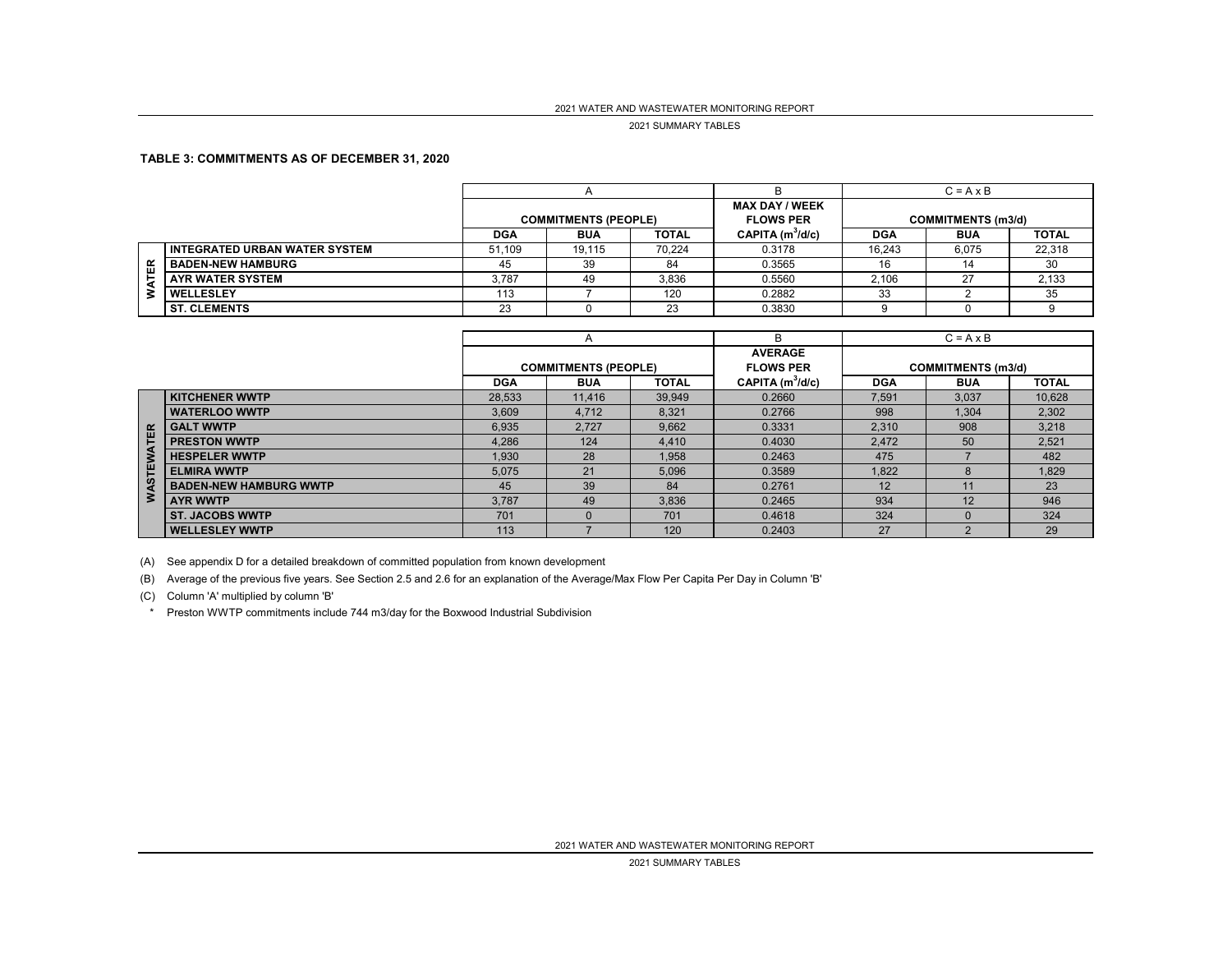### TABLE 3: COMMITMENTS AS OF DECEMBER 31, 2020

| | | A | | | B | C = A x B | | |
|---|---|---|---|---|---|---|---|---|
| | | COMMITMENTS (PEOPLE) | | | MAX DAY / WEEK FLOWS PER | COMMITMENTS (m3/d) | | |
| | | DGA | BUA | TOTAL | CAPITA ($m^3$/d/c) | DGA | BUA | TOTAL |
| WATER | INTEGRATED URBAN WATER SYSTEM | 51,109 | 19,115 | 70,224 | 0.3178 | 16,243 | 6,075 | 22,318 |
| WATER | BADEN-NEW HAMBURG | 45 | 39 | 84 | 0.3565 | 16 | 14 | 30 |
| WATER | AYR WATER SYSTEM | 3,787 | 49 | 3,836 | 0.5560 | 2,106 | 27 | 2,133 |
| WATER | WELLESLEY | 113 | 7 | 120 | 0.2882 | 33 | 2 | 35 |
| WATER | ST. CLEMENTS | 23 | 0 | 23 | 0.3830 | 9 | 0 | 9 |

| | | A | | | B | C = A x B | | |
|---|---|---|---|---|---|---|---|---|
| | | COMMITMENTS (PEOPLE) | | | AVERAGE FLOWS PER | COMMITMENTS (m3/d) | | |
| | | DGA | BUA | TOTAL | CAPITA ($m^3$/d/c) | DGA | BUA | TOTAL |
| WASTEWATER | KITCHENER WWTP | 28,533 | 11,416 | 39,949 | 0.2660 | 7,591 | 3,037 | 10,628 |
| WASTEWATER | WATERLOO WWTP | 3,609 | 4,712 | 8,321 | 0.2766 | 998 | 1,304 | 2,302 |
| WASTEWATER | GALT WWTP | 6,935 | 2,727 | 9,662 | 0.3331 | 2,310 | 908 | 3,218 |
| WASTEWATER | PRESTON WWTP | 4,286 | 124 | 4,410 | 0.4030 | 2,472 | 50 | 2,521 |
| WASTEWATER | HESPELER WWTP | 1,930 | 28 | 1,958 | 0.2463 | 475 | 7 | 482 |
| WASTEWATER | ELMIRA WWTP | 5,075 | 21 | 5,096 | 0.3589 | 1,822 | 8 | 1,829 |
| WASTEWATER | BADEN-NEW HAMBURG WWTP | 45 | 39 | 84 | 0.2761 | 12 | 11 | 23 |
| WASTEWATER | AYR WWTP | 3,787 | 49 | 3,836 | 0.2465 | 934 | 12 | 946 |
| WASTEWATER | ST. JACOBS WWTP | 701 | 0 | 701 | 0.4618 | 324 | 0 | 324 |
| WASTEWATER | WELLESLEY WWTP | 113 | 7 | 120 | 0.2403 | 27 | 2 | 29 |

(A) See appendix D for a detailed breakdown of committed population from known development

(B) Average of the previous five years. See Section 2.5 and 2.6 for an explanation of the Average/Max Flow Per Capita Per Day in Column 'B'

(C) Column 'A' multiplied by column 'B'

\* Preston WWTP commitments include 744 m3/day for the Boxwood Industrial Subdivision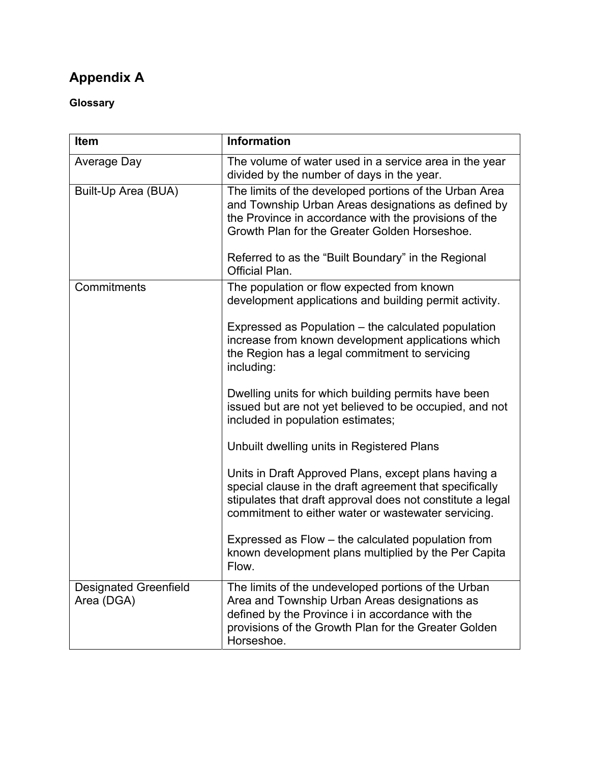# Appendix A

**Glossary**

| Item | Information |
| --- | --- |
| Average Day | The volume of water used in a service area in the year divided by the number of days in the year. |
| Built-Up Area (BUA) | The limits of the developed portions of the Urban Area and Township Urban Areas designations as defined by the Province in accordance with the provisions of the Growth Plan for the Greater Golden Horseshoe.<br><br>Referred to as the "Built Boundary" in the Regional Official Plan. |
| Commitments | The population or flow expected from known development applications and building permit activity.<br><br>Expressed as Population – the calculated population increase from known development applications which the Region has a legal commitment to servicing including:<br><br>Dwelling units for which building permits have been issued but are not yet believed to be occupied, and not included in population estimates;<br><br>Unbuilt dwelling units in Registered Plans<br><br>Units in Draft Approved Plans, except plans having a special clause in the draft agreement that specifically stipulates that draft approval does not constitute a legal commitment to either water or wastewater servicing.<br><br>Expressed as Flow – the calculated population from known development plans multiplied by the Per Capita Flow. |
| Designated Greenfield Area (DGA) | The limits of the undeveloped portions of the Urban Area and Township Urban Areas designations as defined by the Province i in accordance with the provisions of the Growth Plan for the Greater Golden Horseshoe. |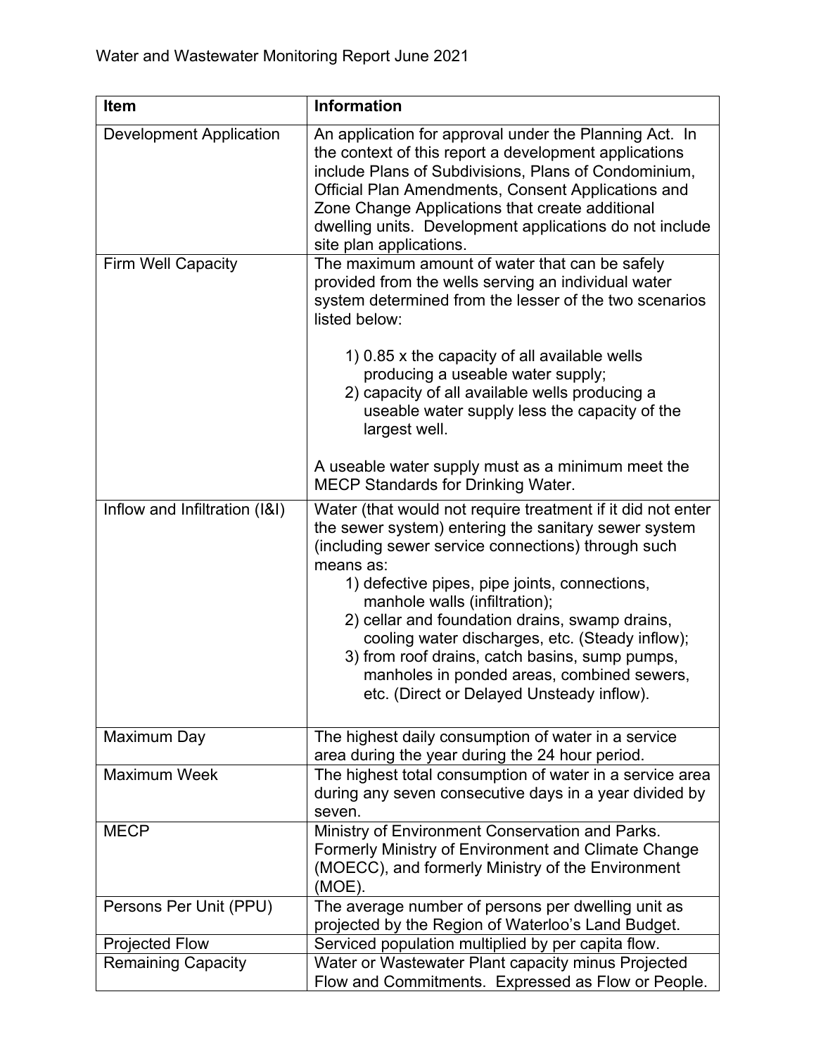| Item | Information |
| --- | --- |
| Development Application | An application for approval under the Planning Act. In the context of this report a development applications include Plans of Subdivisions, Plans of Condominium, Official Plan Amendments, Consent Applications and Zone Change Applications that create additional dwelling units. Development applications do not include site plan applications. |
| Firm Well Capacity | The maximum amount of water that can be safely provided from the wells serving an individual water system determined from the lesser of the two scenarios listed below:<br><br>1) 0.85 x the capacity of all available wells producing a useable water supply;<br>2) capacity of all available wells producing a useable water supply less the capacity of the largest well.<br><br>A useable water supply must as a minimum meet the MECP Standards for Drinking Water. |
| Inflow and Infiltration (I&I) | Water (that would not require treatment if it did not enter the sewer system) entering the sanitary sewer system (including sewer service connections) through such means as:<br>1) defective pipes, pipe joints, connections, manhole walls (infiltration);<br>2) cellar and foundation drains, swamp drains, cooling water discharges, etc. (Steady inflow);<br>3) from roof drains, catch basins, sump pumps, manholes in ponded areas, combined sewers, etc. (Direct or Delayed Unsteady inflow). |
| Maximum Day | The highest daily consumption of water in a service area during the year during the 24 hour period. |
| Maximum Week | The highest total consumption of water in a service area during any seven consecutive days in a year divided by seven. |
| MECP | Ministry of Environment Conservation and Parks. Formerly Ministry of Environment and Climate Change (MOECC), and formerly Ministry of the Environment (MOE). |
| Persons Per Unit (PPU) | The average number of persons per dwelling unit as projected by the Region of Waterloo's Land Budget. |
| Projected Flow | Serviced population multiplied by per capita flow. |
| Remaining Capacity | Water or Wastewater Plant capacity minus Projected Flow and Commitments. Expressed as Flow or People. |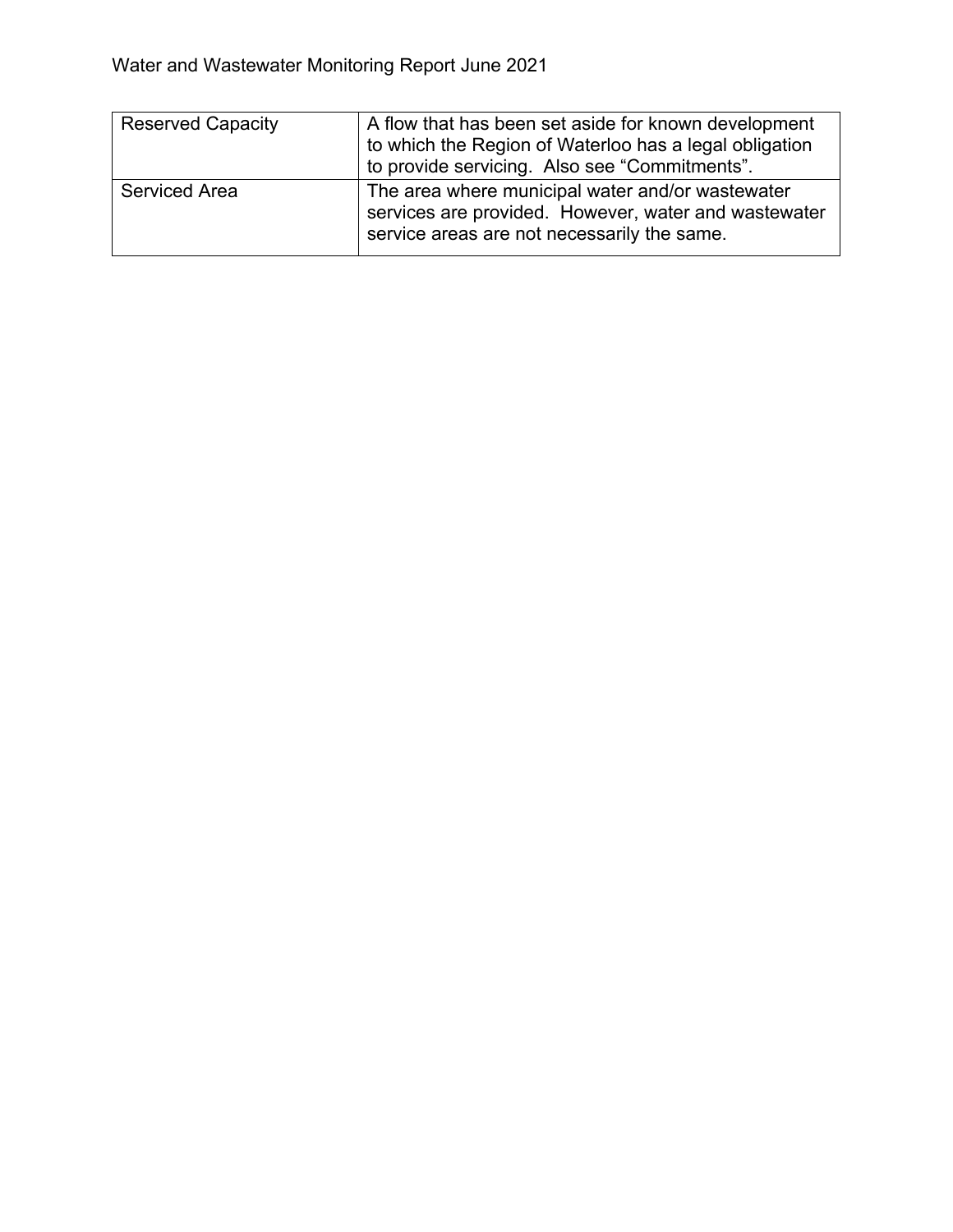| | |
|---|---|
| Reserved Capacity | A flow that has been set aside for known development to which the Region of Waterloo has a legal obligation to provide servicing. Also see “Commitments”. |
| Serviced Area | The area where municipal water and/or wastewater services are provided. However, water and wastewater service areas are not necessarily the same. |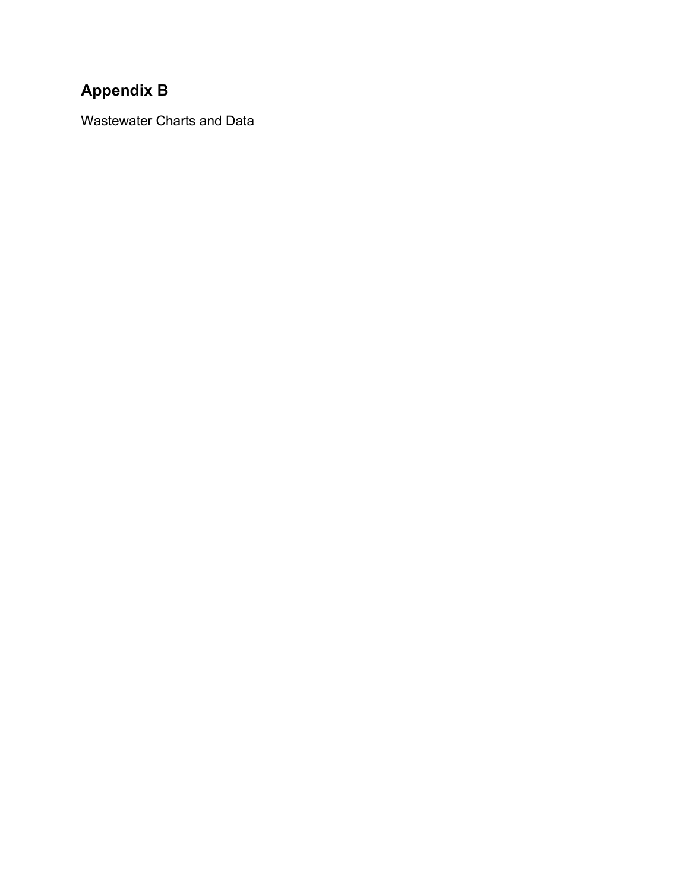## Appendix B

Wastewater Charts and Data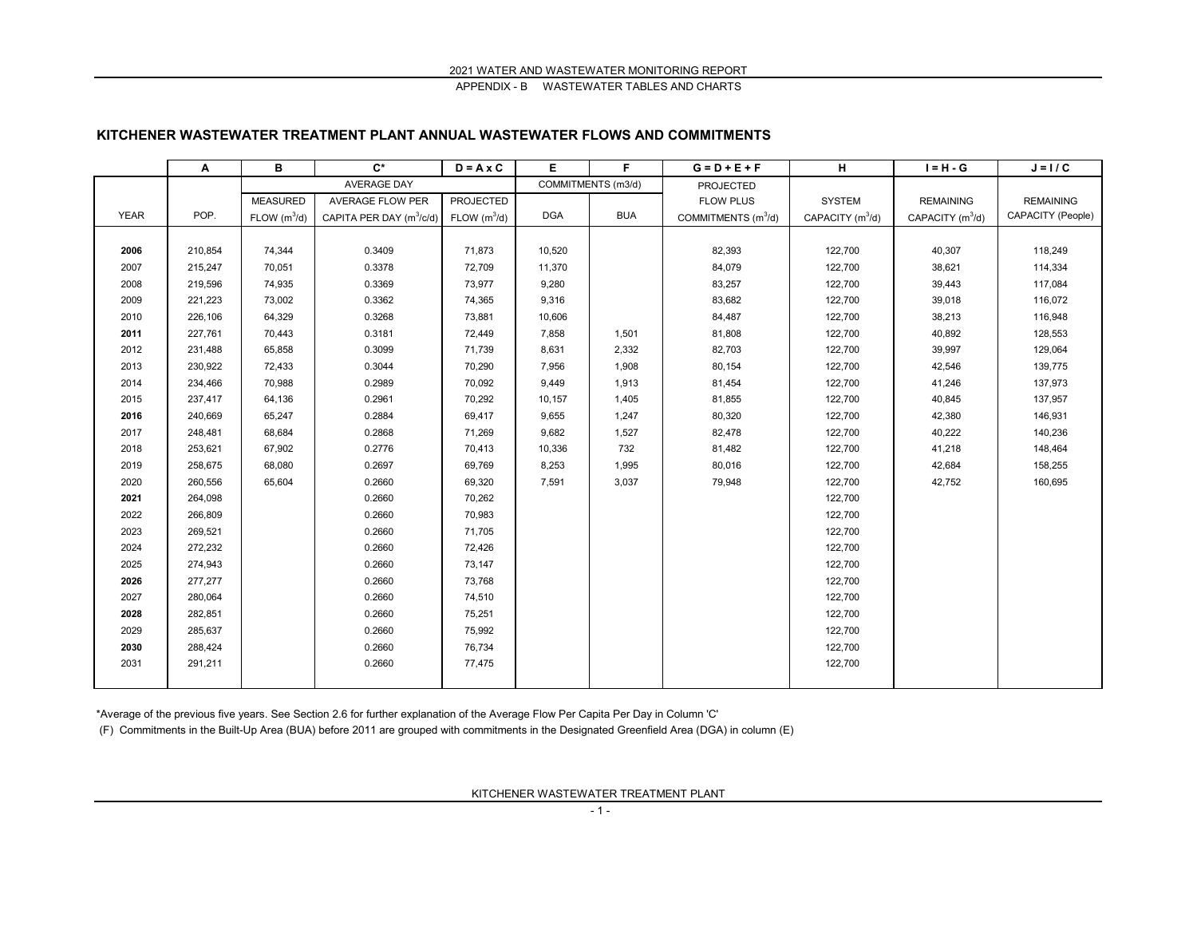## KITCHENER WASTEWATER TREATMENT PLANT ANNUAL WASTEWATER FLOWS AND COMMITMENTS

| | A | B | C* | D = A x C | E | F | G = D + E + F | H | I = H - G | J = I / C |
|---|---|---|---|---|---|---|---|---|---|---|
| | | AVERAGE DAY | | | COMMITMENTS (m3/d) | | PROJECTED | | | |
| | | MEASURED | AVERAGE FLOW PER | PROJECTED | | | FLOW PLUS | SYSTEM | REMAINING | REMAINING |
| YEAR | POP. | FLOW ($m^3$/d) | CAPITA PER DAY ($m^3$/c/d) | FLOW ($m^3$/d) | DGA | BUA | COMMITMENTS ($m^3$/d) | CAPACITY ($m^3$/d) | CAPACITY ($m^3$/d) | CAPACITY (People) |
| **2006** | 210,854 | 74,344 | 0.3409 | 71,873 | 10,520 | | 82,393 | 122,700 | 40,307 | 118,249 |
| 2007 | 215,247 | 70,051 | 0.3378 | 72,709 | 11,370 | | 84,079 | 122,700 | 38,621 | 114,334 |
| 2008 | 219,596 | 74,935 | 0.3369 | 73,977 | 9,280 | | 83,257 | 122,700 | 39,443 | 117,084 |
| 2009 | 221,223 | 73,002 | 0.3362 | 74,365 | 9,316 | | 83,682 | 122,700 | 39,018 | 116,072 |
| 2010 | 226,106 | 64,329 | 0.3268 | 73,881 | 10,606 | | 84,487 | 122,700 | 38,213 | 116,948 |
| **2011** | 227,761 | 70,443 | 0.3181 | 72,449 | 7,858 | 1,501 | 81,808 | 122,700 | 40,892 | 128,553 |
| 2012 | 231,488 | 65,858 | 0.3099 | 71,739 | 8,631 | 2,332 | 82,703 | 122,700 | 39,997 | 129,064 |
| 2013 | 230,922 | 72,433 | 0.3044 | 70,290 | 7,956 | 1,908 | 80,154 | 122,700 | 42,546 | 139,775 |
| 2014 | 234,466 | 70,988 | 0.2989 | 70,092 | 9,449 | 1,913 | 81,454 | 122,700 | 41,246 | 137,973 |
| 2015 | 237,417 | 64,136 | 0.2961 | 70,292 | 10,157 | 1,405 | 81,855 | 122,700 | 40,845 | 137,957 |
| **2016** | 240,669 | 65,247 | 0.2884 | 69,417 | 9,655 | 1,247 | 80,320 | 122,700 | 42,380 | 146,931 |
| 2017 | 248,481 | 68,684 | 0.2868 | 71,269 | 9,682 | 1,527 | 82,478 | 122,700 | 40,222 | 140,236 |
| 2018 | 253,621 | 67,902 | 0.2776 | 70,413 | 10,336 | 732 | 81,482 | 122,700 | 41,218 | 148,464 |
| 2019 | 258,675 | 68,080 | 0.2697 | 69,769 | 8,253 | 1,995 | 80,016 | 122,700 | 42,684 | 158,255 |
| 2020 | 260,556 | 65,604 | 0.2660 | 69,320 | 7,591 | 3,037 | 79,948 | 122,700 | 42,752 | 160,695 |
| **2021** | 264,098 | | 0.2660 | 70,262 | | | | 122,700 | | |
| 2022 | 266,809 | | 0.2660 | 70,983 | | | | 122,700 | | |
| 2023 | 269,521 | | 0.2660 | 71,705 | | | | 122,700 | | |
| 2024 | 272,232 | | 0.2660 | 72,426 | | | | 122,700 | | |
| 2025 | 274,943 | | 0.2660 | 73,147 | | | | 122,700 | | |
| **2026** | 277,277 | | 0.2660 | 73,768 | | | | 122,700 | | |
| 2027 | 280,064 | | 0.2660 | 74,510 | | | | 122,700 | | |
| **2028** | 282,851 | | 0.2660 | 75,251 | | | | 122,700 | | |
| 2029 | 285,637 | | 0.2660 | 75,992 | | | | 122,700 | | |
| **2030** | 288,424 | | 0.2660 | 76,734 | | | | 122,700 | | |
| 2031 | 291,211 | | 0.2660 | 77,475 | | | | 122,700 | | |

*Average of the previous five years. See Section 2.6 for further explanation of the Average Flow Per Capita Per Day in Column 'C'

(F) Commitments in the Built-Up Area (BUA) before 2011 are grouped with commitments in the Designated Greenfield Area (DGA) in column (E)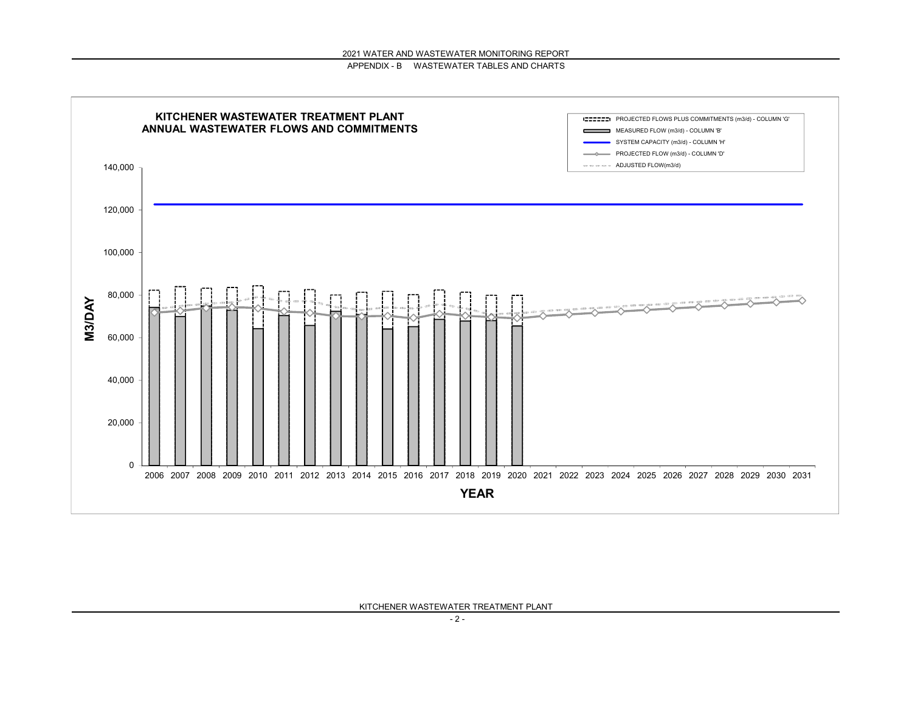## KITCHENER WASTEWATER TREATMENT PLANT
## ANNUAL WASTEWATER FLOWS AND COMMITMENTS

Legend:
- PROJECTED FLOWS PLUS COMMITMENTS (m3/d) - COLUMN 'G'
- MEASURED FLOW (m3/d) - COLUMN 'B'
- SYSTEM CAPACITY (m3/d) - COLUMN 'H'
- PROJECTED FLOW (m3/d) - COLUMN 'D'
- ADJUSTED FLOW(m3/d)

Y-axis: M3/DAY (0, 20,000, 40,000, 60,000, 80,000, 100,000, 120,000, 140,000)

X-axis: YEAR (2006, 2007, 2008, 2009, 2010, 2011, 2012, 2013, 2014, 2015, 2016, 2017, 2018, 2019, 2020, 2021, 2022, 2023, 2024, 2025, 2026, 2027, 2028, 2029, 2030, 2031)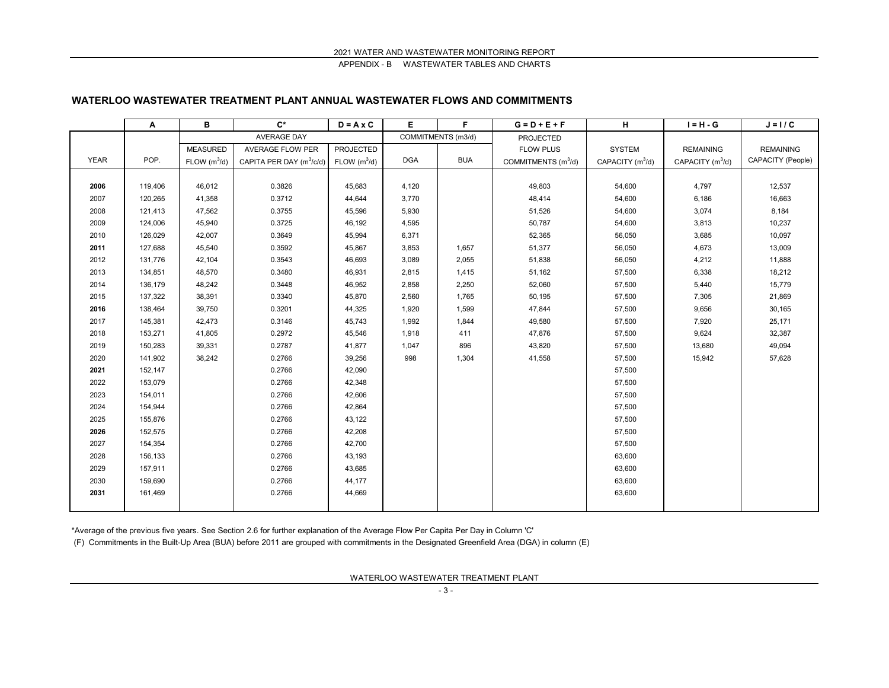## WATERLOO WASTEWATER TREATMENT PLANT ANNUAL WASTEWATER FLOWS AND COMMITMENTS

| | A | B | C* | D = A x C | E | F | G = D + E + F | H | I = H - G | J = I / C |
|---|---|---|---|---|---|---|---|---|---|---|
| | | AVERAGE DAY | | | COMMITMENTS (m3/d) | | PROJECTED | | | |
| YEAR | POP. | MEASURED FLOW ($m^3/d$) | AVERAGE FLOW PER CAPITA PER DAY ($m^3/c/d$) | PROJECTED FLOW ($m^3/d$) | DGA | BUA | FLOW PLUS COMMITMENTS ($m^3/d$) | SYSTEM CAPACITY ($m^3/d$) | REMAINING CAPACITY ($m^3/d$) | REMAINING CAPACITY (People) |
| **2006** | 119,406 | 46,012 | 0.3826 | 45,683 | 4,120 | | 49,803 | 54,600 | 4,797 | 12,537 |
| 2007 | 120,265 | 41,358 | 0.3712 | 44,644 | 3,770 | | 48,414 | 54,600 | 6,186 | 16,663 |
| 2008 | 121,413 | 47,562 | 0.3755 | 45,596 | 5,930 | | 51,526 | 54,600 | 3,074 | 8,184 |
| 2009 | 124,006 | 45,940 | 0.3725 | 46,192 | 4,595 | | 50,787 | 54,600 | 3,813 | 10,237 |
| 2010 | 126,029 | 42,007 | 0.3649 | 45,994 | 6,371 | | 52,365 | 56,050 | 3,685 | 10,097 |
| **2011** | 127,688 | 45,540 | 0.3592 | 45,867 | 3,853 | 1,657 | 51,377 | 56,050 | 4,673 | 13,009 |
| 2012 | 131,776 | 42,104 | 0.3543 | 46,693 | 3,089 | 2,055 | 51,838 | 56,050 | 4,212 | 11,888 |
| 2013 | 134,851 | 48,570 | 0.3480 | 46,931 | 2,815 | 1,415 | 51,162 | 57,500 | 6,338 | 18,212 |
| 2014 | 136,179 | 48,242 | 0.3448 | 46,952 | 2,858 | 2,250 | 52,060 | 57,500 | 5,440 | 15,779 |
| 2015 | 137,322 | 38,391 | 0.3340 | 45,870 | 2,560 | 1,765 | 50,195 | 57,500 | 7,305 | 21,869 |
| **2016** | 138,464 | 39,750 | 0.3201 | 44,325 | 1,920 | 1,599 | 47,844 | 57,500 | 9,656 | 30,165 |
| 2017 | 145,381 | 42,473 | 0.3146 | 45,743 | 1,992 | 1,844 | 49,580 | 57,500 | 7,920 | 25,171 |
| 2018 | 153,271 | 41,805 | 0.2972 | 45,546 | 1,918 | 411 | 47,876 | 57,500 | 9,624 | 32,387 |
| 2019 | 150,283 | 39,331 | 0.2787 | 41,877 | 1,047 | 896 | 43,820 | 57,500 | 13,680 | 49,094 |
| 2020 | 141,902 | 38,242 | 0.2766 | 39,256 | 998 | 1,304 | 41,558 | 57,500 | 15,942 | 57,628 |
| **2021** | 152,147 | | 0.2766 | 42,090 | | | | 57,500 | | |
| 2022 | 153,079 | | 0.2766 | 42,348 | | | | 57,500 | | |
| 2023 | 154,011 | | 0.2766 | 42,606 | | | | 57,500 | | |
| 2024 | 154,944 | | 0.2766 | 42,864 | | | | 57,500 | | |
| 2025 | 155,876 | | 0.2766 | 43,122 | | | | 57,500 | | |
| **2026** | 152,575 | | 0.2766 | 42,208 | | | | 57,500 | | |
| 2027 | 154,354 | | 0.2766 | 42,700 | | | | 57,500 | | |
| 2028 | 156,133 | | 0.2766 | 43,193 | | | | 63,600 | | |
| 2029 | 157,911 | | 0.2766 | 43,685 | | | | 63,600 | | |
| 2030 | 159,690 | | 0.2766 | 44,177 | | | | 63,600 | | |
| **2031** | 161,469 | | 0.2766 | 44,669 | | | | 63,600 | | |

*Average of the previous five years. See Section 2.6 for further explanation of the Average Flow Per Capita Per Day in Column 'C'

(F) Commitments in the Built-Up Area (BUA) before 2011 are grouped with commitments in the Designated Greenfield Area (DGA) in column (E)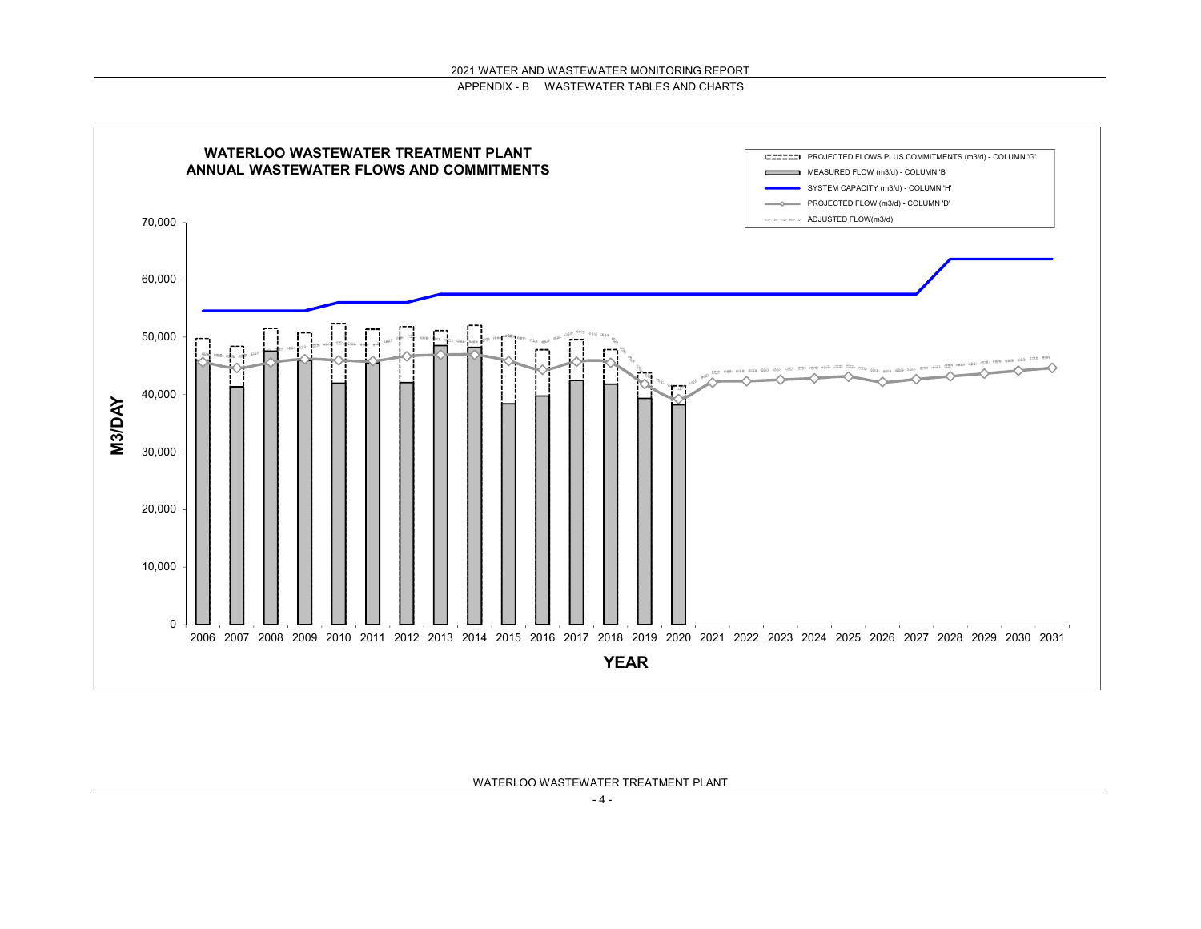**WATERLOO WASTEWATER TREATMENT PLANT**
**ANNUAL WASTEWATER FLOWS AND COMMITMENTS**

PROJECTED FLOWS PLUS COMMITMENTS (m3/d) - COLUMN 'G'
MEASURED FLOW (m3/d) - COLUMN 'B'
SYSTEM CAPACITY (m3/d) - COLUMN 'H'
PROJECTED FLOW (m3/d) - COLUMN 'D'
ADJUSTED FLOW(m3/d)

M3/DAY

0
10,000
20,000
30,000
40,000
50,000
60,000
70,000

2006 2007 2008 2009 2010 2011 2012 2013 2014 2015 2016 2017 2018 2019 2020 2021 2022 2023 2024 2025 2026 2027 2028 2029 2030 2031

YEAR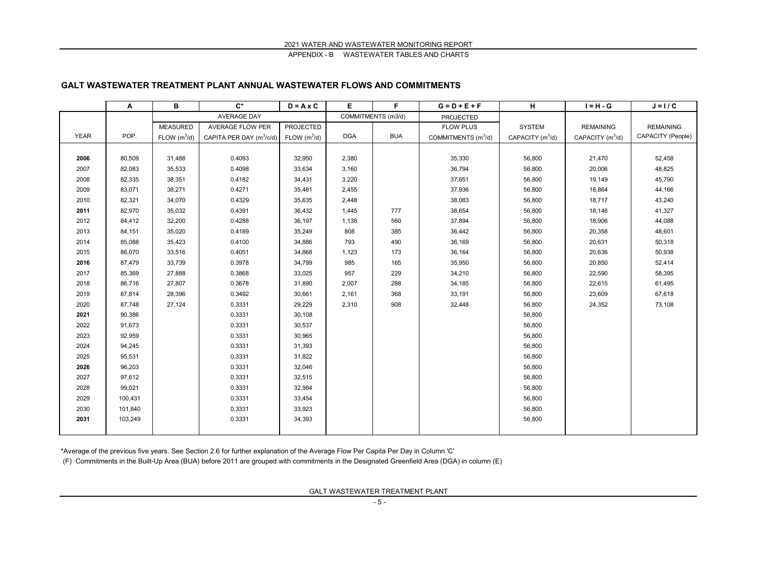## GALT WASTEWATER TREATMENT PLANT ANNUAL WASTEWATER FLOWS AND COMMITMENTS

| | A | B | C* | D = A x C | E | F | G = D + E + F | H | I = H - G | J = I / C |
|---|---|---|---|---|---|---|---|---|---|---|
| | | AVERAGE DAY | | | COMMITMENTS (m3/d) | | PROJECTED | | | |
| YEAR | POP. | MEASURED FLOW ($m^3$/d) | AVERAGE FLOW PER CAPITA PER DAY ($m^3$/c/d) | PROJECTED FLOW ($m^3$/d) | DGA | BUA | FLOW PLUS COMMITMENTS ($m^3$/d) | SYSTEM CAPACITY ($m^3$/d) | REMAINING CAPACITY ($m^3$/d) | REMAINING CAPACITY (People) |
| **2006** | 80,509 | 31,488 | 0.4093 | 32,950 | 2,380 | | 35,330 | 56,800 | 21,470 | 52,458 |
| 2007 | 82,083 | 35,533 | 0.4098 | 33,634 | 3,160 | | 36,794 | 56,800 | 20,006 | 48,825 |
| 2008 | 82,335 | 38,351 | 0.4182 | 34,431 | 3,220 | | 37,651 | 56,800 | 19,149 | 45,790 |
| 2009 | 83,071 | 38,271 | 0.4271 | 35,481 | 2,455 | | 37,936 | 56,800 | 18,864 | 44,166 |
| 2010 | 82,321 | 34,070 | 0.4329 | 35,635 | 2,448 | | 38,083 | 56,800 | 18,717 | 43,240 |
| **2011** | 82,970 | 35,032 | 0.4391 | 36,432 | 1,445 | 777 | 38,654 | 56,800 | 18,146 | 41,327 |
| 2012 | 84,412 | 32,200 | 0.4288 | 36,197 | 1,138 | 560 | 37,894 | 56,800 | 18,906 | 44,088 |
| 2013 | 84,151 | 35,020 | 0.4189 | 35,249 | 808 | 385 | 36,442 | 56,800 | 20,358 | 48,601 |
| 2014 | 85,088 | 35,423 | 0.4100 | 34,886 | 793 | 490 | 36,169 | 56,800 | 20,631 | 50,318 |
| 2015 | 86,070 | 33,516 | 0.4051 | 34,868 | 1,123 | 173 | 36,164 | 56,800 | 20,636 | 50,938 |
| **2016** | 87,479 | 33,739 | 0.3978 | 34,799 | 985 | 165 | 35,950 | 56,800 | 20,850 | 52,414 |
| 2017 | 85,369 | 27,888 | 0.3868 | 33,025 | 957 | 229 | 34,210 | 56,800 | 22,590 | 58,395 |
| 2018 | 86,716 | 27,807 | 0.3678 | 31,890 | 2,007 | 288 | 34,185 | 56,800 | 22,615 | 61,495 |
| 2019 | 87,814 | 28,396 | 0.3492 | 30,661 | 2,161 | 368 | 33,191 | 56,800 | 23,609 | 67,618 |
| 2020 | 87,748 | 27,124 | 0.3331 | 29,229 | 2,310 | 908 | 32,448 | 56,800 | 24,352 | 73,108 |
| **2021** | 90,386 | | 0.3331 | 30,108 | | | | 56,800 | | |
| 2022 | 91,673 | | 0.3331 | 30,537 | | | | 56,800 | | |
| 2023 | 92,959 | | 0.3331 | 30,965 | | | | 56,800 | | |
| 2024 | 94,245 | | 0.3331 | 31,393 | | | | 56,800 | | |
| 2025 | 95,531 | | 0.3331 | 31,822 | | | | 56,800 | | |
| **2026** | 96,203 | | 0.3331 | 32,046 | | | | 56,800 | | |
| 2027 | 97,612 | | 0.3331 | 32,515 | | | | 56,800 | | |
| 2028 | 99,021 | | 0.3331 | 32,984 | | | | 56,800 | | |
| 2029 | 100,431 | | 0.3331 | 33,454 | | | | 56,800 | | |
| 2030 | 101,840 | | 0.3331 | 33,923 | | | | 56,800 | | |
| **2031** | 103,249 | | 0.3331 | 34,393 | | | | 56,800 | | |

*Average of the previous five years. See Section 2.6 for further explanation of the Average Flow Per Capita Per Day in Column 'C'

(F) Commitments in the Built-Up Area (BUA) before 2011 are grouped with commitments in the Designated Greenfield Area (DGA) in column (E)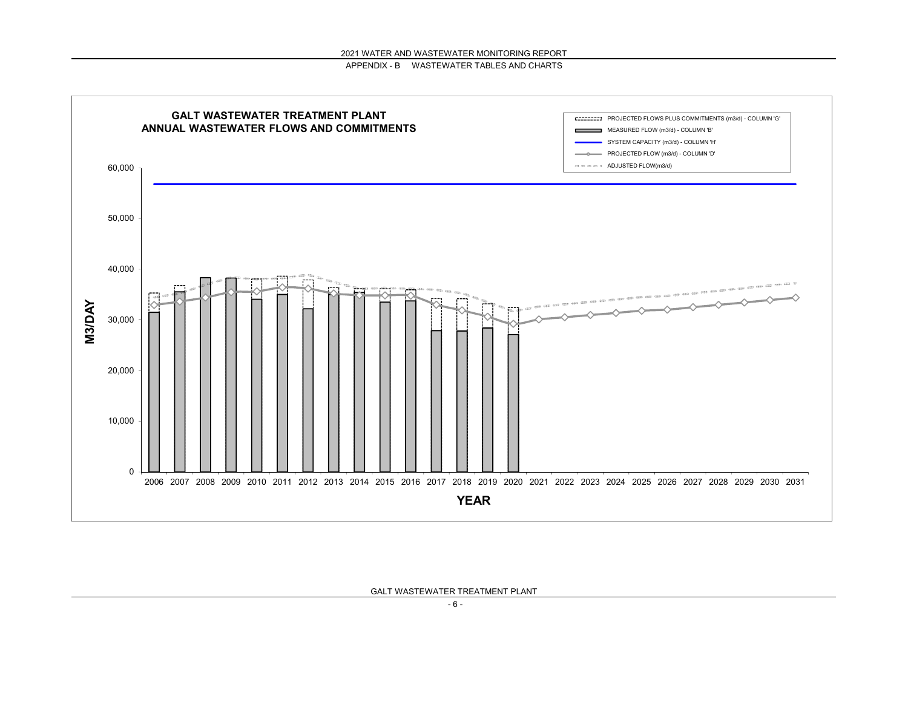# GALT WASTEWATER TREATMENT PLANT
## ANNUAL WASTEWATER FLOWS AND COMMITMENTS

Legend:
- PROJECTED FLOWS PLUS COMMITMENTS (m3/d) - COLUMN 'G'
- MEASURED FLOW (m3/d) - COLUMN 'B'
- SYSTEM CAPACITY (m3/d) - COLUMN 'H'
- PROJECTED FLOW (m3/d) - COLUMN 'D'
- ADJUSTED FLOW(m3/d)

Y-axis: M3/DAY (0, 10,000, 20,000, 30,000, 40,000, 50,000, 60,000)

X-axis: YEAR (2006, 2007, 2008, 2009, 2010, 2011, 2012, 2013, 2014, 2015, 2016, 2017, 2018, 2019, 2020, 2021, 2022, 2023, 2024, 2025, 2026, 2027, 2028, 2029, 2030, 2031)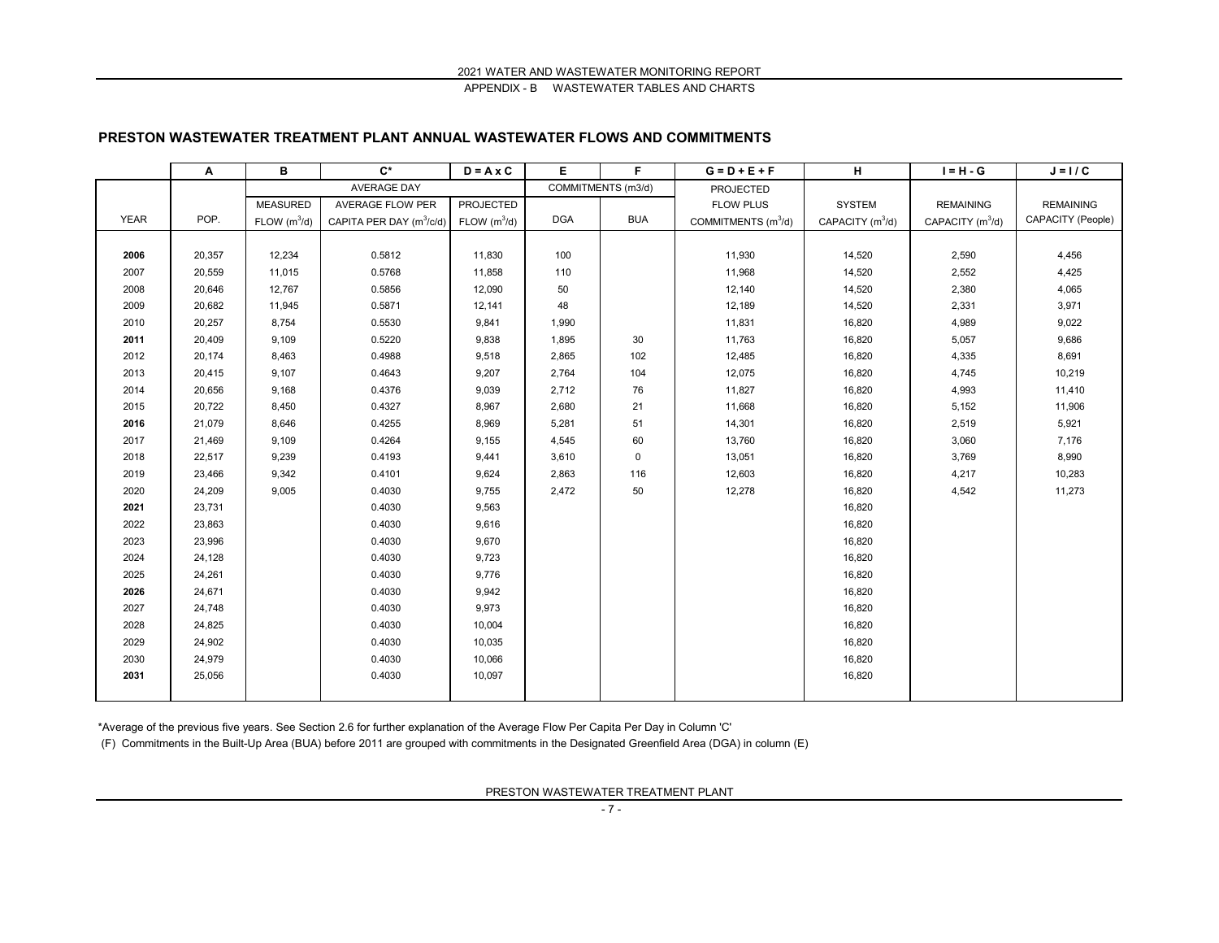## PRESTON WASTEWATER TREATMENT PLANT ANNUAL WASTEWATER FLOWS AND COMMITMENTS

| | A | B | C* | D = A x C | E | F | G = D + E + F | H | I = H - G | J = I / C |
|---|---|---|---|---|---|---|---|---|---|---|
| | | AVERAGE DAY | | | COMMITMENTS (m3/d) | | PROJECTED | | | |
| YEAR | POP. | MEASURED FLOW ($m^3$/d) | AVERAGE FLOW PER CAPITA PER DAY ($m^3$/c/d) | PROJECTED FLOW ($m^3$/d) | DGA | BUA | FLOW PLUS COMMITMENTS ($m^3$/d) | SYSTEM CAPACITY ($m^3$/d) | REMAINING CAPACITY ($m^3$/d) | REMAINING CAPACITY (People) |
| **2006** | 20,357 | 12,234 | 0.5812 | 11,830 | 100 | | 11,930 | 14,520 | 2,590 | 4,456 |
| 2007 | 20,559 | 11,015 | 0.5768 | 11,858 | 110 | | 11,968 | 14,520 | 2,552 | 4,425 |
| 2008 | 20,646 | 12,767 | 0.5856 | 12,090 | 50 | | 12,140 | 14,520 | 2,380 | 4,065 |
| 2009 | 20,682 | 11,945 | 0.5871 | 12,141 | 48 | | 12,189 | 14,520 | 2,331 | 3,971 |
| 2010 | 20,257 | 8,754 | 0.5530 | 9,841 | 1,990 | | 11,831 | 16,820 | 4,989 | 9,022 |
| **2011** | 20,409 | 9,109 | 0.5220 | 9,838 | 1,895 | 30 | 11,763 | 16,820 | 5,057 | 9,686 |
| 2012 | 20,174 | 8,463 | 0.4988 | 9,518 | 2,865 | 102 | 12,485 | 16,820 | 4,335 | 8,691 |
| 2013 | 20,415 | 9,107 | 0.4643 | 9,207 | 2,764 | 104 | 12,075 | 16,820 | 4,745 | 10,219 |
| 2014 | 20,656 | 9,168 | 0.4376 | 9,039 | 2,712 | 76 | 11,827 | 16,820 | 4,993 | 11,410 |
| 2015 | 20,722 | 8,450 | 0.4327 | 8,967 | 2,680 | 21 | 11,668 | 16,820 | 5,152 | 11,906 |
| **2016** | 21,079 | 8,646 | 0.4255 | 8,969 | 5,281 | 51 | 14,301 | 16,820 | 2,519 | 5,921 |
| 2017 | 21,469 | 9,109 | 0.4264 | 9,155 | 4,545 | 60 | 13,760 | 16,820 | 3,060 | 7,176 |
| 2018 | 22,517 | 9,239 | 0.4193 | 9,441 | 3,610 | 0 | 13,051 | 16,820 | 3,769 | 8,990 |
| 2019 | 23,466 | 9,342 | 0.4101 | 9,624 | 2,863 | 116 | 12,603 | 16,820 | 4,217 | 10,283 |
| 2020 | 24,209 | 9,005 | 0.4030 | 9,755 | 2,472 | 50 | 12,278 | 16,820 | 4,542 | 11,273 |
| **2021** | 23,731 | | 0.4030 | 9,563 | | | | 16,820 | | |
| 2022 | 23,863 | | 0.4030 | 9,616 | | | | 16,820 | | |
| 2023 | 23,996 | | 0.4030 | 9,670 | | | | 16,820 | | |
| 2024 | 24,128 | | 0.4030 | 9,723 | | | | 16,820 | | |
| 2025 | 24,261 | | 0.4030 | 9,776 | | | | 16,820 | | |
| **2026** | 24,671 | | 0.4030 | 9,942 | | | | 16,820 | | |
| 2027 | 24,748 | | 0.4030 | 9,973 | | | | 16,820 | | |
| 2028 | 24,825 | | 0.4030 | 10,004 | | | | 16,820 | | |
| 2029 | 24,902 | | 0.4030 | 10,035 | | | | 16,820 | | |
| 2030 | 24,979 | | 0.4030 | 10,066 | | | | 16,820 | | |
| **2031** | 25,056 | | 0.4030 | 10,097 | | | | 16,820 | | |

*Average of the previous five years. See Section 2.6 for further explanation of the Average Flow Per Capita Per Day in Column 'C'

(F) Commitments in the Built-Up Area (BUA) before 2011 are grouped with commitments in the Designated Greenfield Area (DGA) in column (E)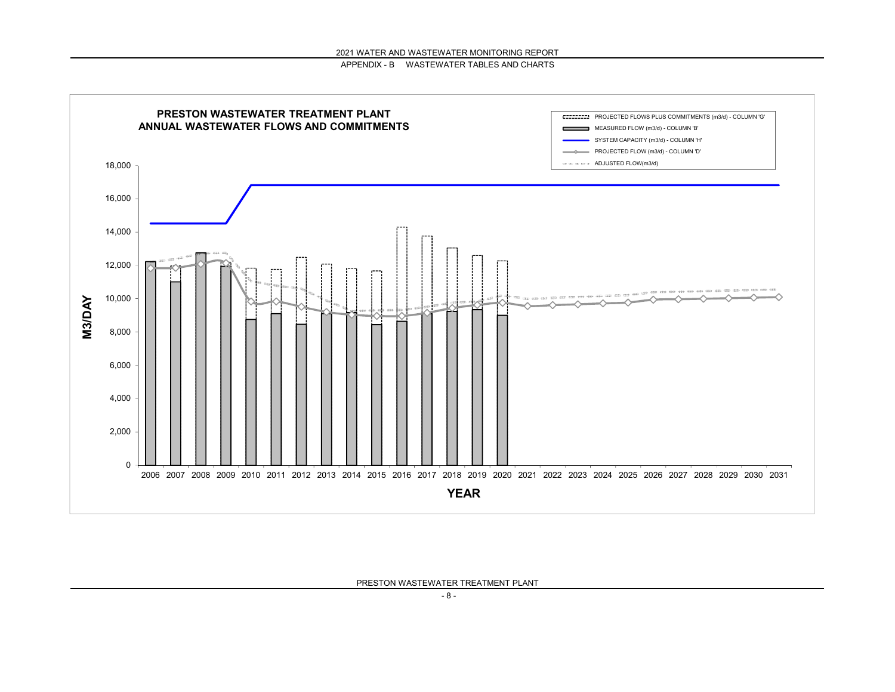## PRESTON WASTEWATER TREATMENT PLANT
## ANNUAL WASTEWATER FLOWS AND COMMITMENTS

Legend:
- PROJECTED FLOWS PLUS COMMITMENTS (m3/d) - COLUMN 'G'
- MEASURED FLOW (m3/d) - COLUMN 'B'
- SYSTEM CAPACITY (m3/d) - COLUMN 'H'
- PROJECTED FLOW (m3/d) - COLUMN 'D'
- ADJUSTED FLOW(m3/d)

M3/DAY

0, 2,000, 4,000, 6,000, 8,000, 10,000, 12,000, 14,000, 16,000, 18,000

2006 2007 2008 2009 2010 2011 2012 2013 2014 2015 2016 2017 2018 2019 2020 2021 2022 2023 2024 2025 2026 2027 2028 2029 2030 2031

YEAR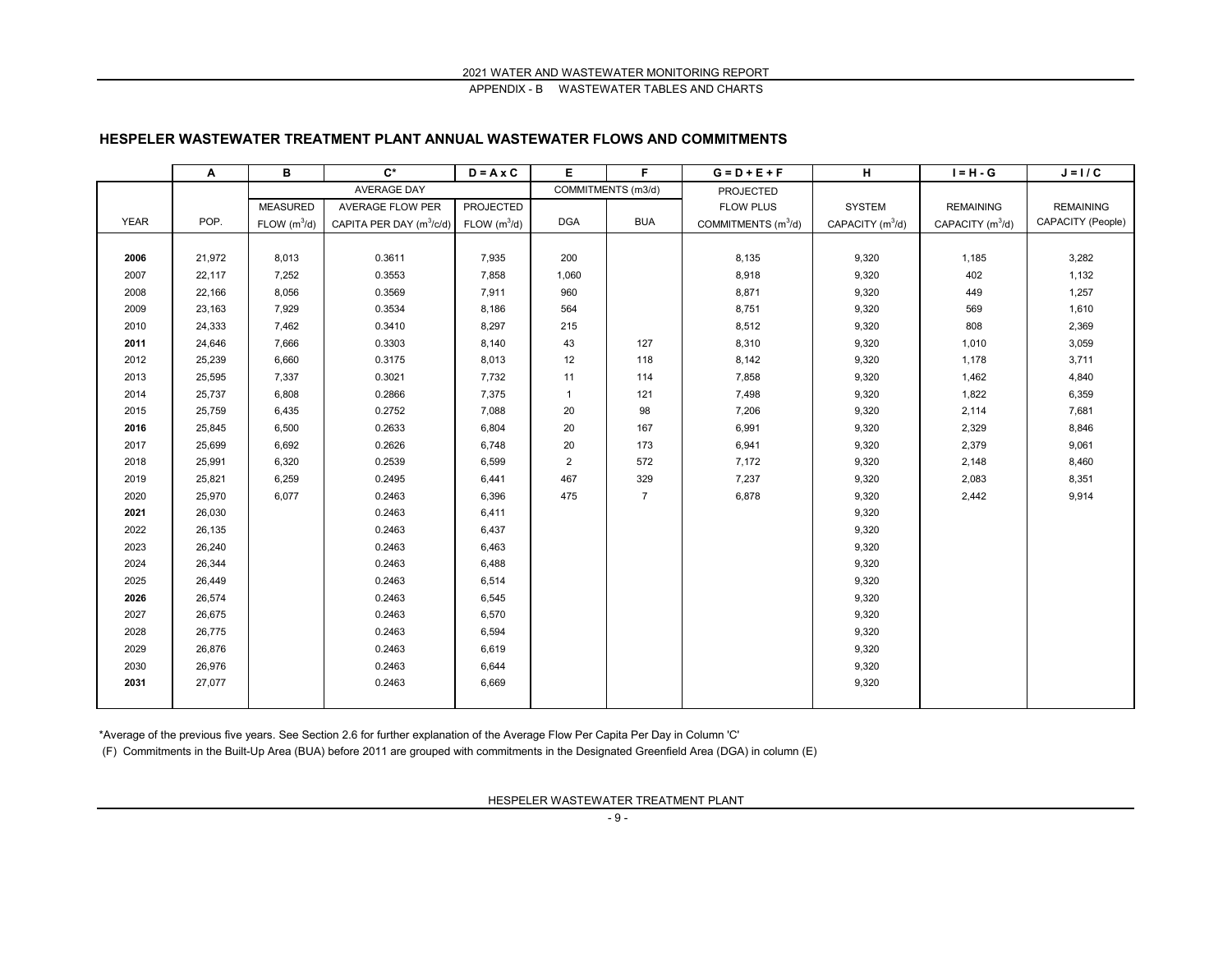## HESPELER WASTEWATER TREATMENT PLANT ANNUAL WASTEWATER FLOWS AND COMMITMENTS

| | A | B | C* | D = A x C | E | F | G = D + E + F | H | I = H - G | J = I / C |
|---|---|---|---|---|---|---|---|---|---|---|
| | | AVERAGE DAY | | | COMMITMENTS (m3/d) | | PROJECTED | | | |
| YEAR | POP. | MEASURED FLOW ($m^3/d$) | AVERAGE FLOW PER CAPITA PER DAY ($m^3/c/d$) | PROJECTED FLOW ($m^3/d$) | DGA | BUA | FLOW PLUS COMMITMENTS ($m^3/d$) | SYSTEM CAPACITY ($m^3/d$) | REMAINING CAPACITY ($m^3/d$) | REMAINING CAPACITY (People) |
| **2006** | 21,972 | 8,013 | 0.3611 | 7,935 | 200 | | 8,135 | 9,320 | 1,185 | 3,282 |
| 2007 | 22,117 | 7,252 | 0.3553 | 7,858 | 1,060 | | 8,918 | 9,320 | 402 | 1,132 |
| 2008 | 22,166 | 8,056 | 0.3569 | 7,911 | 960 | | 8,871 | 9,320 | 449 | 1,257 |
| 2009 | 23,163 | 7,929 | 0.3534 | 8,186 | 564 | | 8,751 | 9,320 | 569 | 1,610 |
| 2010 | 24,333 | 7,462 | 0.3410 | 8,297 | 215 | | 8,512 | 9,320 | 808 | 2,369 |
| **2011** | 24,646 | 7,666 | 0.3303 | 8,140 | 43 | 127 | 8,310 | 9,320 | 1,010 | 3,059 |
| 2012 | 25,239 | 6,660 | 0.3175 | 8,013 | 12 | 118 | 8,142 | 9,320 | 1,178 | 3,711 |
| 2013 | 25,595 | 7,337 | 0.3021 | 7,732 | 11 | 114 | 7,858 | 9,320 | 1,462 | 4,840 |
| 2014 | 25,737 | 6,808 | 0.2866 | 7,375 | 1 | 121 | 7,498 | 9,320 | 1,822 | 6,359 |
| 2015 | 25,759 | 6,435 | 0.2752 | 7,088 | 20 | 98 | 7,206 | 9,320 | 2,114 | 7,681 |
| **2016** | 25,845 | 6,500 | 0.2633 | 6,804 | 20 | 167 | 6,991 | 9,320 | 2,329 | 8,846 |
| 2017 | 25,699 | 6,692 | 0.2626 | 6,748 | 20 | 173 | 6,941 | 9,320 | 2,379 | 9,061 |
| 2018 | 25,991 | 6,320 | 0.2539 | 6,599 | 2 | 572 | 7,172 | 9,320 | 2,148 | 8,460 |
| 2019 | 25,821 | 6,259 | 0.2495 | 6,441 | 467 | 329 | 7,237 | 9,320 | 2,083 | 8,351 |
| 2020 | 25,970 | 6,077 | 0.2463 | 6,396 | 475 | 7 | 6,878 | 9,320 | 2,442 | 9,914 |
| **2021** | 26,030 | | 0.2463 | 6,411 | | | | 9,320 | | |
| 2022 | 26,135 | | 0.2463 | 6,437 | | | | 9,320 | | |
| 2023 | 26,240 | | 0.2463 | 6,463 | | | | 9,320 | | |
| 2024 | 26,344 | | 0.2463 | 6,488 | | | | 9,320 | | |
| 2025 | 26,449 | | 0.2463 | 6,514 | | | | 9,320 | | |
| **2026** | 26,574 | | 0.2463 | 6,545 | | | | 9,320 | | |
| 2027 | 26,675 | | 0.2463 | 6,570 | | | | 9,320 | | |
| 2028 | 26,775 | | 0.2463 | 6,594 | | | | 9,320 | | |
| 2029 | 26,876 | | 0.2463 | 6,619 | | | | 9,320 | | |
| 2030 | 26,976 | | 0.2463 | 6,644 | | | | 9,320 | | |
| **2031** | 27,077 | | 0.2463 | 6,669 | | | | 9,320 | | |

*Average of the previous five years. See Section 2.6 for further explanation of the Average Flow Per Capita Per Day in Column 'C'

(F) Commitments in the Built-Up Area (BUA) before 2011 are grouped with commitments in the Designated Greenfield Area (DGA) in column (E)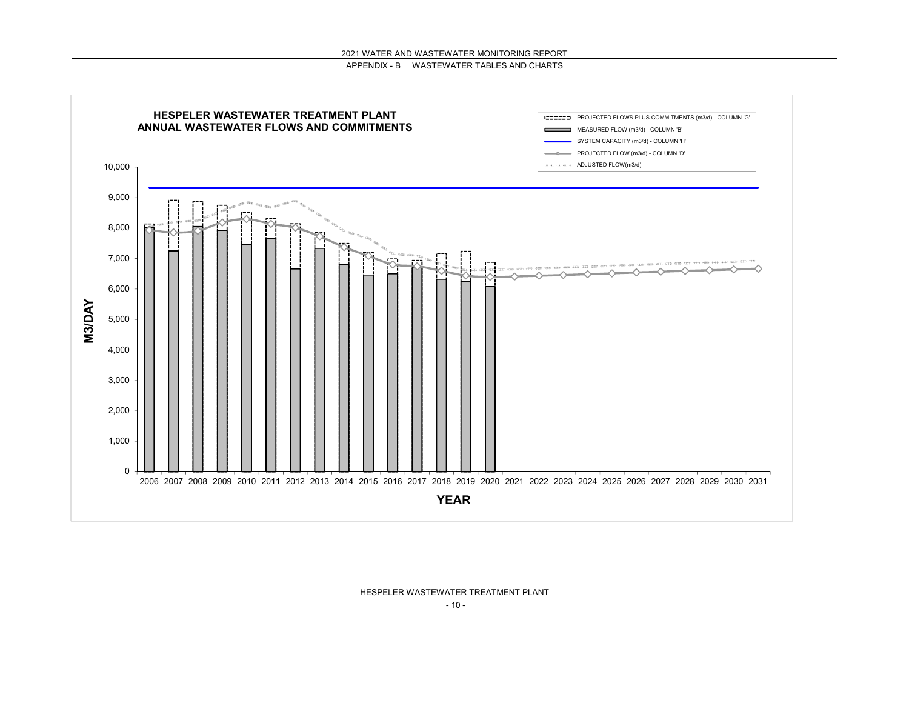**HESPELER WASTEWATER TREATMENT PLANT**
**ANNUAL WASTEWATER FLOWS AND COMMITMENTS**

- PROJECTED FLOWS PLUS COMMITMENTS (m3/d) - COLUMN 'G'
- MEASURED FLOW (m3/d) - COLUMN 'B'
- SYSTEM CAPACITY (m3/d) - COLUMN 'H'
- PROJECTED FLOW (m3/d) - COLUMN 'D'
- ADJUSTED FLOW(m3/d)

M3/DAY

0, 1,000, 2,000, 3,000, 4,000, 5,000, 6,000, 7,000, 8,000, 9,000, 10,000

YEAR

2006 2007 2008 2009 2010 2011 2012 2013 2014 2015 2016 2017 2018 2019 2020 2021 2022 2023 2024 2025 2026 2027 2028 2029 2030 2031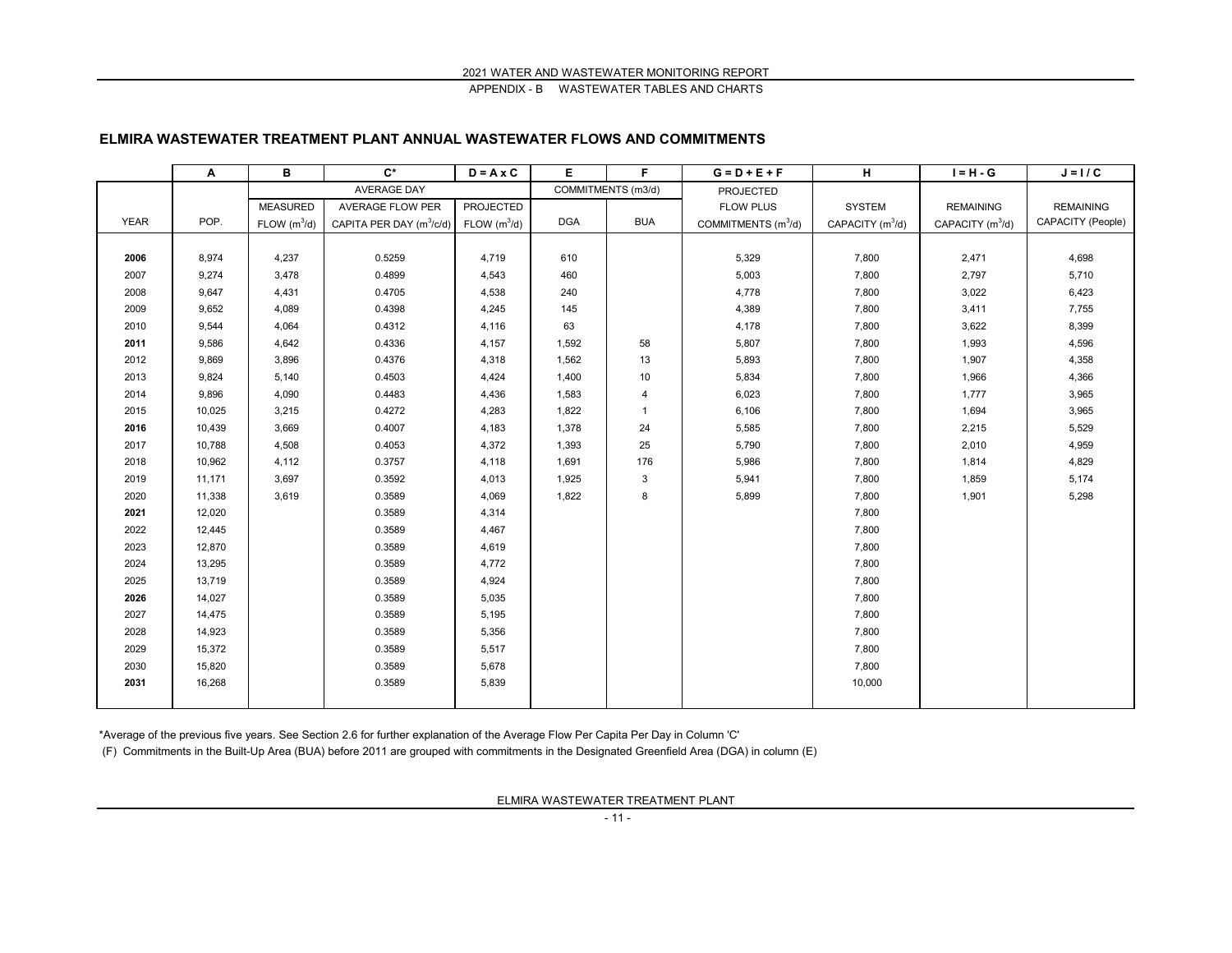## ELMIRA WASTEWATER TREATMENT PLANT ANNUAL WASTEWATER FLOWS AND COMMITMENTS

| | A | B | C* | D = A x C | E | F | G = D + E + F | H | I = H - G | J = I / C |
|---|---|---|---|---|---|---|---|---|---|---|
| | | AVERAGE DAY | | | COMMITMENTS (m3/d) | | PROJECTED | | | |
| YEAR | POP. | MEASURED FLOW ($m^3$/d) | AVERAGE FLOW PER CAPITA PER DAY ($m^3$/c/d) | PROJECTED FLOW ($m^3$/d) | DGA | BUA | FLOW PLUS COMMITMENTS ($m^3$/d) | SYSTEM CAPACITY ($m^3$/d) | REMAINING CAPACITY ($m^3$/d) | REMAINING CAPACITY (People) |
| **2006** | 8,974 | 4,237 | 0.5259 | 4,719 | 610 | | 5,329 | 7,800 | 2,471 | 4,698 |
| 2007 | 9,274 | 3,478 | 0.4899 | 4,543 | 460 | | 5,003 | 7,800 | 2,797 | 5,710 |
| 2008 | 9,647 | 4,431 | 0.4705 | 4,538 | 240 | | 4,778 | 7,800 | 3,022 | 6,423 |
| 2009 | 9,652 | 4,089 | 0.4398 | 4,245 | 145 | | 4,389 | 7,800 | 3,411 | 7,755 |
| 2010 | 9,544 | 4,064 | 0.4312 | 4,116 | 63 | | 4,178 | 7,800 | 3,622 | 8,399 |
| **2011** | 9,586 | 4,642 | 0.4336 | 4,157 | 1,592 | 58 | 5,807 | 7,800 | 1,993 | 4,596 |
| 2012 | 9,869 | 3,896 | 0.4376 | 4,318 | 1,562 | 13 | 5,893 | 7,800 | 1,907 | 4,358 |
| 2013 | 9,824 | 5,140 | 0.4503 | 4,424 | 1,400 | 10 | 5,834 | 7,800 | 1,966 | 4,366 |
| 2014 | 9,896 | 4,090 | 0.4483 | 4,436 | 1,583 | 4 | 6,023 | 7,800 | 1,777 | 3,965 |
| 2015 | 10,025 | 3,215 | 0.4272 | 4,283 | 1,822 | 1 | 6,106 | 7,800 | 1,694 | 3,965 |
| **2016** | 10,439 | 3,669 | 0.4007 | 4,183 | 1,378 | 24 | 5,585 | 7,800 | 2,215 | 5,529 |
| 2017 | 10,788 | 4,508 | 0.4053 | 4,372 | 1,393 | 25 | 5,790 | 7,800 | 2,010 | 4,959 |
| 2018 | 10,962 | 4,112 | 0.3757 | 4,118 | 1,691 | 176 | 5,986 | 7,800 | 1,814 | 4,829 |
| 2019 | 11,171 | 3,697 | 0.3592 | 4,013 | 1,925 | 3 | 5,941 | 7,800 | 1,859 | 5,174 |
| 2020 | 11,338 | 3,619 | 0.3589 | 4,069 | 1,822 | 8 | 5,899 | 7,800 | 1,901 | 5,298 |
| **2021** | 12,020 | | 0.3589 | 4,314 | | | | 7,800 | | |
| 2022 | 12,445 | | 0.3589 | 4,467 | | | | 7,800 | | |
| 2023 | 12,870 | | 0.3589 | 4,619 | | | | 7,800 | | |
| 2024 | 13,295 | | 0.3589 | 4,772 | | | | 7,800 | | |
| 2025 | 13,719 | | 0.3589 | 4,924 | | | | 7,800 | | |
| **2026** | 14,027 | | 0.3589 | 5,035 | | | | 7,800 | | |
| 2027 | 14,475 | | 0.3589 | 5,195 | | | | 7,800 | | |
| 2028 | 14,923 | | 0.3589 | 5,356 | | | | 7,800 | | |
| 2029 | 15,372 | | 0.3589 | 5,517 | | | | 7,800 | | |
| 2030 | 15,820 | | 0.3589 | 5,678 | | | | 7,800 | | |
| **2031** | 16,268 | | 0.3589 | 5,839 | | | | 10,000 | | |

*Average of the previous five years. See Section 2.6 for further explanation of the Average Flow Per Capita Per Day in Column 'C'

(F) Commitments in the Built-Up Area (BUA) before 2011 are grouped with commitments in the Designated Greenfield Area (DGA) in column (E)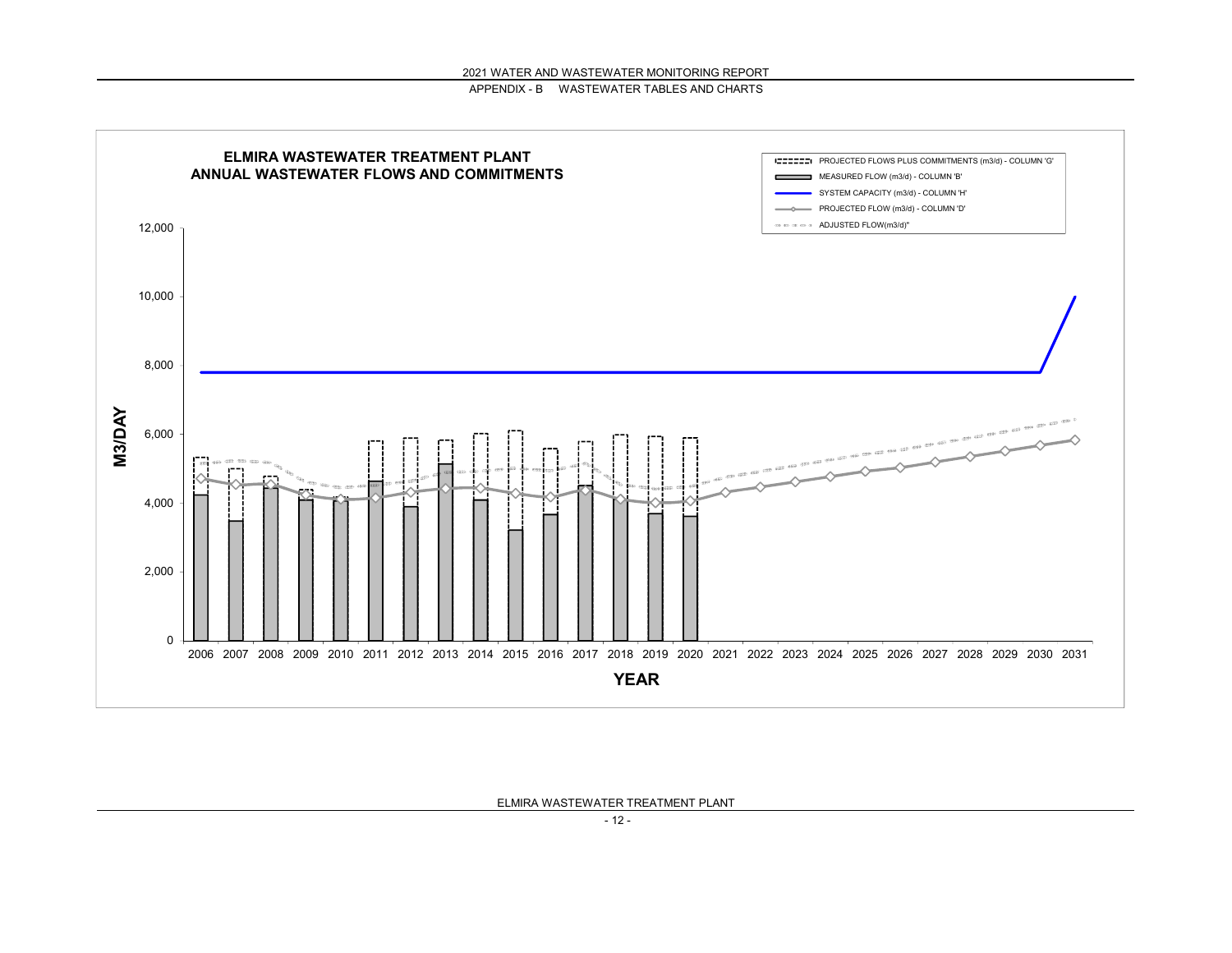## ELMIRA WASTEWATER TREATMENT PLANT
## ANNUAL WASTEWATER FLOWS AND COMMITMENTS

Legend:
- PROJECTED FLOWS PLUS COMMITMENTS (m3/d) - COLUMN 'G'
- MEASURED FLOW (m3/d) - COLUMN 'B'
- SYSTEM CAPACITY (m3/d) - COLUMN 'H'
- PROJECTED FLOW (m3/d) - COLUMN 'D'
- ADJUSTED FLOW(m3/d)"

M3/DAY: 0, 2,000, 4,000, 6,000, 8,000, 10,000, 12,000

YEAR: 2006, 2007, 2008, 2009, 2010, 2011, 2012, 2013, 2014, 2015, 2016, 2017, 2018, 2019, 2020, 2021, 2022, 2023, 2024, 2025, 2026, 2027, 2028, 2029, 2030, 2031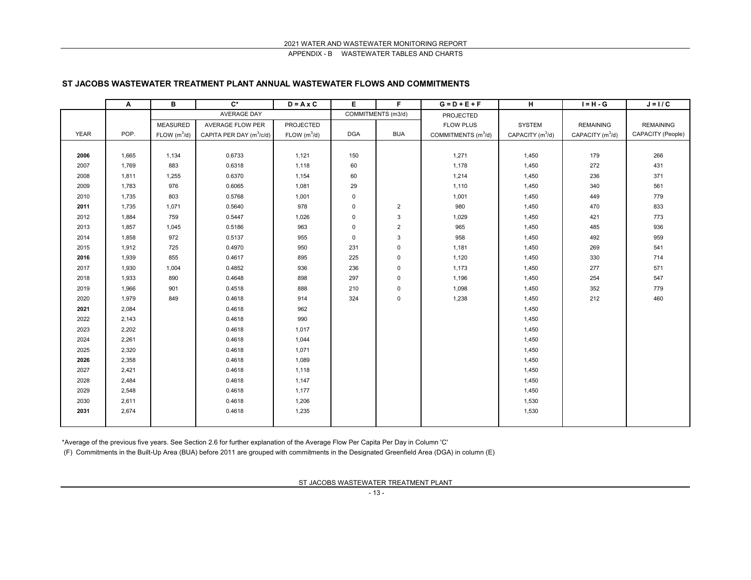## ST JACOBS WASTEWATER TREATMENT PLANT ANNUAL WASTEWATER FLOWS AND COMMITMENTS

| | A | B | C* | D = A x C | E | F | G = D + E + F | H | I = H - G | J = I / C |
|---|---|---|---|---|---|---|---|---|---|---|
| | | AVERAGE DAY | | | COMMITMENTS (m3/d) | | PROJECTED | | | |
| YEAR | POP. | MEASURED FLOW ($m^3$/d) | AVERAGE FLOW PER CAPITA PER DAY ($m^3$/c/d) | PROJECTED FLOW ($m^3$/d) | DGA | BUA | FLOW PLUS COMMITMENTS ($m^3$/d) | SYSTEM CAPACITY ($m^3$/d) | REMAINING CAPACITY ($m^3$/d) | REMAINING CAPACITY (People) |
| **2006** | 1,665 | 1,134 | 0.6733 | 1,121 | 150 | | 1,271 | 1,450 | 179 | 266 |
| 2007 | 1,769 | 883 | 0.6318 | 1,118 | 60 | | 1,178 | 1,450 | 272 | 431 |
| 2008 | 1,811 | 1,255 | 0.6370 | 1,154 | 60 | | 1,214 | 1,450 | 236 | 371 |
| 2009 | 1,783 | 976 | 0.6065 | 1,081 | 29 | | 1,110 | 1,450 | 340 | 561 |
| 2010 | 1,735 | 803 | 0.5768 | 1,001 | 0 | | 1,001 | 1,450 | 449 | 779 |
| **2011** | 1,735 | 1,071 | 0.5640 | 978 | 0 | 2 | 980 | 1,450 | 470 | 833 |
| 2012 | 1,884 | 759 | 0.5447 | 1,026 | 0 | 3 | 1,029 | 1,450 | 421 | 773 |
| 2013 | 1,857 | 1,045 | 0.5186 | 963 | 0 | 2 | 965 | 1,450 | 485 | 936 |
| 2014 | 1,858 | 972 | 0.5137 | 955 | 0 | 3 | 958 | 1,450 | 492 | 959 |
| 2015 | 1,912 | 725 | 0.4970 | 950 | 231 | 0 | 1,181 | 1,450 | 269 | 541 |
| **2016** | 1,939 | 855 | 0.4617 | 895 | 225 | 0 | 1,120 | 1,450 | 330 | 714 |
| 2017 | 1,930 | 1,004 | 0.4852 | 936 | 236 | 0 | 1,173 | 1,450 | 277 | 571 |
| 2018 | 1,933 | 890 | 0.4648 | 898 | 297 | 0 | 1,196 | 1,450 | 254 | 547 |
| 2019 | 1,966 | 901 | 0.4518 | 888 | 210 | 0 | 1,098 | 1,450 | 352 | 779 |
| 2020 | 1,979 | 849 | 0.4618 | 914 | 324 | 0 | 1,238 | 1,450 | 212 | 460 |
| **2021** | 2,084 | | 0.4618 | 962 | | | | 1,450 | | |
| 2022 | 2,143 | | 0.4618 | 990 | | | | 1,450 | | |
| 2023 | 2,202 | | 0.4618 | 1,017 | | | | 1,450 | | |
| 2024 | 2,261 | | 0.4618 | 1,044 | | | | 1,450 | | |
| 2025 | 2,320 | | 0.4618 | 1,071 | | | | 1,450 | | |
| **2026** | 2,358 | | 0.4618 | 1,089 | | | | 1,450 | | |
| 2027 | 2,421 | | 0.4618 | 1,118 | | | | 1,450 | | |
| 2028 | 2,484 | | 0.4618 | 1,147 | | | | 1,450 | | |
| 2029 | 2,548 | | 0.4618 | 1,177 | | | | 1,450 | | |
| 2030 | 2,611 | | 0.4618 | 1,206 | | | | 1,530 | | |
| **2031** | 2,674 | | 0.4618 | 1,235 | | | | 1,530 | | |

*Average of the previous five years. See Section 2.6 for further explanation of the Average Flow Per Capita Per Day in Column 'C'

(F) Commitments in the Built-Up Area (BUA) before 2011 are grouped with commitments in the Designated Greenfield Area (DGA) in column (E)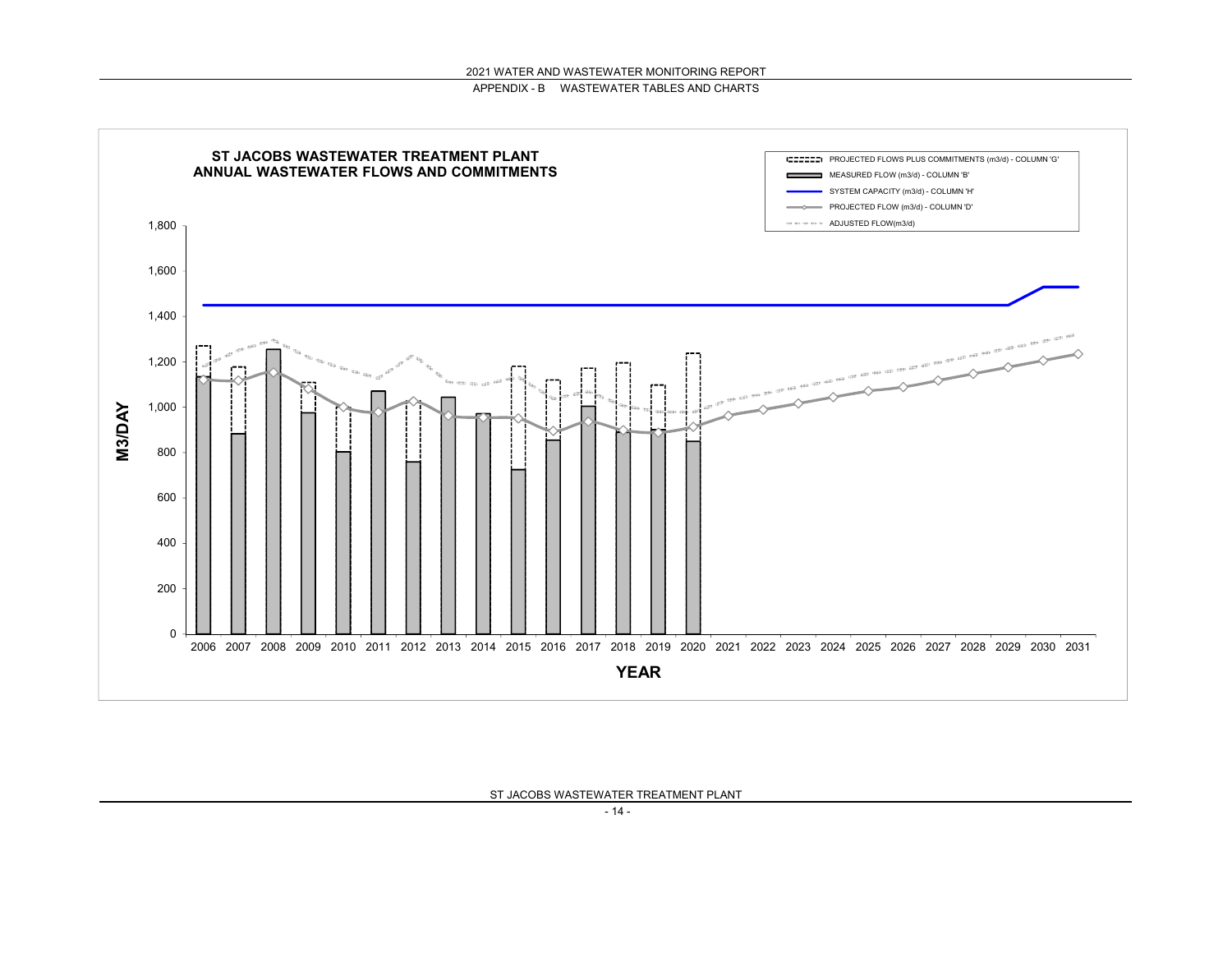## ST JACOBS WASTEWATER TREATMENT PLANT
## ANNUAL WASTEWATER FLOWS AND COMMITMENTS

Legend:
- PROJECTED FLOWS PLUS COMMITMENTS (m3/d) - COLUMN 'G'
- MEASURED FLOW (m3/d) - COLUMN 'B'
- SYSTEM CAPACITY (m3/d) - COLUMN 'H'
- PROJECTED FLOW (m3/d) - COLUMN 'D'
- ADJUSTED FLOW(m3/d)

Y-axis: M3/DAY (0 – 1,800)

X-axis: YEAR (2006 – 2031)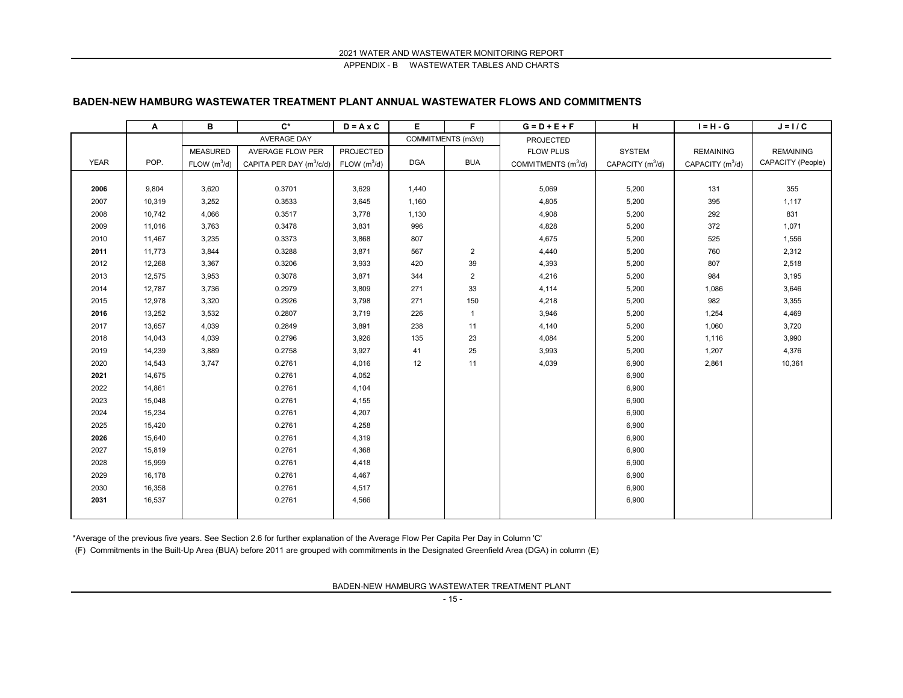## BADEN-NEW HAMBURG WASTEWATER TREATMENT PLANT ANNUAL WASTEWATER FLOWS AND COMMITMENTS

| | A | B | C* | D = A x C | E | F | G = D + E + F | H | I = H - G | J = I / C |
|---|---|---|---|---|---|---|---|---|---|---|
| | | AVERAGE DAY | | | COMMITMENTS (m3/d) | | PROJECTED | | | |
| | | MEASURED | AVERAGE FLOW PER | PROJECTED | | | FLOW PLUS | SYSTEM | REMAINING | REMAINING |
| YEAR | POP. | FLOW ($m^3$/d) | CAPITA PER DAY ($m^3$/c/d) | FLOW ($m^3$/d) | DGA | BUA | COMMITMENTS ($m^3$/d) | CAPACITY ($m^3$/d) | CAPACITY ($m^3$/d) | CAPACITY (People) |
| **2006** | 9,804 | 3,620 | 0.3701 | 3,629 | 1,440 | | 5,069 | 5,200 | 131 | 355 |
| 2007 | 10,319 | 3,252 | 0.3533 | 3,645 | 1,160 | | 4,805 | 5,200 | 395 | 1,117 |
| 2008 | 10,742 | 4,066 | 0.3517 | 3,778 | 1,130 | | 4,908 | 5,200 | 292 | 831 |
| 2009 | 11,016 | 3,763 | 0.3478 | 3,831 | 996 | | 4,828 | 5,200 | 372 | 1,071 |
| 2010 | 11,467 | 3,235 | 0.3373 | 3,868 | 807 | | 4,675 | 5,200 | 525 | 1,556 |
| **2011** | 11,773 | 3,844 | 0.3288 | 3,871 | 567 | 2 | 4,440 | 5,200 | 760 | 2,312 |
| 2012 | 12,268 | 3,367 | 0.3206 | 3,933 | 420 | 39 | 4,393 | 5,200 | 807 | 2,518 |
| 2013 | 12,575 | 3,953 | 0.3078 | 3,871 | 344 | 2 | 4,216 | 5,200 | 984 | 3,195 |
| 2014 | 12,787 | 3,736 | 0.2979 | 3,809 | 271 | 33 | 4,114 | 5,200 | 1,086 | 3,646 |
| 2015 | 12,978 | 3,320 | 0.2926 | 3,798 | 271 | 150 | 4,218 | 5,200 | 982 | 3,355 |
| **2016** | 13,252 | 3,532 | 0.2807 | 3,719 | 226 | 1 | 3,946 | 5,200 | 1,254 | 4,469 |
| 2017 | 13,657 | 4,039 | 0.2849 | 3,891 | 238 | 11 | 4,140 | 5,200 | 1,060 | 3,720 |
| 2018 | 14,043 | 4,039 | 0.2796 | 3,926 | 135 | 23 | 4,084 | 5,200 | 1,116 | 3,990 |
| 2019 | 14,239 | 3,889 | 0.2758 | 3,927 | 41 | 25 | 3,993 | 5,200 | 1,207 | 4,376 |
| 2020 | 14,543 | 3,747 | 0.2761 | 4,016 | 12 | 11 | 4,039 | 6,900 | 2,861 | 10,361 |
| **2021** | 14,675 | | 0.2761 | 4,052 | | | | 6,900 | | |
| 2022 | 14,861 | | 0.2761 | 4,104 | | | | 6,900 | | |
| 2023 | 15,048 | | 0.2761 | 4,155 | | | | 6,900 | | |
| 2024 | 15,234 | | 0.2761 | 4,207 | | | | 6,900 | | |
| 2025 | 15,420 | | 0.2761 | 4,258 | | | | 6,900 | | |
| **2026** | 15,640 | | 0.2761 | 4,319 | | | | 6,900 | | |
| 2027 | 15,819 | | 0.2761 | 4,368 | | | | 6,900 | | |
| 2028 | 15,999 | | 0.2761 | 4,418 | | | | 6,900 | | |
| 2029 | 16,178 | | 0.2761 | 4,467 | | | | 6,900 | | |
| 2030 | 16,358 | | 0.2761 | 4,517 | | | | 6,900 | | |
| **2031** | 16,537 | | 0.2761 | 4,566 | | | | 6,900 | | |

*Average of the previous five years. See Section 2.6 for further explanation of the Average Flow Per Capita Per Day in Column 'C'

(F) Commitments in the Built-Up Area (BUA) before 2011 are grouped with commitments in the Designated Greenfield Area (DGA) in column (E)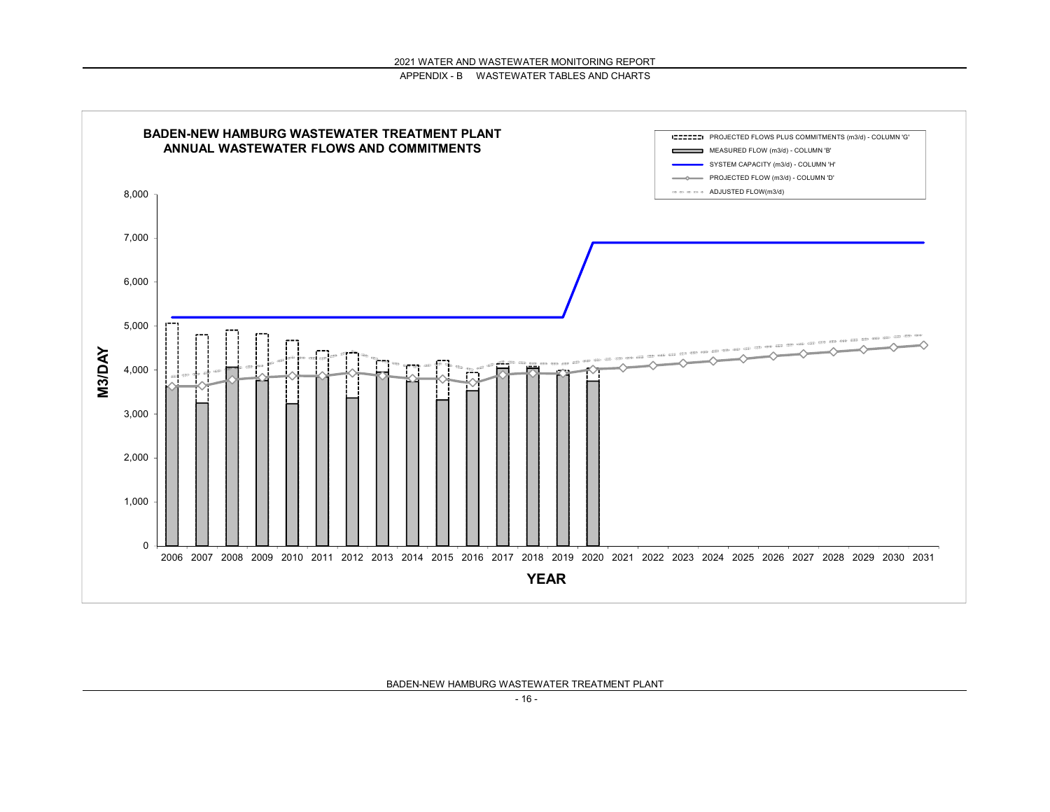**BADEN-NEW HAMBURG WASTEWATER TREATMENT PLANT**
**ANNUAL WASTEWATER FLOWS AND COMMITMENTS**

- PROJECTED FLOWS PLUS COMMITMENTS (m3/d) - COLUMN 'G'
- MEASURED FLOW (m3/d) - COLUMN 'B'
- SYSTEM CAPACITY (m3/d) - COLUMN 'H'
- PROJECTED FLOW (m3/d) - COLUMN 'D'
- ADJUSTED FLOW(m3/d)

M3/DAY: 0, 1,000, 2,000, 3,000, 4,000, 5,000, 6,000, 7,000, 8,000

YEAR: 2006, 2007, 2008, 2009, 2010, 2011, 2012, 2013, 2014, 2015, 2016, 2017, 2018, 2019, 2020, 2021, 2022, 2023, 2024, 2025, 2026, 2027, 2028, 2029, 2030, 2031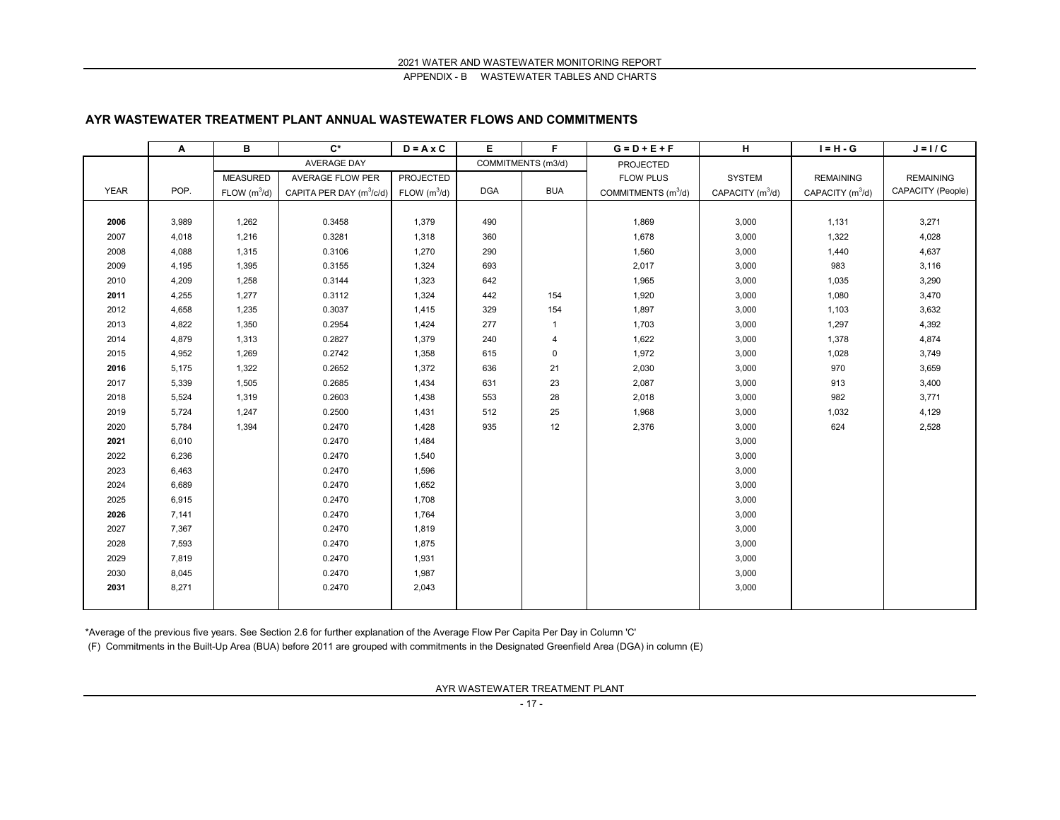## AYR WASTEWATER TREATMENT PLANT ANNUAL WASTEWATER FLOWS AND COMMITMENTS

| | A | B | C* | D = A x C | E | F | G = D + E + F | H | I = H - G | J = I / C |
|---|---|---|---|---|---|---|---|---|---|---|
| | | AVERAGE DAY | | | COMMITMENTS (m3/d) | | PROJECTED | | | |
| | | MEASURED | AVERAGE FLOW PER | PROJECTED | | | FLOW PLUS | SYSTEM | REMAINING | REMAINING |
| YEAR | POP. | FLOW ($m^3$/d) | CAPITA PER DAY ($m^3$/c/d) | FLOW ($m^3$/d) | DGA | BUA | COMMITMENTS ($m^3$/d) | CAPACITY ($m^3$/d) | CAPACITY ($m^3$/d) | CAPACITY (People) |
| **2006** | 3,989 | 1,262 | 0.3458 | 1,379 | 490 | | 1,869 | 3,000 | 1,131 | 3,271 |
| 2007 | 4,018 | 1,216 | 0.3281 | 1,318 | 360 | | 1,678 | 3,000 | 1,322 | 4,028 |
| 2008 | 4,088 | 1,315 | 0.3106 | 1,270 | 290 | | 1,560 | 3,000 | 1,440 | 4,637 |
| 2009 | 4,195 | 1,395 | 0.3155 | 1,324 | 693 | | 2,017 | 3,000 | 983 | 3,116 |
| 2010 | 4,209 | 1,258 | 0.3144 | 1,323 | 642 | | 1,965 | 3,000 | 1,035 | 3,290 |
| **2011** | 4,255 | 1,277 | 0.3112 | 1,324 | 442 | 154 | 1,920 | 3,000 | 1,080 | 3,470 |
| 2012 | 4,658 | 1,235 | 0.3037 | 1,415 | 329 | 154 | 1,897 | 3,000 | 1,103 | 3,632 |
| 2013 | 4,822 | 1,350 | 0.2954 | 1,424 | 277 | 1 | 1,703 | 3,000 | 1,297 | 4,392 |
| 2014 | 4,879 | 1,313 | 0.2827 | 1,379 | 240 | 4 | 1,622 | 3,000 | 1,378 | 4,874 |
| 2015 | 4,952 | 1,269 | 0.2742 | 1,358 | 615 | 0 | 1,972 | 3,000 | 1,028 | 3,749 |
| **2016** | 5,175 | 1,322 | 0.2652 | 1,372 | 636 | 21 | 2,030 | 3,000 | 970 | 3,659 |
| 2017 | 5,339 | 1,505 | 0.2685 | 1,434 | 631 | 23 | 2,087 | 3,000 | 913 | 3,400 |
| 2018 | 5,524 | 1,319 | 0.2603 | 1,438 | 553 | 28 | 2,018 | 3,000 | 982 | 3,771 |
| 2019 | 5,724 | 1,247 | 0.2500 | 1,431 | 512 | 25 | 1,968 | 3,000 | 1,032 | 4,129 |
| 2020 | 5,784 | 1,394 | 0.2470 | 1,428 | 935 | 12 | 2,376 | 3,000 | 624 | 2,528 |
| **2021** | 6,010 | | 0.2470 | 1,484 | | | | 3,000 | | |
| 2022 | 6,236 | | 0.2470 | 1,540 | | | | 3,000 | | |
| 2023 | 6,463 | | 0.2470 | 1,596 | | | | 3,000 | | |
| 2024 | 6,689 | | 0.2470 | 1,652 | | | | 3,000 | | |
| 2025 | 6,915 | | 0.2470 | 1,708 | | | | 3,000 | | |
| **2026** | 7,141 | | 0.2470 | 1,764 | | | | 3,000 | | |
| 2027 | 7,367 | | 0.2470 | 1,819 | | | | 3,000 | | |
| 2028 | 7,593 | | 0.2470 | 1,875 | | | | 3,000 | | |
| 2029 | 7,819 | | 0.2470 | 1,931 | | | | 3,000 | | |
| 2030 | 8,045 | | 0.2470 | 1,987 | | | | 3,000 | | |
| **2031** | 8,271 | | 0.2470 | 2,043 | | | | 3,000 | | |

*Average of the previous five years. See Section 2.6 for further explanation of the Average Flow Per Capita Per Day in Column 'C'

(F) Commitments in the Built-Up Area (BUA) before 2011 are grouped with commitments in the Designated Greenfield Area (DGA) in column (E)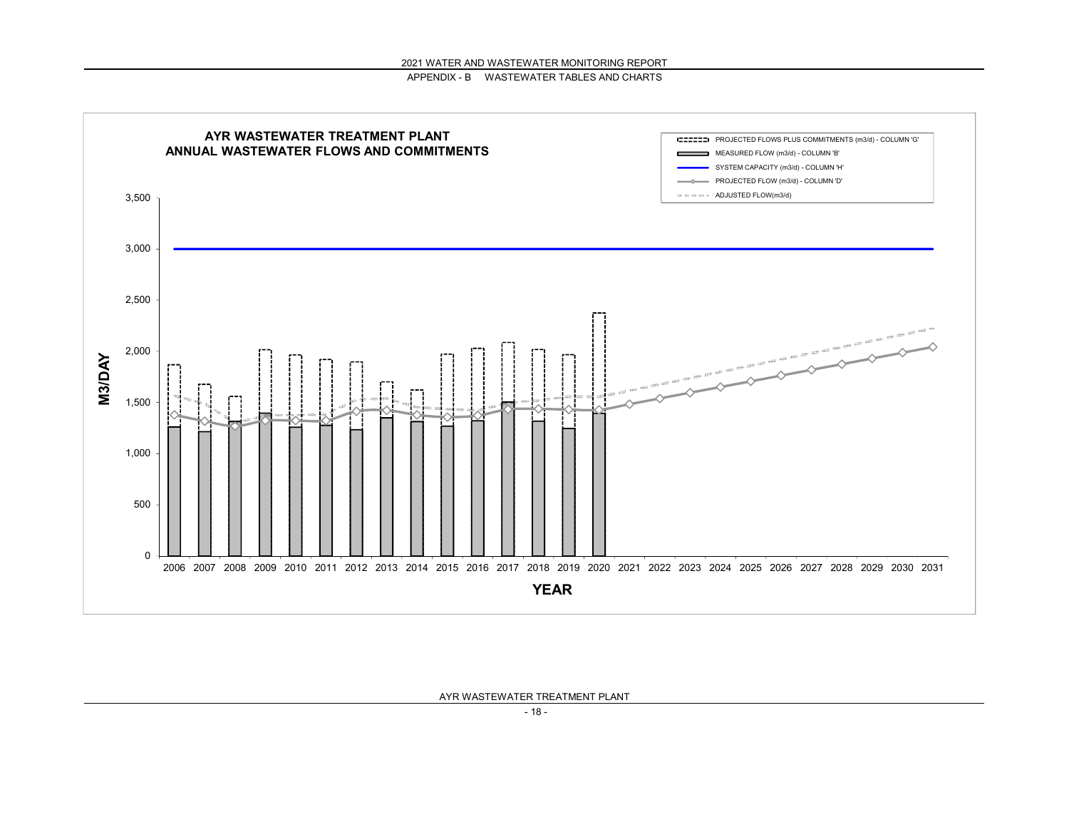# AYR WASTEWATER TREATMENT PLANT
## ANNUAL WASTEWATER FLOWS AND COMMITMENTS

- PROJECTED FLOWS PLUS COMMITMENTS (m3/d) - COLUMN 'G'
- MEASURED FLOW (m3/d) - COLUMN 'B'
- SYSTEM CAPACITY (m3/d) - COLUMN 'H'
- PROJECTED FLOW (m3/d) - COLUMN 'D'
- ADJUSTED FLOW(m3/d)

M3/DAY: 0, 500, 1,000, 1,500, 2,000, 2,500, 3,000, 3,500

YEAR: 2006, 2007, 2008, 2009, 2010, 2011, 2012, 2013, 2014, 2015, 2016, 2017, 2018, 2019, 2020, 2021, 2022, 2023, 2024, 2025, 2026, 2027, 2028, 2029, 2030, 2031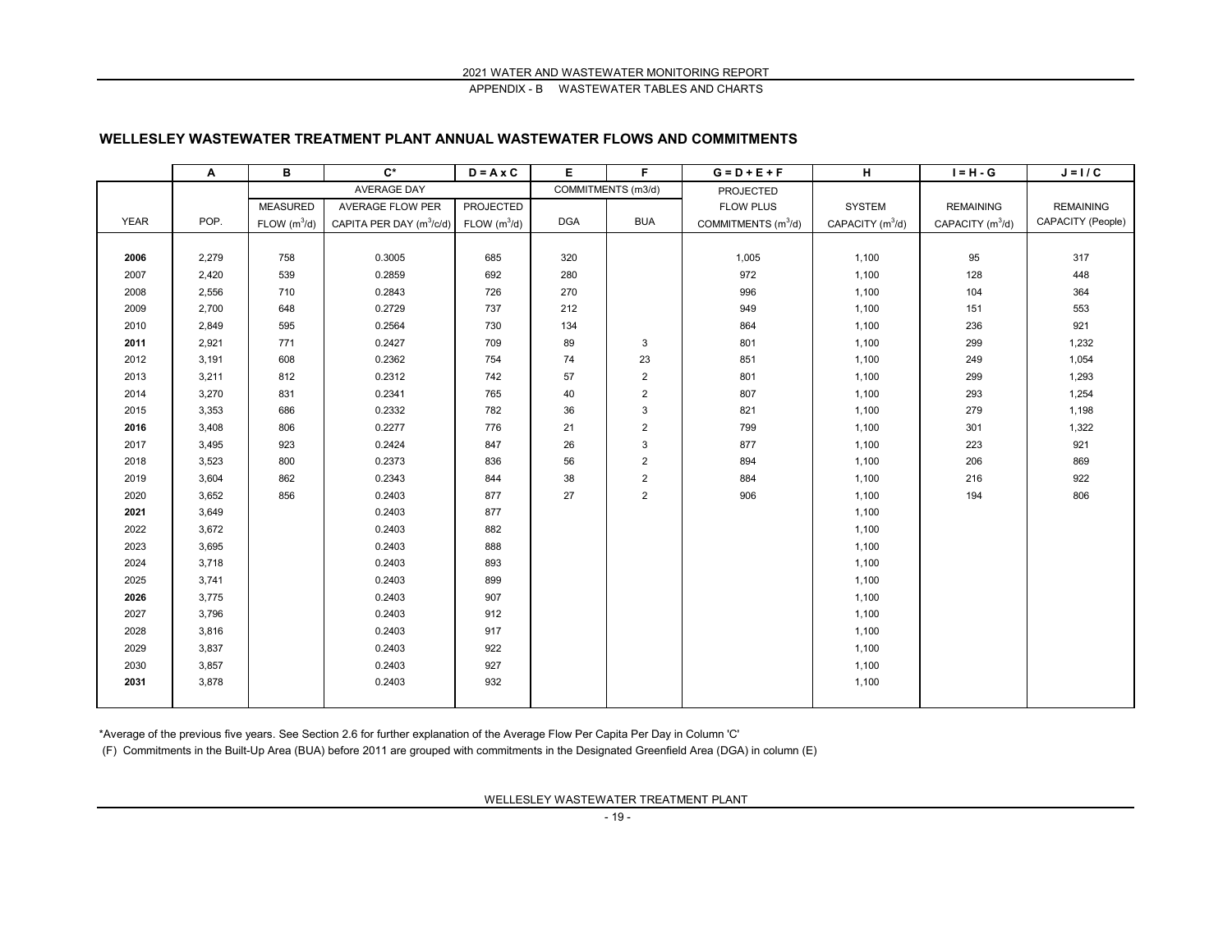## WELLESLEY WASTEWATER TREATMENT PLANT ANNUAL WASTEWATER FLOWS AND COMMITMENTS

| | A | B | C* | D = A x C | E | F | G = D + E + F | H | I = H - G | J = I / C |
|---|---|---|---|---|---|---|---|---|---|---|
| | | AVERAGE DAY | | | COMMITMENTS (m3/d) | | PROJECTED | | | |
| | | MEASURED | AVERAGE FLOW PER | PROJECTED | | | FLOW PLUS | SYSTEM | REMAINING | REMAINING |
| YEAR | POP. | FLOW ($m^3$/d) | CAPITA PER DAY ($m^3$/c/d) | FLOW ($m^3$/d) | DGA | BUA | COMMITMENTS ($m^3$/d) | CAPACITY ($m^3$/d) | CAPACITY ($m^3$/d) | CAPACITY (People) |
| **2006** | 2,279 | 758 | 0.3005 | 685 | 320 | | 1,005 | 1,100 | 95 | 317 |
| 2007 | 2,420 | 539 | 0.2859 | 692 | 280 | | 972 | 1,100 | 128 | 448 |
| 2008 | 2,556 | 710 | 0.2843 | 726 | 270 | | 996 | 1,100 | 104 | 364 |
| 2009 | 2,700 | 648 | 0.2729 | 737 | 212 | | 949 | 1,100 | 151 | 553 |
| 2010 | 2,849 | 595 | 0.2564 | 730 | 134 | | 864 | 1,100 | 236 | 921 |
| **2011** | 2,921 | 771 | 0.2427 | 709 | 89 | 3 | 801 | 1,100 | 299 | 1,232 |
| 2012 | 3,191 | 608 | 0.2362 | 754 | 74 | 23 | 851 | 1,100 | 249 | 1,054 |
| 2013 | 3,211 | 812 | 0.2312 | 742 | 57 | 2 | 801 | 1,100 | 299 | 1,293 |
| 2014 | 3,270 | 831 | 0.2341 | 765 | 40 | 2 | 807 | 1,100 | 293 | 1,254 |
| 2015 | 3,353 | 686 | 0.2332 | 782 | 36 | 3 | 821 | 1,100 | 279 | 1,198 |
| **2016** | 3,408 | 806 | 0.2277 | 776 | 21 | 2 | 799 | 1,100 | 301 | 1,322 |
| 2017 | 3,495 | 923 | 0.2424 | 847 | 26 | 3 | 877 | 1,100 | 223 | 921 |
| 2018 | 3,523 | 800 | 0.2373 | 836 | 56 | 2 | 894 | 1,100 | 206 | 869 |
| 2019 | 3,604 | 862 | 0.2343 | 844 | 38 | 2 | 884 | 1,100 | 216 | 922 |
| 2020 | 3,652 | 856 | 0.2403 | 877 | 27 | 2 | 906 | 1,100 | 194 | 806 |
| **2021** | 3,649 | | 0.2403 | 877 | | | | 1,100 | | |
| 2022 | 3,672 | | 0.2403 | 882 | | | | 1,100 | | |
| 2023 | 3,695 | | 0.2403 | 888 | | | | 1,100 | | |
| 2024 | 3,718 | | 0.2403 | 893 | | | | 1,100 | | |
| 2025 | 3,741 | | 0.2403 | 899 | | | | 1,100 | | |
| **2026** | 3,775 | | 0.2403 | 907 | | | | 1,100 | | |
| 2027 | 3,796 | | 0.2403 | 912 | | | | 1,100 | | |
| 2028 | 3,816 | | 0.2403 | 917 | | | | 1,100 | | |
| 2029 | 3,837 | | 0.2403 | 922 | | | | 1,100 | | |
| 2030 | 3,857 | | 0.2403 | 927 | | | | 1,100 | | |
| **2031** | 3,878 | | 0.2403 | 932 | | | | 1,100 | | |

*Average of the previous five years. See Section 2.6 for further explanation of the Average Flow Per Capita Per Day in Column 'C'

(F) Commitments in the Built-Up Area (BUA) before 2011 are grouped with commitments in the Designated Greenfield Area (DGA) in column (E)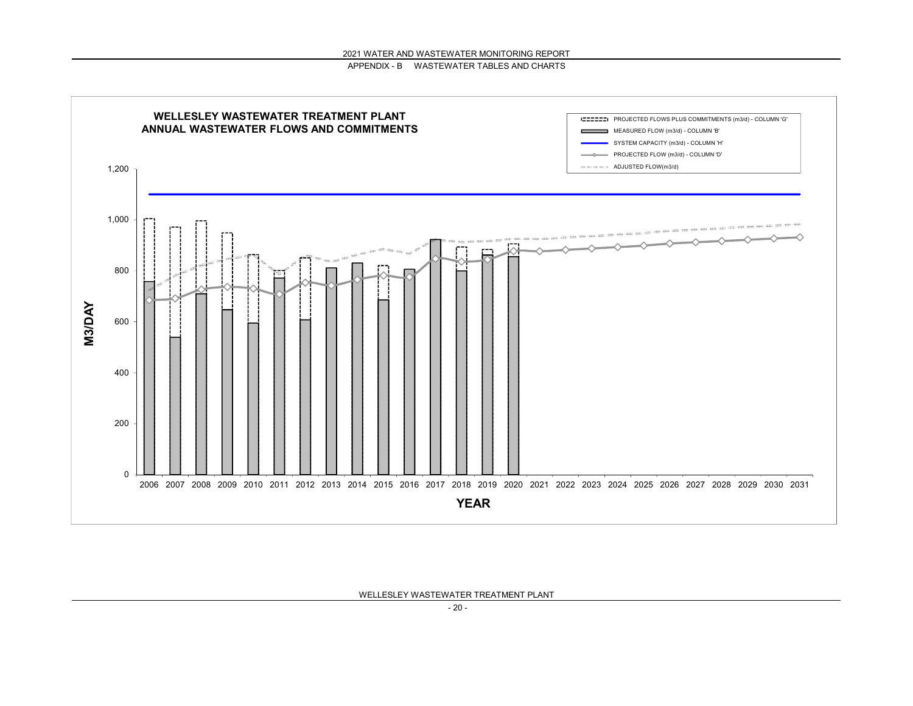## WELLESLEY WASTEWATER TREATMENT PLANT
## ANNUAL WASTEWATER FLOWS AND COMMITMENTS

Legend:
- PROJECTED FLOWS PLUS COMMITMENTS (m3/d) - COLUMN 'G'
- MEASURED FLOW (m3/d) - COLUMN 'B'
- SYSTEM CAPACITY (m3/d) - COLUMN 'H'
- PROJECTED FLOW (m3/d) - COLUMN 'D'
- ADJUSTED FLOW(m3/d)

M3/DAY: 0, 200, 400, 600, 800, 1,000, 1,200

YEAR: 2006, 2007, 2008, 2009, 2010, 2011, 2012, 2013, 2014, 2015, 2016, 2017, 2018, 2019, 2020, 2021, 2022, 2023, 2024, 2025, 2026, 2027, 2028, 2029, 2030, 2031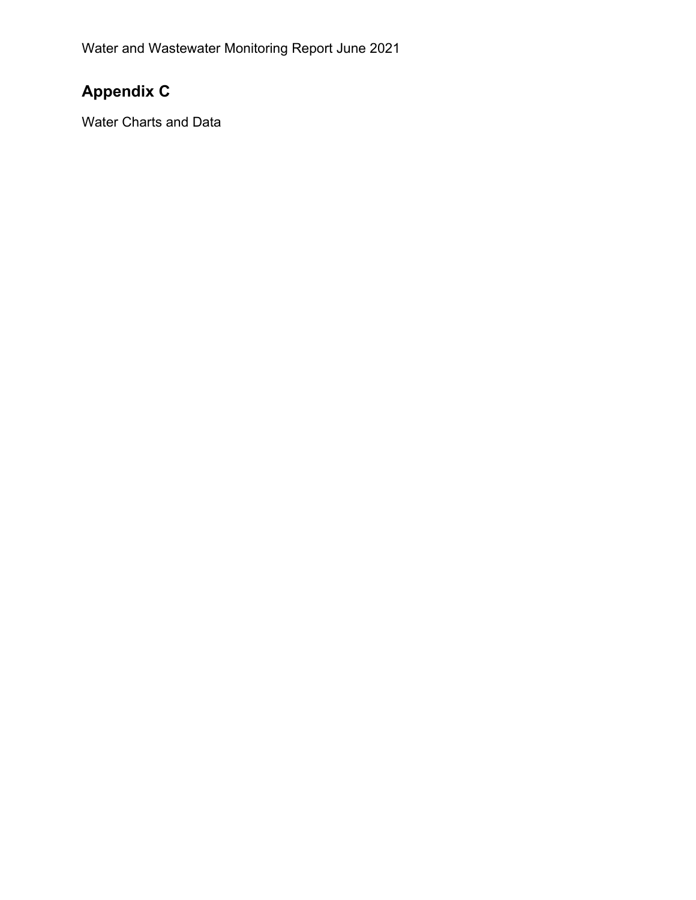## Appendix C

Water Charts and Data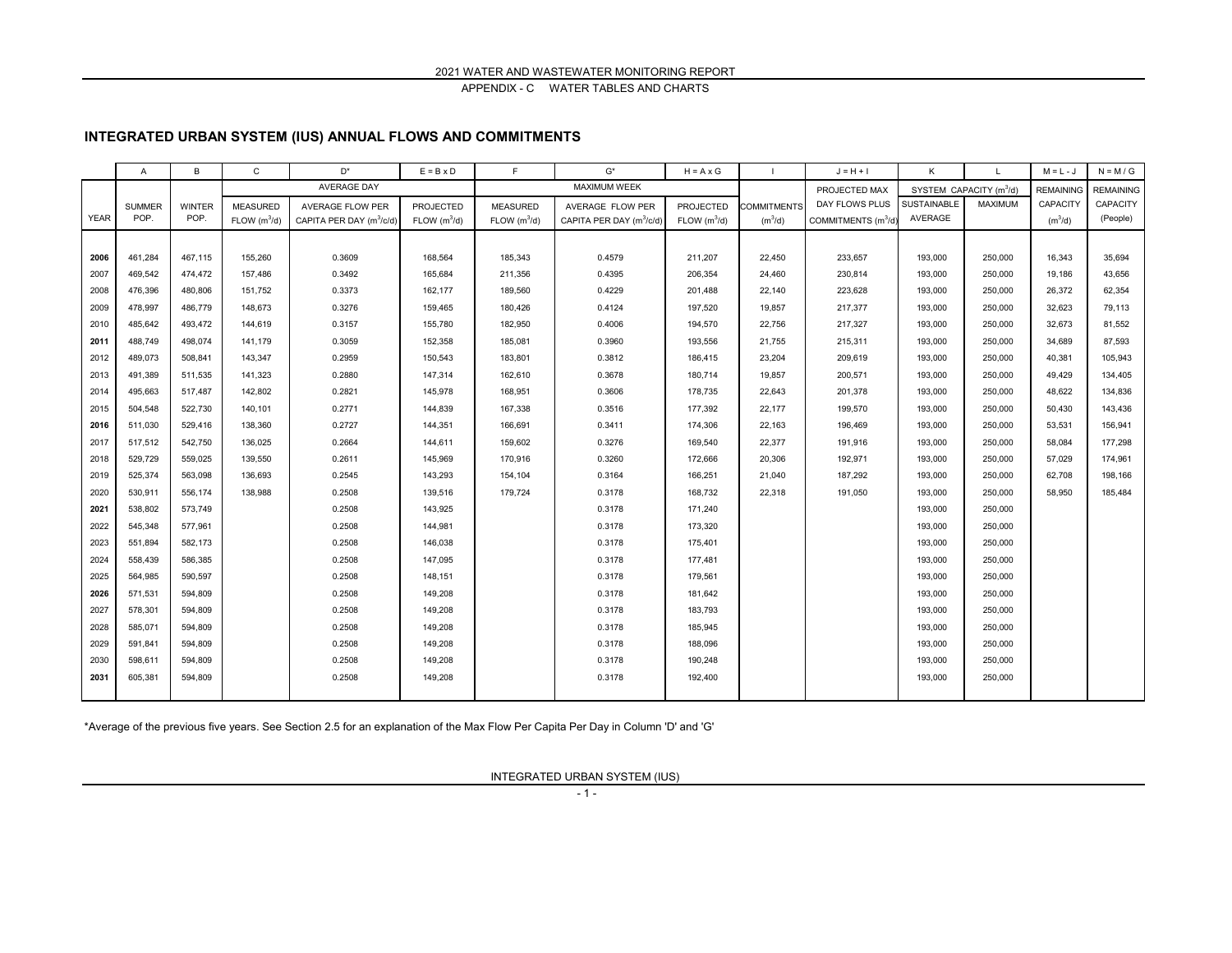## INTEGRATED URBAN SYSTEM (IUS) ANNUAL FLOWS AND COMMITMENTS

| | A | B | C | D* | E = B x D | F | G* | H = A x G | I | J = H + I | K | L | M = L - J | N = M / G |
|---|---|---|---|---|---|---|---|---|---|---|---|---|---|---|
| | | | AVERAGE DAY | | | MAXIMUM WEEK | | | | PROJECTED MAX | SYSTEM CAPACITY ($m^3$/d) | | REMAINING | REMAINING |
| YEAR | SUMMER POP. | WINTER POP. | MEASURED FLOW ($m^3$/d) | AVERAGE FLOW PER CAPITA PER DAY ($m^3$/c/d) | PROJECTED FLOW ($m^3$/d) | MEASURED FLOW ($m^3$/d) | AVERAGE FLOW PER CAPITA PER DAY ($m^3$/c/d) | PROJECTED FLOW ($m^3$/d) | COMMITMENTS ($m^3$/d) | DAY FLOWS PLUS COMMITMENTS ($m^3$/d) | SUSTAINABLE AVERAGE | MAXIMUM | CAPACITY ($m^3$/d) | CAPACITY (People) |
| **2006** | 461,284 | 467,115 | 155,260 | 0.3609 | 168,564 | 185,343 | 0.4579 | 211,207 | 22,450 | 233,657 | 193,000 | 250,000 | 16,343 | 35,694 |
| 2007 | 469,542 | 474,472 | 157,486 | 0.3492 | 165,684 | 211,356 | 0.4395 | 206,354 | 24,460 | 230,814 | 193,000 | 250,000 | 19,186 | 43,656 |
| 2008 | 476,396 | 480,806 | 151,752 | 0.3373 | 162,177 | 189,560 | 0.4229 | 201,488 | 22,140 | 223,628 | 193,000 | 250,000 | 26,372 | 62,354 |
| 2009 | 478,997 | 486,779 | 148,673 | 0.3276 | 159,465 | 180,426 | 0.4124 | 197,520 | 19,857 | 217,377 | 193,000 | 250,000 | 32,623 | 79,113 |
| 2010 | 485,642 | 493,472 | 144,619 | 0.3157 | 155,780 | 182,950 | 0.4006 | 194,570 | 22,756 | 217,327 | 193,000 | 250,000 | 32,673 | 81,552 |
| **2011** | 488,749 | 498,074 | 141,179 | 0.3059 | 152,358 | 185,081 | 0.3960 | 193,556 | 21,755 | 215,311 | 193,000 | 250,000 | 34,689 | 87,593 |
| 2012 | 489,073 | 508,841 | 143,347 | 0.2959 | 150,543 | 183,801 | 0.3812 | 186,415 | 23,204 | 209,619 | 193,000 | 250,000 | 40,381 | 105,943 |
| 2013 | 491,389 | 511,535 | 141,323 | 0.2880 | 147,314 | 162,610 | 0.3678 | 180,714 | 19,857 | 200,571 | 193,000 | 250,000 | 49,429 | 134,405 |
| 2014 | 495,663 | 517,487 | 142,802 | 0.2821 | 145,978 | 168,951 | 0.3606 | 178,735 | 22,643 | 201,378 | 193,000 | 250,000 | 48,622 | 134,836 |
| 2015 | 504,548 | 522,730 | 140,101 | 0.2771 | 144,839 | 167,338 | 0.3516 | 177,392 | 22,177 | 199,570 | 193,000 | 250,000 | 50,430 | 143,436 |
| **2016** | 511,030 | 529,416 | 138,360 | 0.2727 | 144,351 | 166,691 | 0.3411 | 174,306 | 22,163 | 196,469 | 193,000 | 250,000 | 53,531 | 156,941 |
| 2017 | 517,512 | 542,750 | 136,025 | 0.2664 | 144,611 | 159,602 | 0.3276 | 169,540 | 22,377 | 191,916 | 193,000 | 250,000 | 58,084 | 177,298 |
| 2018 | 529,729 | 559,025 | 139,550 | 0.2611 | 145,969 | 170,916 | 0.3260 | 172,666 | 20,306 | 192,971 | 193,000 | 250,000 | 57,029 | 174,961 |
| 2019 | 525,374 | 563,098 | 136,693 | 0.2545 | 143,293 | 154,104 | 0.3164 | 166,251 | 21,040 | 187,292 | 193,000 | 250,000 | 62,708 | 198,166 |
| 2020 | 530,911 | 556,174 | 138,988 | 0.2508 | 139,516 | 179,724 | 0.3178 | 168,732 | 22,318 | 191,050 | 193,000 | 250,000 | 58,950 | 185,484 |
| **2021** | 538,802 | 573,749 | | 0.2508 | 143,925 | | 0.3178 | 171,240 | | | 193,000 | 250,000 | | |
| 2022 | 545,348 | 577,961 | | 0.2508 | 144,981 | | 0.3178 | 173,320 | | | 193,000 | 250,000 | | |
| 2023 | 551,894 | 582,173 | | 0.2508 | 146,038 | | 0.3178 | 175,401 | | | 193,000 | 250,000 | | |
| 2024 | 558,439 | 586,385 | | 0.2508 | 147,095 | | 0.3178 | 177,481 | | | 193,000 | 250,000 | | |
| 2025 | 564,985 | 590,597 | | 0.2508 | 148,151 | | 0.3178 | 179,561 | | | 193,000 | 250,000 | | |
| **2026** | 571,531 | 594,809 | | 0.2508 | 149,208 | | 0.3178 | 181,642 | | | 193,000 | 250,000 | | |
| 2027 | 578,301 | 594,809 | | 0.2508 | 149,208 | | 0.3178 | 183,793 | | | 193,000 | 250,000 | | |
| 2028 | 585,071 | 594,809 | | 0.2508 | 149,208 | | 0.3178 | 185,945 | | | 193,000 | 250,000 | | |
| 2029 | 591,841 | 594,809 | | 0.2508 | 149,208 | | 0.3178 | 188,096 | | | 193,000 | 250,000 | | |
| 2030 | 598,611 | 594,809 | | 0.2508 | 149,208 | | 0.3178 | 190,248 | | | 193,000 | 250,000 | | |
| **2031** | 605,381 | 594,809 | | 0.2508 | 149,208 | | 0.3178 | 192,400 | | | 193,000 | 250,000 | | |

*Average of the previous five years. See Section 2.5 for an explanation of the Max Flow Per Capita Per Day in Column 'D' and 'G'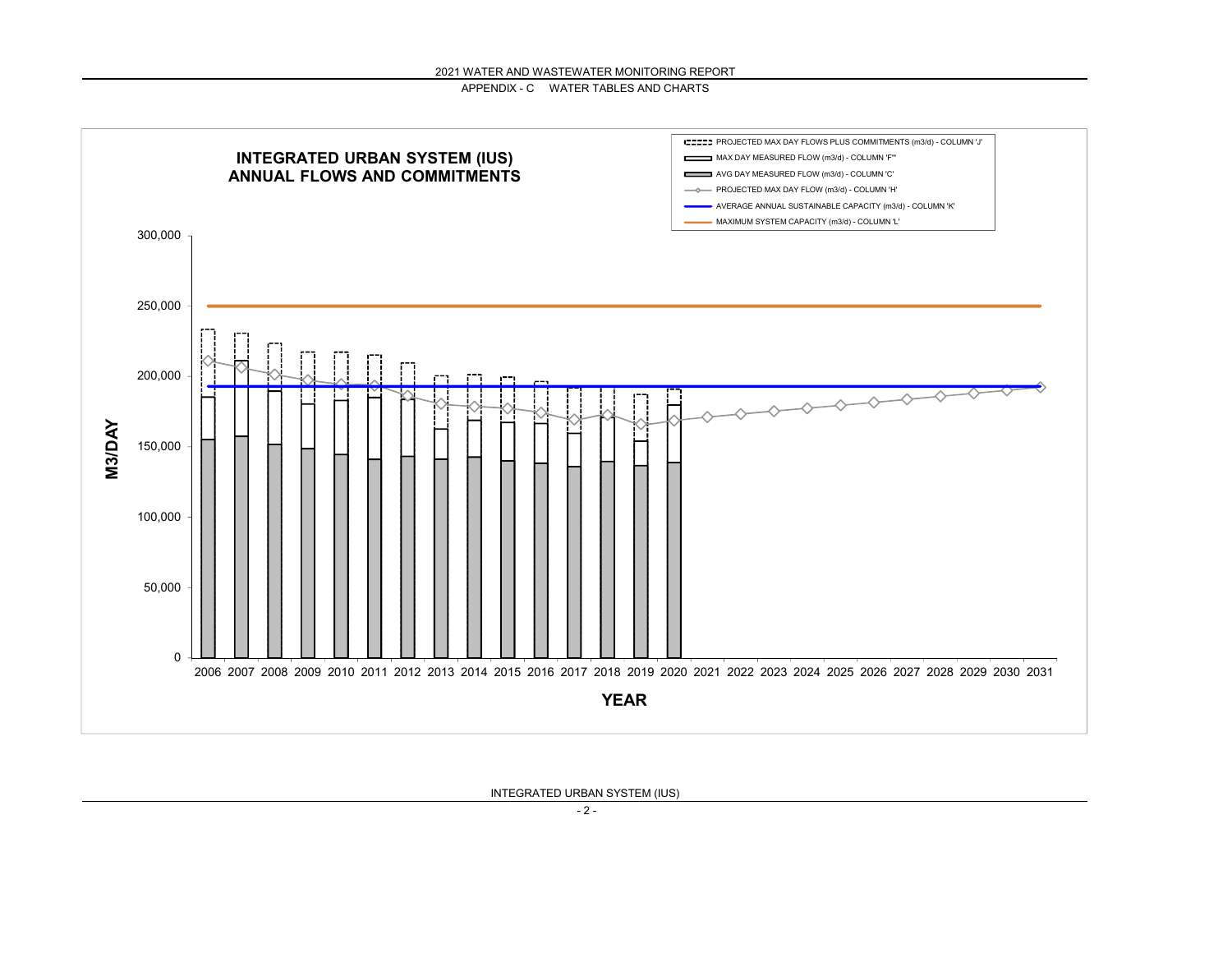## APPENDIX - C WATER TABLES AND CHARTS

### INTEGRATED URBAN SYSTEM (IUS) ANNUAL FLOWS AND COMMITMENTS

- PROJECTED MAX DAY FLOWS PLUS COMMITMENTS (m3/d) - COLUMN 'J'
- MAX DAY MEASURED FLOW (m3/d) - COLUMN 'F"'
- AVG DAY MEASURED FLOW (m3/d) - COLUMN 'C'
- PROJECTED MAX DAY FLOW (m3/d) - COLUMN 'H'
- AVERAGE ANNUAL SUSTAINABLE CAPACITY (m3/d) - COLUMN 'K'
- MAXIMUM SYSTEM CAPACITY (m3/d) - COLUMN 'L'

M3/DAY: 0, 50,000, 100,000, 150,000, 200,000, 250,000, 300,000

YEAR: 2006 2007 2008 2009 2010 2011 2012 2013 2014 2015 2016 2017 2018 2019 2020 2021 2022 2023 2024 2025 2026 2027 2028 2029 2030 2031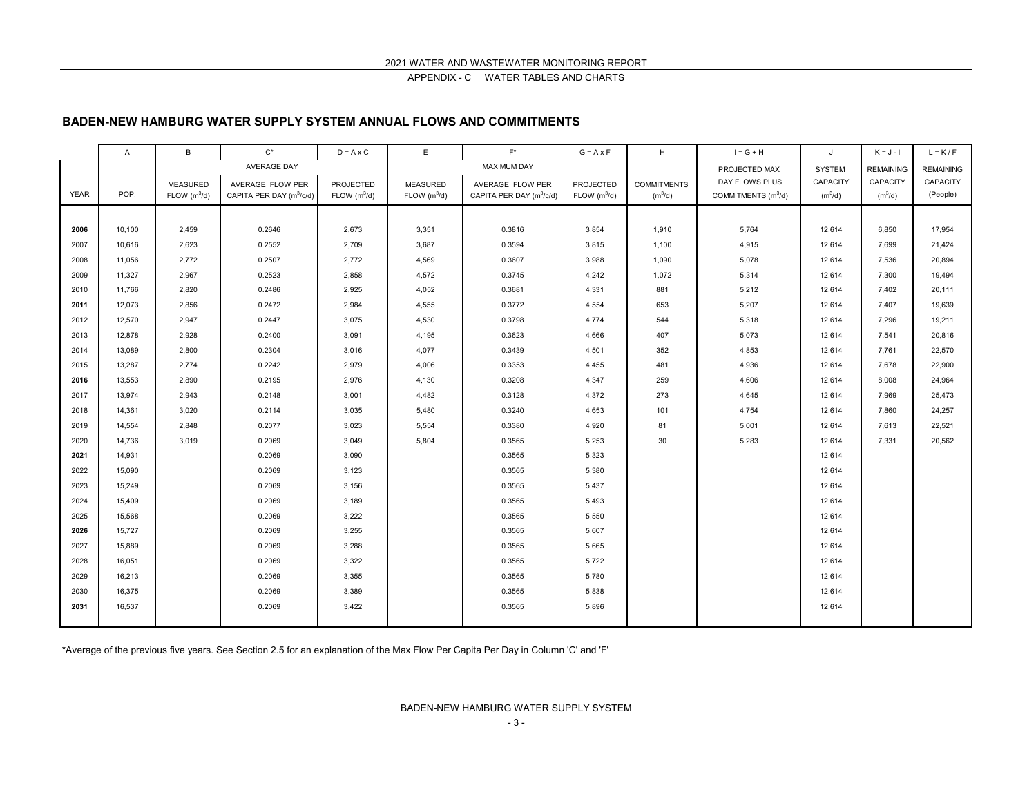## BADEN-NEW HAMBURG WATER SUPPLY SYSTEM ANNUAL FLOWS AND COMMITMENTS

| | A | B | C* | D = A x C | E | F* | G = A x F | H | I = G + H | J | K = J - I | L = K / F |
|---|---|---|---|---|---|---|---|---|---|---|---|---|
| | | AVERAGE DAY | | | MAXIMUM DAY | | | | PROJECTED MAX | SYSTEM | REMAINING | REMAINING |
| YEAR | POP. | MEASURED FLOW ($m^3/d$) | AVERAGE FLOW PER CAPITA PER DAY ($m^3/c/d$) | PROJECTED FLOW ($m^3/d$) | MEASURED FLOW ($m^3/d$) | AVERAGE FLOW PER CAPITA PER DAY ($m^3/c/d$) | PROJECTED FLOW ($m^3/d$) | COMMITMENTS ($m^3/d$) | DAY FLOWS PLUS COMMITMENTS ($m^3/d$) | CAPACITY ($m^3/d$) | CAPACITY ($m^3/d$) | CAPACITY (People) |
| **2006** | 10,100 | 2,459 | 0.2646 | 2,673 | 3,351 | 0.3816 | 3,854 | 1,910 | 5,764 | 12,614 | 6,850 | 17,954 |
| 2007 | 10,616 | 2,623 | 0.2552 | 2,709 | 3,687 | 0.3594 | 3,815 | 1,100 | 4,915 | 12,614 | 7,699 | 21,424 |
| 2008 | 11,056 | 2,772 | 0.2507 | 2,772 | 4,569 | 0.3607 | 3,988 | 1,090 | 5,078 | 12,614 | 7,536 | 20,894 |
| 2009 | 11,327 | 2,967 | 0.2523 | 2,858 | 4,572 | 0.3745 | 4,242 | 1,072 | 5,314 | 12,614 | 7,300 | 19,494 |
| 2010 | 11,766 | 2,820 | 0.2486 | 2,925 | 4,052 | 0.3681 | 4,331 | 881 | 5,212 | 12,614 | 7,402 | 20,111 |
| **2011** | 12,073 | 2,856 | 0.2472 | 2,984 | 4,555 | 0.3772 | 4,554 | 653 | 5,207 | 12,614 | 7,407 | 19,639 |
| 2012 | 12,570 | 2,947 | 0.2447 | 3,075 | 4,530 | 0.3798 | 4,774 | 544 | 5,318 | 12,614 | 7,296 | 19,211 |
| 2013 | 12,878 | 2,928 | 0.2400 | 3,091 | 4,195 | 0.3623 | 4,666 | 407 | 5,073 | 12,614 | 7,541 | 20,816 |
| 2014 | 13,089 | 2,800 | 0.2304 | 3,016 | 4,077 | 0.3439 | 4,501 | 352 | 4,853 | 12,614 | 7,761 | 22,570 |
| 2015 | 13,287 | 2,774 | 0.2242 | 2,979 | 4,006 | 0.3353 | 4,455 | 481 | 4,936 | 12,614 | 7,678 | 22,900 |
| **2016** | 13,553 | 2,890 | 0.2195 | 2,976 | 4,130 | 0.3208 | 4,347 | 259 | 4,606 | 12,614 | 8,008 | 24,964 |
| 2017 | 13,974 | 2,943 | 0.2148 | 3,001 | 4,482 | 0.3128 | 4,372 | 273 | 4,645 | 12,614 | 7,969 | 25,473 |
| 2018 | 14,361 | 3,020 | 0.2114 | 3,035 | 5,480 | 0.3240 | 4,653 | 101 | 4,754 | 12,614 | 7,860 | 24,257 |
| 2019 | 14,554 | 2,848 | 0.2077 | 3,023 | 5,554 | 0.3380 | 4,920 | 81 | 5,001 | 12,614 | 7,613 | 22,521 |
| 2020 | 14,736 | 3,019 | 0.2069 | 3,049 | 5,804 | 0.3565 | 5,253 | 30 | 5,283 | 12,614 | 7,331 | 20,562 |
| **2021** | 14,931 | | 0.2069 | 3,090 | | 0.3565 | 5,323 | | | 12,614 | | |
| 2022 | 15,090 | | 0.2069 | 3,123 | | 0.3565 | 5,380 | | | 12,614 | | |
| 2023 | 15,249 | | 0.2069 | 3,156 | | 0.3565 | 5,437 | | | 12,614 | | |
| 2024 | 15,409 | | 0.2069 | 3,189 | | 0.3565 | 5,493 | | | 12,614 | | |
| 2025 | 15,568 | | 0.2069 | 3,222 | | 0.3565 | 5,550 | | | 12,614 | | |
| **2026** | 15,727 | | 0.2069 | 3,255 | | 0.3565 | 5,607 | | | 12,614 | | |
| 2027 | 15,889 | | 0.2069 | 3,288 | | 0.3565 | 5,665 | | | 12,614 | | |
| 2028 | 16,051 | | 0.2069 | 3,322 | | 0.3565 | 5,722 | | | 12,614 | | |
| 2029 | 16,213 | | 0.2069 | 3,355 | | 0.3565 | 5,780 | | | 12,614 | | |
| 2030 | 16,375 | | 0.2069 | 3,389 | | 0.3565 | 5,838 | | | 12,614 | | |
| **2031** | 16,537 | | 0.2069 | 3,422 | | 0.3565 | 5,896 | | | 12,614 | | |

*Average of the previous five years. See Section 2.5 for an explanation of the Max Flow Per Capita Per Day in Column 'C' and 'F'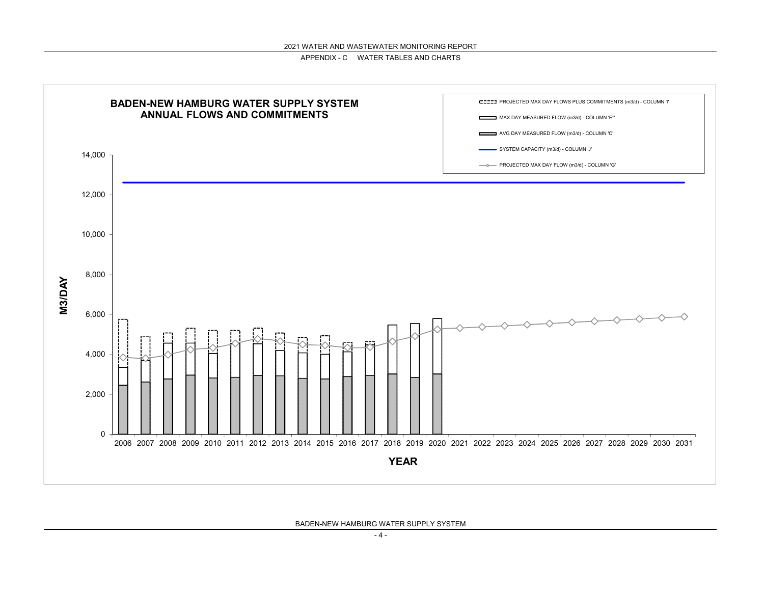# BADEN-NEW HAMBURG WATER SUPPLY SYSTEM
## ANNUAL FLOWS AND COMMITMENTS

- PROJECTED MAX DAY FLOWS PLUS COMMITMENTS (m3/d) - COLUMN 'I'
- MAX DAY MEASURED FLOW (m3/d) - COLUMN 'E''
- AVG DAY MEASURED FLOW (m3/d) - COLUMN 'C'
- SYSTEM CAPACITY (m3/d) - COLUMN 'J'
- PROJECTED MAX DAY FLOW (m3/d) - COLUMN 'G'

M3/DAY

14,000
12,000
10,000
8,000
6,000
4,000
2,000
0

2006 2007 2008 2009 2010 2011 2012 2013 2014 2015 2016 2017 2018 2019 2020 2021 2022 2023 2024 2025 2026 2027 2028 2029 2030 2031

**YEAR**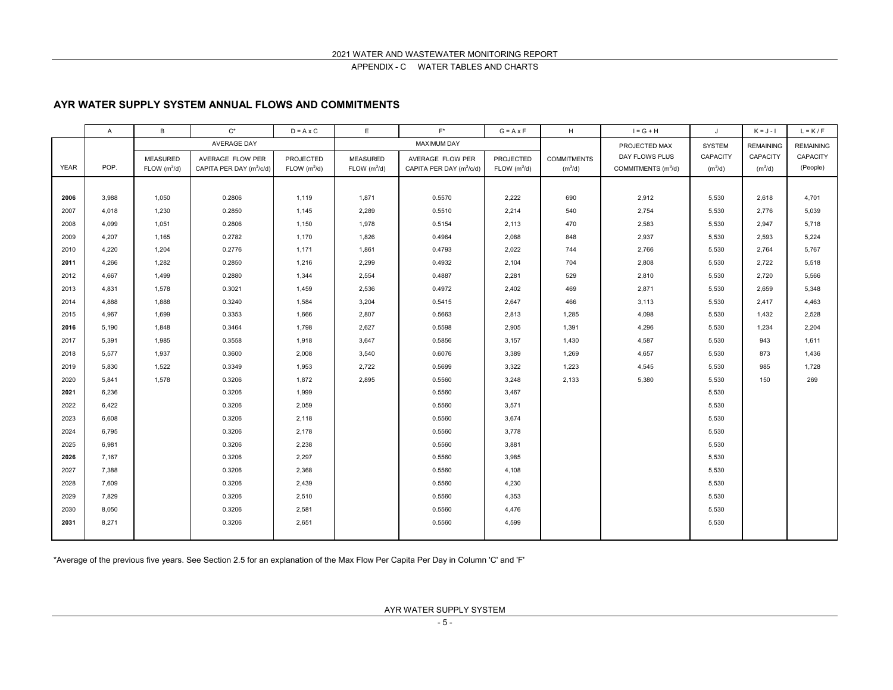# AYR WATER SUPPLY SYSTEM ANNUAL FLOWS AND COMMITMENTS

| | A | B | C* | D = A x C | E | F* | G = A x F | H | I = G + H | J | K = J - I | L = K / F |
|---|---|---|---|---|---|---|---|---|---|---|---|---|
| | | AVERAGE DAY | | | MAXIMUM DAY | | | | PROJECTED MAX | SYSTEM | REMAINING | REMAINING |
| YEAR | POP. | MEASURED FLOW ($m^3$/d) | AVERAGE FLOW PER CAPITA PER DAY ($m^3$/c/d) | PROJECTED FLOW ($m^3$/d) | MEASURED FLOW ($m^3$/d) | AVERAGE FLOW PER CAPITA PER DAY ($m^3$/c/d) | PROJECTED FLOW ($m^3$/d) | COMMITMENTS ($m^3$/d) | DAY FLOWS PLUS COMMITMENTS ($m^3$/d) | CAPACITY ($m^3$/d) | CAPACITY ($m^3$/d) | CAPACITY (People) |
| **2006** | 3,988 | 1,050 | 0.2806 | 1,119 | 1,871 | 0.5570 | 2,222 | 690 | 2,912 | 5,530 | 2,618 | 4,701 |
| 2007 | 4,018 | 1,230 | 0.2850 | 1,145 | 2,289 | 0.5510 | 2,214 | 540 | 2,754 | 5,530 | 2,776 | 5,039 |
| 2008 | 4,099 | 1,051 | 0.2806 | 1,150 | 1,978 | 0.5154 | 2,113 | 470 | 2,583 | 5,530 | 2,947 | 5,718 |
| 2009 | 4,207 | 1,165 | 0.2782 | 1,170 | 1,826 | 0.4964 | 2,088 | 848 | 2,937 | 5,530 | 2,593 | 5,224 |
| 2010 | 4,220 | 1,204 | 0.2776 | 1,171 | 1,861 | 0.4793 | 2,022 | 744 | 2,766 | 5,530 | 2,764 | 5,767 |
| **2011** | 4,266 | 1,282 | 0.2850 | 1,216 | 2,299 | 0.4932 | 2,104 | 704 | 2,808 | 5,530 | 2,722 | 5,518 |
| 2012 | 4,667 | 1,499 | 0.2880 | 1,344 | 2,554 | 0.4887 | 2,281 | 529 | 2,810 | 5,530 | 2,720 | 5,566 |
| 2013 | 4,831 | 1,578 | 0.3021 | 1,459 | 2,536 | 0.4972 | 2,402 | 469 | 2,871 | 5,530 | 2,659 | 5,348 |
| 2014 | 4,888 | 1,888 | 0.3240 | 1,584 | 3,204 | 0.5415 | 2,647 | 466 | 3,113 | 5,530 | 2,417 | 4,463 |
| 2015 | 4,967 | 1,699 | 0.3353 | 1,666 | 2,807 | 0.5663 | 2,813 | 1,285 | 4,098 | 5,530 | 1,432 | 2,528 |
| **2016** | 5,190 | 1,848 | 0.3464 | 1,798 | 2,627 | 0.5598 | 2,905 | 1,391 | 4,296 | 5,530 | 1,234 | 2,204 |
| 2017 | 5,391 | 1,985 | 0.3558 | 1,918 | 3,647 | 0.5856 | 3,157 | 1,430 | 4,587 | 5,530 | 943 | 1,611 |
| 2018 | 5,577 | 1,937 | 0.3600 | 2,008 | 3,540 | 0.6076 | 3,389 | 1,269 | 4,657 | 5,530 | 873 | 1,436 |
| 2019 | 5,830 | 1,522 | 0.3349 | 1,953 | 2,722 | 0.5699 | 3,322 | 1,223 | 4,545 | 5,530 | 985 | 1,728 |
| 2020 | 5,841 | 1,578 | 0.3206 | 1,872 | 2,895 | 0.5560 | 3,248 | 2,133 | 5,380 | 5,530 | 150 | 269 |
| **2021** | 6,236 | | 0.3206 | 1,999 | | 0.5560 | 3,467 | | | 5,530 | | |
| 2022 | 6,422 | | 0.3206 | 2,059 | | 0.5560 | 3,571 | | | 5,530 | | |
| 2023 | 6,608 | | 0.3206 | 2,118 | | 0.5560 | 3,674 | | | 5,530 | | |
| 2024 | 6,795 | | 0.3206 | 2,178 | | 0.5560 | 3,778 | | | 5,530 | | |
| 2025 | 6,981 | | 0.3206 | 2,238 | | 0.5560 | 3,881 | | | 5,530 | | |
| **2026** | 7,167 | | 0.3206 | 2,297 | | 0.5560 | 3,985 | | | 5,530 | | |
| 2027 | 7,388 | | 0.3206 | 2,368 | | 0.5560 | 4,108 | | | 5,530 | | |
| 2028 | 7,609 | | 0.3206 | 2,439 | | 0.5560 | 4,230 | | | 5,530 | | |
| 2029 | 7,829 | | 0.3206 | 2,510 | | 0.5560 | 4,353 | | | 5,530 | | |
| 2030 | 8,050 | | 0.3206 | 2,581 | | 0.5560 | 4,476 | | | 5,530 | | |
| **2031** | 8,271 | | 0.3206 | 2,651 | | 0.5560 | 4,599 | | | 5,530 | | |

*Average of the previous five years. See Section 2.5 for an explanation of the Max Flow Per Capita Per Day in Column 'C' and 'F'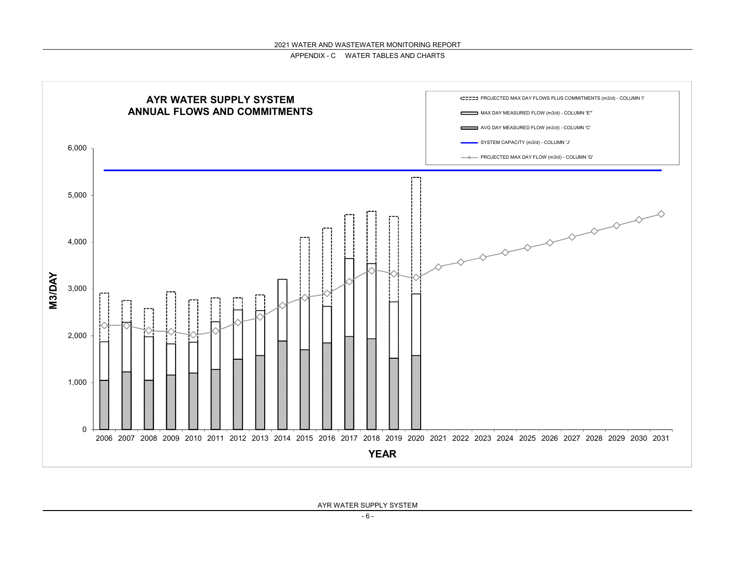# AYR WATER SUPPLY SYSTEM ANNUAL FLOWS AND COMMITMENTS

- PROJECTED MAX DAY FLOWS PLUS COMMITMENTS (m3/d) - COLUMN 'I'
- MAX DAY MEASURED FLOW (m3/d) - COLUMN 'E'"
- AVG DAY MEASURED FLOW (m3/d) - COLUMN 'C'
- SYSTEM CAPACITY (m3/d) - COLUMN 'J'
- PROJECTED MAX DAY FLOW (m3/d) - COLUMN 'G'

M3/DAY

6,000
5,000
4,000
3,000
2,000
1,000
0

2006 2007 2008 2009 2010 2011 2012 2013 2014 2015 2016 2017 2018 2019 2020 2021 2022 2023 2024 2025 2026 2027 2028 2029 2030 2031

YEAR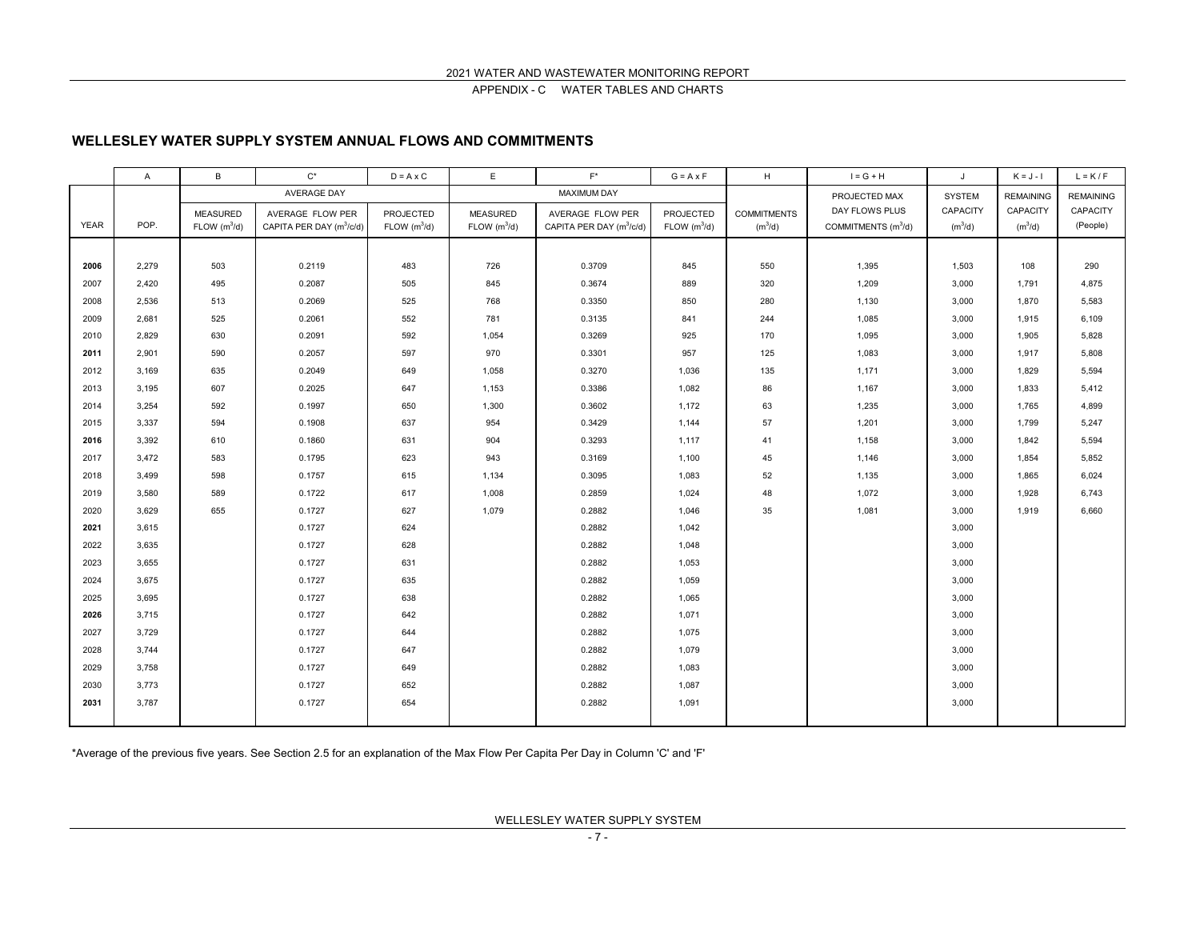# WELLESLEY WATER SUPPLY SYSTEM ANNUAL FLOWS AND COMMITMENTS

| | A | B | C* | D = A x C | E | F* | G = A x F | H | I = G + H | J | K = J - I | L = K / F |
|---|---|---|---|---|---|---|---|---|---|---|---|---|
| | | AVERAGE DAY | | | MAXIMUM DAY | | | | | | | |
| YEAR | POP. | MEASURED FLOW ($m^3$/d) | AVERAGE FLOW PER CAPITA PER DAY ($m^3$/c/d) | PROJECTED FLOW ($m^3$/d) | MEASURED FLOW ($m^3$/d) | AVERAGE FLOW PER CAPITA PER DAY ($m^3$/c/d) | PROJECTED FLOW ($m^3$/d) | COMMITMENTS ($m^3$/d) | PROJECTED MAX DAY FLOWS PLUS COMMITMENTS ($m^3$/d) | SYSTEM CAPACITY ($m^3$/d) | REMAINING CAPACITY ($m^3$/d) | REMAINING CAPACITY (People) |
| **2006** | 2,279 | 503 | 0.2119 | 483 | 726 | 0.3709 | 845 | 550 | 1,395 | 1,503 | 108 | 290 |
| 2007 | 2,420 | 495 | 0.2087 | 505 | 845 | 0.3674 | 889 | 320 | 1,209 | 3,000 | 1,791 | 4,875 |
| 2008 | 2,536 | 513 | 0.2069 | 525 | 768 | 0.3350 | 850 | 280 | 1,130 | 3,000 | 1,870 | 5,583 |
| 2009 | 2,681 | 525 | 0.2061 | 552 | 781 | 0.3135 | 841 | 244 | 1,085 | 3,000 | 1,915 | 6,109 |
| 2010 | 2,829 | 630 | 0.2091 | 592 | 1,054 | 0.3269 | 925 | 170 | 1,095 | 3,000 | 1,905 | 5,828 |
| **2011** | 2,901 | 590 | 0.2057 | 597 | 970 | 0.3301 | 957 | 125 | 1,083 | 3,000 | 1,917 | 5,808 |
| 2012 | 3,169 | 635 | 0.2049 | 649 | 1,058 | 0.3270 | 1,036 | 135 | 1,171 | 3,000 | 1,829 | 5,594 |
| 2013 | 3,195 | 607 | 0.2025 | 647 | 1,153 | 0.3386 | 1,082 | 86 | 1,167 | 3,000 | 1,833 | 5,412 |
| 2014 | 3,254 | 592 | 0.1997 | 650 | 1,300 | 0.3602 | 1,172 | 63 | 1,235 | 3,000 | 1,765 | 4,899 |
| 2015 | 3,337 | 594 | 0.1908 | 637 | 954 | 0.3429 | 1,144 | 57 | 1,201 | 3,000 | 1,799 | 5,247 |
| **2016** | 3,392 | 610 | 0.1860 | 631 | 904 | 0.3293 | 1,117 | 41 | 1,158 | 3,000 | 1,842 | 5,594 |
| 2017 | 3,472 | 583 | 0.1795 | 623 | 943 | 0.3169 | 1,100 | 45 | 1,146 | 3,000 | 1,854 | 5,852 |
| 2018 | 3,499 | 598 | 0.1757 | 615 | 1,134 | 0.3095 | 1,083 | 52 | 1,135 | 3,000 | 1,865 | 6,024 |
| 2019 | 3,580 | 589 | 0.1722 | 617 | 1,008 | 0.2859 | 1,024 | 48 | 1,072 | 3,000 | 1,928 | 6,743 |
| 2020 | 3,629 | 655 | 0.1727 | 627 | 1,079 | 0.2882 | 1,046 | 35 | 1,081 | 3,000 | 1,919 | 6,660 |
| **2021** | 3,615 | | 0.1727 | 624 | | 0.2882 | 1,042 | | | 3,000 | | |
| 2022 | 3,635 | | 0.1727 | 628 | | 0.2882 | 1,048 | | | 3,000 | | |
| 2023 | 3,655 | | 0.1727 | 631 | | 0.2882 | 1,053 | | | 3,000 | | |
| 2024 | 3,675 | | 0.1727 | 635 | | 0.2882 | 1,059 | | | 3,000 | | |
| 2025 | 3,695 | | 0.1727 | 638 | | 0.2882 | 1,065 | | | 3,000 | | |
| **2026** | 3,715 | | 0.1727 | 642 | | 0.2882 | 1,071 | | | 3,000 | | |
| 2027 | 3,729 | | 0.1727 | 644 | | 0.2882 | 1,075 | | | 3,000 | | |
| 2028 | 3,744 | | 0.1727 | 647 | | 0.2882 | 1,079 | | | 3,000 | | |
| 2029 | 3,758 | | 0.1727 | 649 | | 0.2882 | 1,083 | | | 3,000 | | |
| 2030 | 3,773 | | 0.1727 | 652 | | 0.2882 | 1,087 | | | 3,000 | | |
| **2031** | 3,787 | | 0.1727 | 654 | | 0.2882 | 1,091 | | | 3,000 | | |

*Average of the previous five years. See Section 2.5 for an explanation of the Max Flow Per Capita Per Day in Column 'C' and 'F'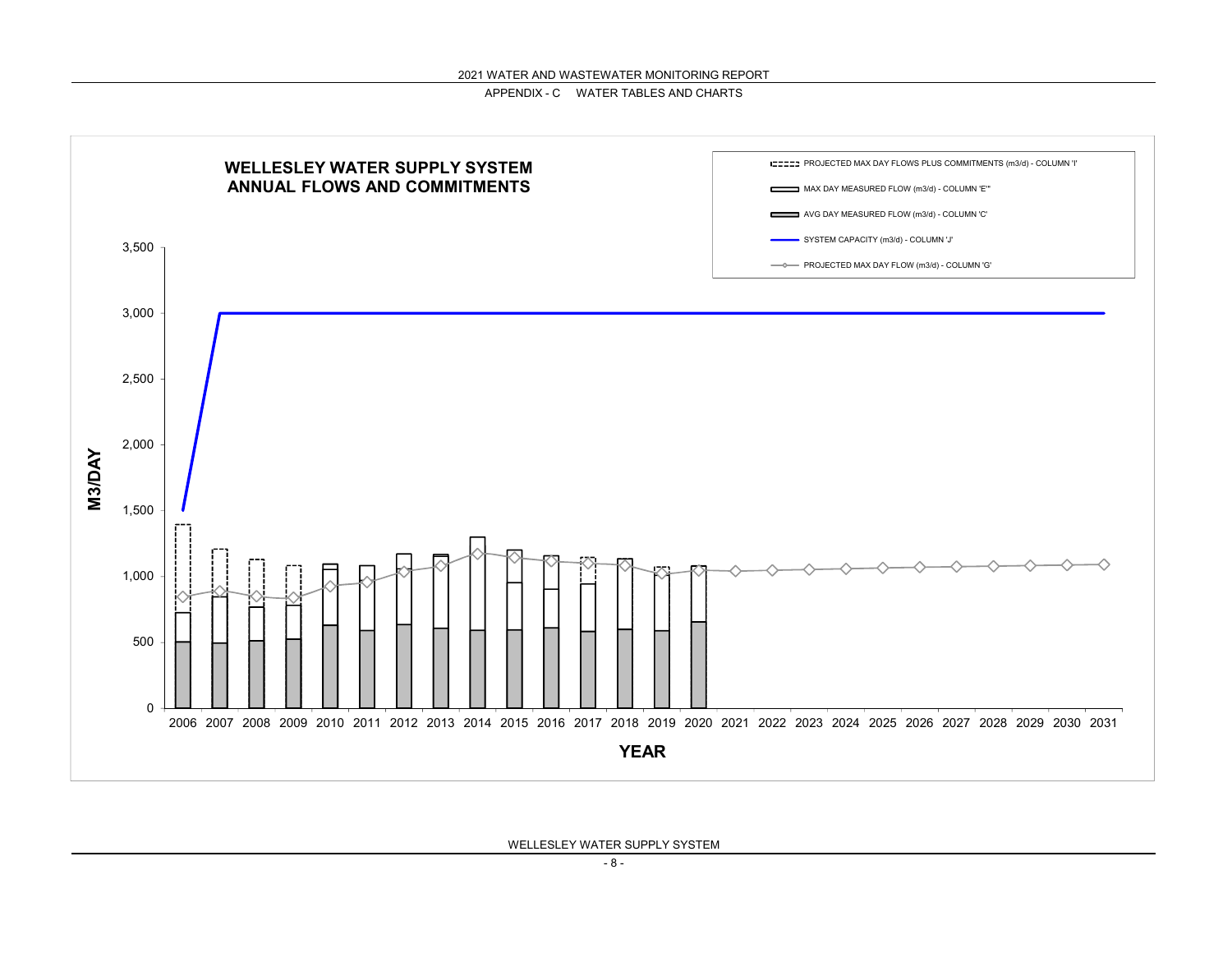## WELLESLEY WATER SUPPLY SYSTEM ANNUAL FLOWS AND COMMITMENTS

- PROJECTED MAX DAY FLOWS PLUS COMMITMENTS (m3/d) - COLUMN 'I'
- MAX DAY MEASURED FLOW (m3/d) - COLUMN 'E"'
- AVG DAY MEASURED FLOW (m3/d) - COLUMN 'C'
- SYSTEM CAPACITY (m3/d) - COLUMN 'J'
- PROJECTED MAX DAY FLOW (m3/d) - COLUMN 'G'

M3/DAY

0, 500, 1,000, 1,500, 2,000, 2,500, 3,000, 3,500

YEAR

2006 2007 2008 2009 2010 2011 2012 2013 2014 2015 2016 2017 2018 2019 2020 2021 2022 2023 2024 2025 2026 2027 2028 2029 2030 2031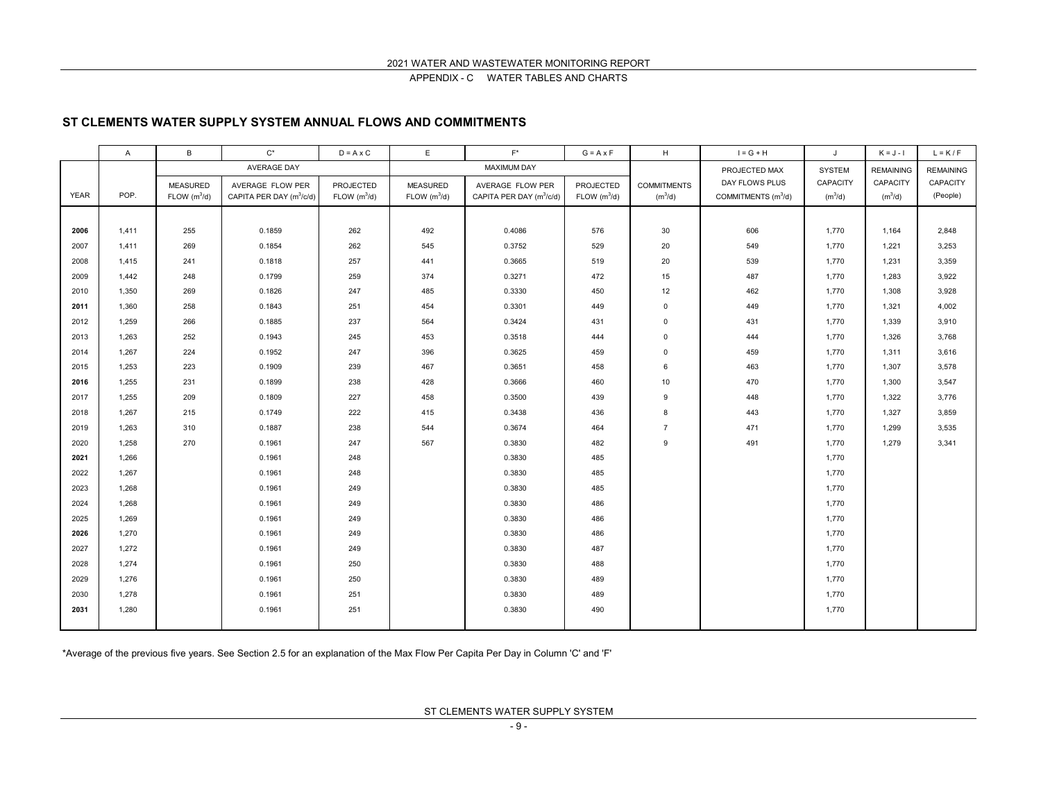## ST CLEMENTS WATER SUPPLY SYSTEM ANNUAL FLOWS AND COMMITMENTS

| | A | B | C* | D = A x C | E | F* | G = A x F | H | I = G + H | J | K = J - I | L = K / F |
|---|---|---|---|---|---|---|---|---|---|---|---|---|
| | | AVERAGE DAY | | | MAXIMUM DAY | | | | PROJECTED MAX | SYSTEM | REMAINING | REMAINING |
| YEAR | POP. | MEASURED FLOW ($m^3/d$) | AVERAGE FLOW PER CAPITA PER DAY ($m^3/c/d$) | PROJECTED FLOW ($m^3/d$) | MEASURED FLOW ($m^3/d$) | AVERAGE FLOW PER CAPITA PER DAY ($m^3/c/d$) | PROJECTED FLOW ($m^3/d$) | COMMITMENTS ($m^3/d$) | DAY FLOWS PLUS COMMITMENTS ($m^3/d$) | CAPACITY ($m^3/d$) | CAPACITY ($m^3/d$) | CAPACITY (People) |
| **2006** | 1,411 | 255 | 0.1859 | 262 | 492 | 0.4086 | 576 | 30 | 606 | 1,770 | 1,164 | 2,848 |
| 2007 | 1,411 | 269 | 0.1854 | 262 | 545 | 0.3752 | 529 | 20 | 549 | 1,770 | 1,221 | 3,253 |
| 2008 | 1,415 | 241 | 0.1818 | 257 | 441 | 0.3665 | 519 | 20 | 539 | 1,770 | 1,231 | 3,359 |
| 2009 | 1,442 | 248 | 0.1799 | 259 | 374 | 0.3271 | 472 | 15 | 487 | 1,770 | 1,283 | 3,922 |
| 2010 | 1,350 | 269 | 0.1826 | 247 | 485 | 0.3330 | 450 | 12 | 462 | 1,770 | 1,308 | 3,928 |
| **2011** | 1,360 | 258 | 0.1843 | 251 | 454 | 0.3301 | 449 | 0 | 449 | 1,770 | 1,321 | 4,002 |
| 2012 | 1,259 | 266 | 0.1885 | 237 | 564 | 0.3424 | 431 | 0 | 431 | 1,770 | 1,339 | 3,910 |
| 2013 | 1,263 | 252 | 0.1943 | 245 | 453 | 0.3518 | 444 | 0 | 444 | 1,770 | 1,326 | 3,768 |
| 2014 | 1,267 | 224 | 0.1952 | 247 | 396 | 0.3625 | 459 | 0 | 459 | 1,770 | 1,311 | 3,616 |
| 2015 | 1,253 | 223 | 0.1909 | 239 | 467 | 0.3651 | 458 | 6 | 463 | 1,770 | 1,307 | 3,578 |
| **2016** | 1,255 | 231 | 0.1899 | 238 | 428 | 0.3666 | 460 | 10 | 470 | 1,770 | 1,300 | 3,547 |
| 2017 | 1,255 | 209 | 0.1809 | 227 | 458 | 0.3500 | 439 | 9 | 448 | 1,770 | 1,322 | 3,776 |
| 2018 | 1,267 | 215 | 0.1749 | 222 | 415 | 0.3438 | 436 | 8 | 443 | 1,770 | 1,327 | 3,859 |
| 2019 | 1,263 | 310 | 0.1887 | 238 | 544 | 0.3674 | 464 | 7 | 471 | 1,770 | 1,299 | 3,535 |
| 2020 | 1,258 | 270 | 0.1961 | 247 | 567 | 0.3830 | 482 | 9 | 491 | 1,770 | 1,279 | 3,341 |
| **2021** | 1,266 | | 0.1961 | 248 | | 0.3830 | 485 | | | 1,770 | | |
| 2022 | 1,267 | | 0.1961 | 248 | | 0.3830 | 485 | | | 1,770 | | |
| 2023 | 1,268 | | 0.1961 | 249 | | 0.3830 | 485 | | | 1,770 | | |
| 2024 | 1,268 | | 0.1961 | 249 | | 0.3830 | 486 | | | 1,770 | | |
| 2025 | 1,269 | | 0.1961 | 249 | | 0.3830 | 486 | | | 1,770 | | |
| **2026** | 1,270 | | 0.1961 | 249 | | 0.3830 | 486 | | | 1,770 | | |
| 2027 | 1,272 | | 0.1961 | 249 | | 0.3830 | 487 | | | 1,770 | | |
| 2028 | 1,274 | | 0.1961 | 250 | | 0.3830 | 488 | | | 1,770 | | |
| 2029 | 1,276 | | 0.1961 | 250 | | 0.3830 | 489 | | | 1,770 | | |
| 2030 | 1,278 | | 0.1961 | 251 | | 0.3830 | 489 | | | 1,770 | | |
| **2031** | 1,280 | | 0.1961 | 251 | | 0.3830 | 490 | | | 1,770 | | |

*Average of the previous five years. See Section 2.5 for an explanation of the Max Flow Per Capita Per Day in Column 'C' and 'F'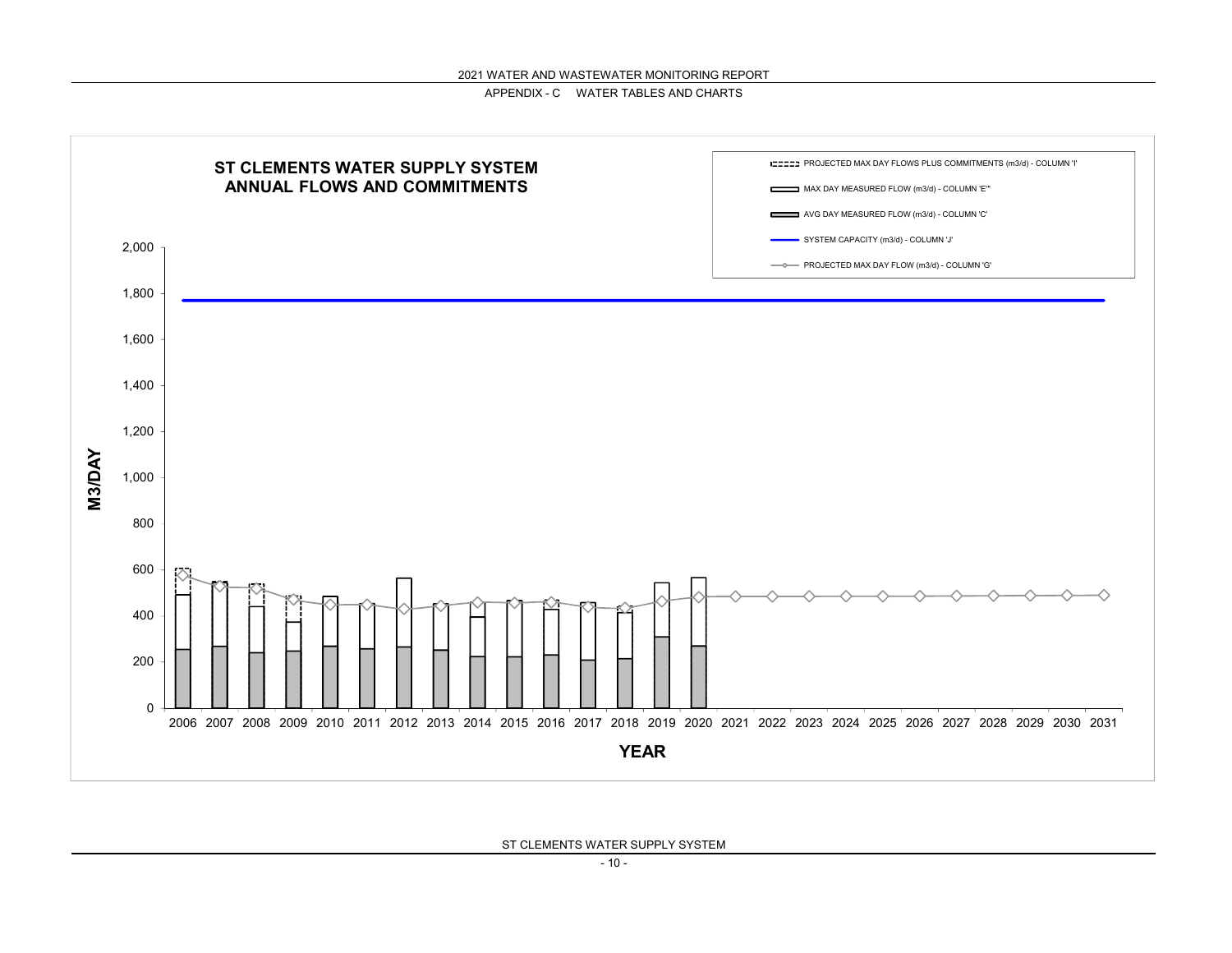## ST CLEMENTS WATER SUPPLY SYSTEM ANNUAL FLOWS AND COMMITMENTS

- PROJECTED MAX DAY FLOWS PLUS COMMITMENTS (m3/d) - COLUMN 'I'
- MAX DAY MEASURED FLOW (m3/d) - COLUMN 'E'"
- AVG DAY MEASURED FLOW (m3/d) - COLUMN 'C'
- SYSTEM CAPACITY (m3/d) - COLUMN 'J'
- PROJECTED MAX DAY FLOW (m3/d) - COLUMN 'G'

M3/DAY

2,000
1,800
1,600
1,400
1,200
1,000
800
600
400
200
0

2006 2007 2008 2009 2010 2011 2012 2013 2014 2015 2016 2017 2018 2019 2020 2021 2022 2023 2024 2025 2026 2027 2028 2029 2030 2031

YEAR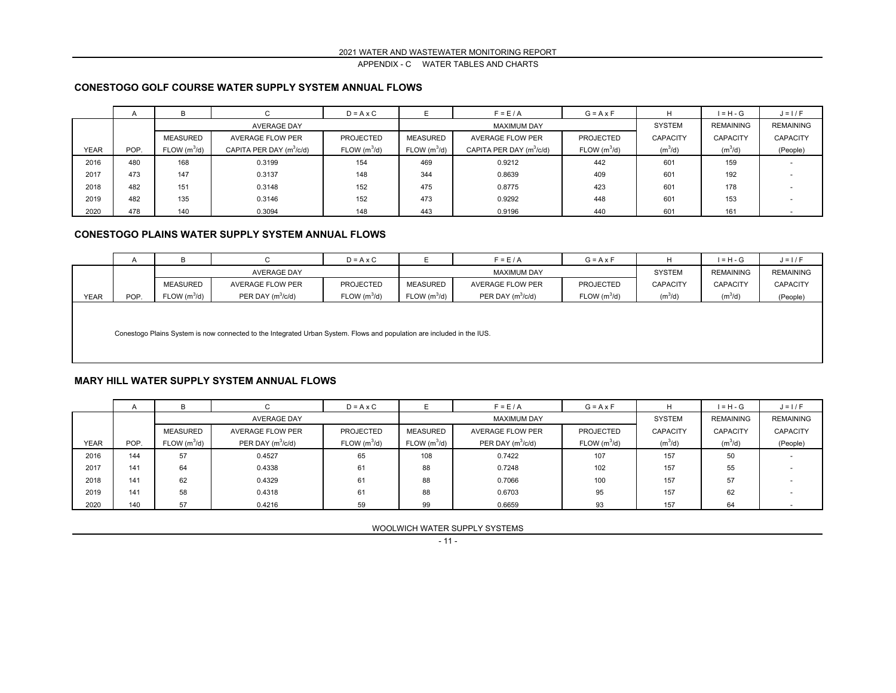## CONESTOGO GOLF COURSE WATER SUPPLY SYSTEM ANNUAL FLOWS

| | A | B | C | D = A x C | E | F = E / A | G = A x F | H | I = H - G | J = I / F |
|---|---|---|---|---|---|---|---|---|---|---|
| | | AVERAGE DAY | | | MAXIMUM DAY | | | SYSTEM | REMAINING | REMAINING |
| | | MEASURED | AVERAGE FLOW PER | PROJECTED | MEASURED | AVERAGE FLOW PER | PROJECTED | CAPACITY | CAPACITY | CAPACITY |
| YEAR | POP. | FLOW ($m^3/d$) | CAPITA PER DAY ($m^3/c/d$) | FLOW ($m^3/d$) | FLOW ($m^3/d$) | CAPITA PER DAY ($m^3/c/d$) | FLOW ($m^3/d$) | ($m^3/d$) | ($m^3/d$) | (People) |
| 2016 | 480 | 168 | 0.3199 | 154 | 469 | 0.9212 | 442 | 601 | 159 | - |
| 2017 | 473 | 147 | 0.3137 | 148 | 344 | 0.8639 | 409 | 601 | 192 | - |
| 2018 | 482 | 151 | 0.3148 | 152 | 475 | 0.8775 | 423 | 601 | 178 | - |
| 2019 | 482 | 135 | 0.3146 | 152 | 473 | 0.9292 | 448 | 601 | 153 | - |
| 2020 | 478 | 140 | 0.3094 | 148 | 443 | 0.9196 | 440 | 601 | 161 | - |

## CONESTOGO PLAINS WATER SUPPLY SYSTEM ANNUAL FLOWS

| | A | B | C | D = A x C | E | F = E / A | G = A x F | H | I = H - G | J = I / F |
|---|---|---|---|---|---|---|---|---|---|---|
| | | AVERAGE DAY | | | MAXIMUM DAY | | | SYSTEM | REMAINING | REMAINING |
| | | MEASURED | AVERAGE FLOW PER | PROJECTED | MEASURED | AVERAGE FLOW PER | PROJECTED | CAPACITY | CAPACITY | CAPACITY |
| YEAR | POP. | FLOW ($m^3/d$) | PER DAY ($m^3/c/d$) | FLOW ($m^3/d$) | FLOW ($m^3/d$) | PER DAY ($m^3/c/d$) | FLOW ($m^3/d$) | ($m^3/d$) | ($m^3/d$) | (People) |

Conestogo Plains System is now connected to the Integrated Urban System. Flows and population are included in the IUS.

## MARY HILL WATER SUPPLY SYSTEM ANNUAL FLOWS

| | A | B | C | D = A x C | E | F = E / A | G = A x F | H | I = H - G | J = I / F |
|---|---|---|---|---|---|---|---|---|---|---|
| | | AVERAGE DAY | | | MAXIMUM DAY | | | SYSTEM | REMAINING | REMAINING |
| | | MEASURED | AVERAGE FLOW PER | PROJECTED | MEASURED | AVERAGE FLOW PER | PROJECTED | CAPACITY | CAPACITY | CAPACITY |
| YEAR | POP. | FLOW ($m^3/d$) | PER DAY ($m^3/c/d$) | FLOW ($m^3/d$) | FLOW ($m^3/d$) | PER DAY ($m^3/c/d$) | FLOW ($m^3/d$) | ($m^3/d$) | ($m^3/d$) | (People) |
| 2016 | 144 | 57 | 0.4527 | 65 | 108 | 0.7422 | 107 | 157 | 50 | - |
| 2017 | 141 | 64 | 0.4338 | 61 | 88 | 0.7248 | 102 | 157 | 55 | - |
| 2018 | 141 | 62 | 0.4329 | 61 | 88 | 0.7066 | 100 | 157 | 57 | - |
| 2019 | 141 | 58 | 0.4318 | 61 | 88 | 0.6703 | 95 | 157 | 62 | - |
| 2020 | 140 | 57 | 0.4216 | 59 | 99 | 0.6659 | 93 | 157 | 64 | - |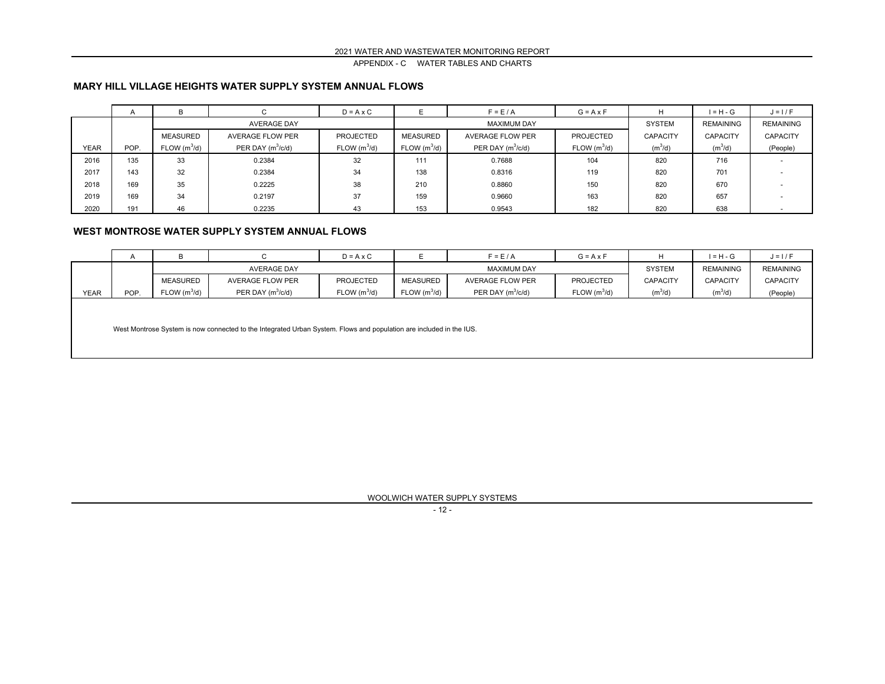## MARY HILL VILLAGE HEIGHTS WATER SUPPLY SYSTEM ANNUAL FLOWS

| | A | B | C | D = A x C | E | F = E / A | G = A x F | H | I = H - G | J = I / F |
|---|---|---|---|---|---|---|---|---|---|---|
| | | AVERAGE DAY | | | MAXIMUM DAY | | | SYSTEM | REMAINING | REMAINING |
| | | MEASURED | AVERAGE FLOW PER | PROJECTED | MEASURED | AVERAGE FLOW PER | PROJECTED | CAPACITY | CAPACITY | CAPACITY |
| YEAR | POP. | FLOW ($m^3/d$) | PER DAY ($m^3/c/d$) | FLOW ($m^3/d$) | FLOW ($m^3/d$) | PER DAY ($m^3/c/d$) | FLOW ($m^3/d$) | ($m^3/d$) | ($m^3/d$) | (People) |
| 2016 | 135 | 33 | 0.2384 | 32 | 111 | 0.7688 | 104 | 820 | 716 | - |
| 2017 | 143 | 32 | 0.2384 | 34 | 138 | 0.8316 | 119 | 820 | 701 | - |
| 2018 | 169 | 35 | 0.2225 | 38 | 210 | 0.8860 | 150 | 820 | 670 | - |
| 2019 | 169 | 34 | 0.2197 | 37 | 159 | 0.9660 | 163 | 820 | 657 | - |
| 2020 | 191 | 46 | 0.2235 | 43 | 153 | 0.9543 | 182 | 820 | 638 | - |

## WEST MONTROSE WATER SUPPLY SYSTEM ANNUAL FLOWS

| | A | B | C | D = A x C | E | F = E / A | G = A x F | H | I = H - G | J = I / F |
|---|---|---|---|---|---|---|---|---|---|---|
| | | AVERAGE DAY | | | MAXIMUM DAY | | | SYSTEM | REMAINING | REMAINING |
| | | MEASURED | AVERAGE FLOW PER | PROJECTED | MEASURED | AVERAGE FLOW PER | PROJECTED | CAPACITY | CAPACITY | CAPACITY |
| YEAR | POP. | FLOW ($m^3/d$) | PER DAY ($m^3/c/d$) | FLOW ($m^3/d$) | FLOW ($m^3/d$) | PER DAY ($m^3/c/d$) | FLOW ($m^3/d$) | ($m^3/d$) | ($m^3/d$) | (People) |

West Montrose System is now connected to the Integrated Urban System. Flows and population are included in the IUS.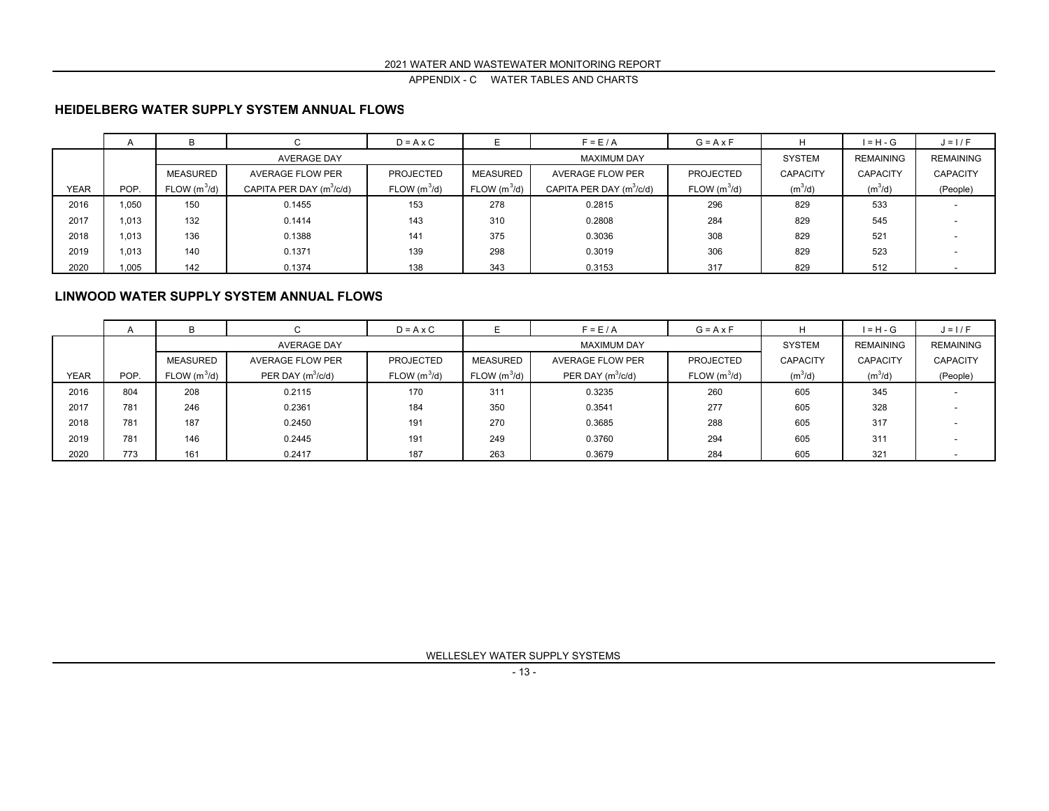## HEIDELBERG WATER SUPPLY SYSTEM ANNUAL FLOWS

| | A | B | C | D = A x C | E | F = E / A | G = A x F | H | I = H - G | J = I / F |
|---|---|---|---|---|---|---|---|---|---|---|
| | | AVERAGE DAY | | | MAXIMUM DAY | | | SYSTEM | REMAINING | REMAINING |
| | | MEASURED | AVERAGE FLOW PER | PROJECTED | MEASURED | AVERAGE FLOW PER | PROJECTED | CAPACITY | CAPACITY | CAPACITY |
| YEAR | POP. | FLOW ($m^3$/d) | CAPITA PER DAY ($m^3$/c/d) | FLOW ($m^3$/d) | FLOW ($m^3$/d) | CAPITA PER DAY ($m^3$/c/d) | FLOW ($m^3$/d) | ($m^3$/d) | ($m^3$/d) | (People) |
| 2016 | 1,050 | 150 | 0.1455 | 153 | 278 | 0.2815 | 296 | 829 | 533 | - |
| 2017 | 1,013 | 132 | 0.1414 | 143 | 310 | 0.2808 | 284 | 829 | 545 | - |
| 2018 | 1,013 | 136 | 0.1388 | 141 | 375 | 0.3036 | 308 | 829 | 521 | - |
| 2019 | 1,013 | 140 | 0.1371 | 139 | 298 | 0.3019 | 306 | 829 | 523 | - |
| 2020 | 1,005 | 142 | 0.1374 | 138 | 343 | 0.3153 | 317 | 829 | 512 | - |

## LINWOOD WATER SUPPLY SYSTEM ANNUAL FLOWS

| | A | B | C | D = A x C | E | F = E / A | G = A x F | H | I = H - G | J = I / F |
|---|---|---|---|---|---|---|---|---|---|---|
| | | AVERAGE DAY | | | MAXIMUM DAY | | | SYSTEM | REMAINING | REMAINING |
| | | MEASURED | AVERAGE FLOW PER | PROJECTED | MEASURED | AVERAGE FLOW PER | PROJECTED | CAPACITY | CAPACITY | CAPACITY |
| YEAR | POP. | FLOW ($m^3$/d) | PER DAY ($m^3$/c/d) | FLOW ($m^3$/d) | FLOW ($m^3$/d) | PER DAY ($m^3$/c/d) | FLOW ($m^3$/d) | ($m^3$/d) | ($m^3$/d) | (People) |
| 2016 | 804 | 208 | 0.2115 | 170 | 311 | 0.3235 | 260 | 605 | 345 | - |
| 2017 | 781 | 246 | 0.2361 | 184 | 350 | 0.3541 | 277 | 605 | 328 | - |
| 2018 | 781 | 187 | 0.2450 | 191 | 270 | 0.3685 | 288 | 605 | 317 | - |
| 2019 | 781 | 146 | 0.2445 | 191 | 249 | 0.3760 | 294 | 605 | 311 | - |
| 2020 | 773 | 161 | 0.2417 | 187 | 263 | 0.3679 | 284 | 605 | 321 | - |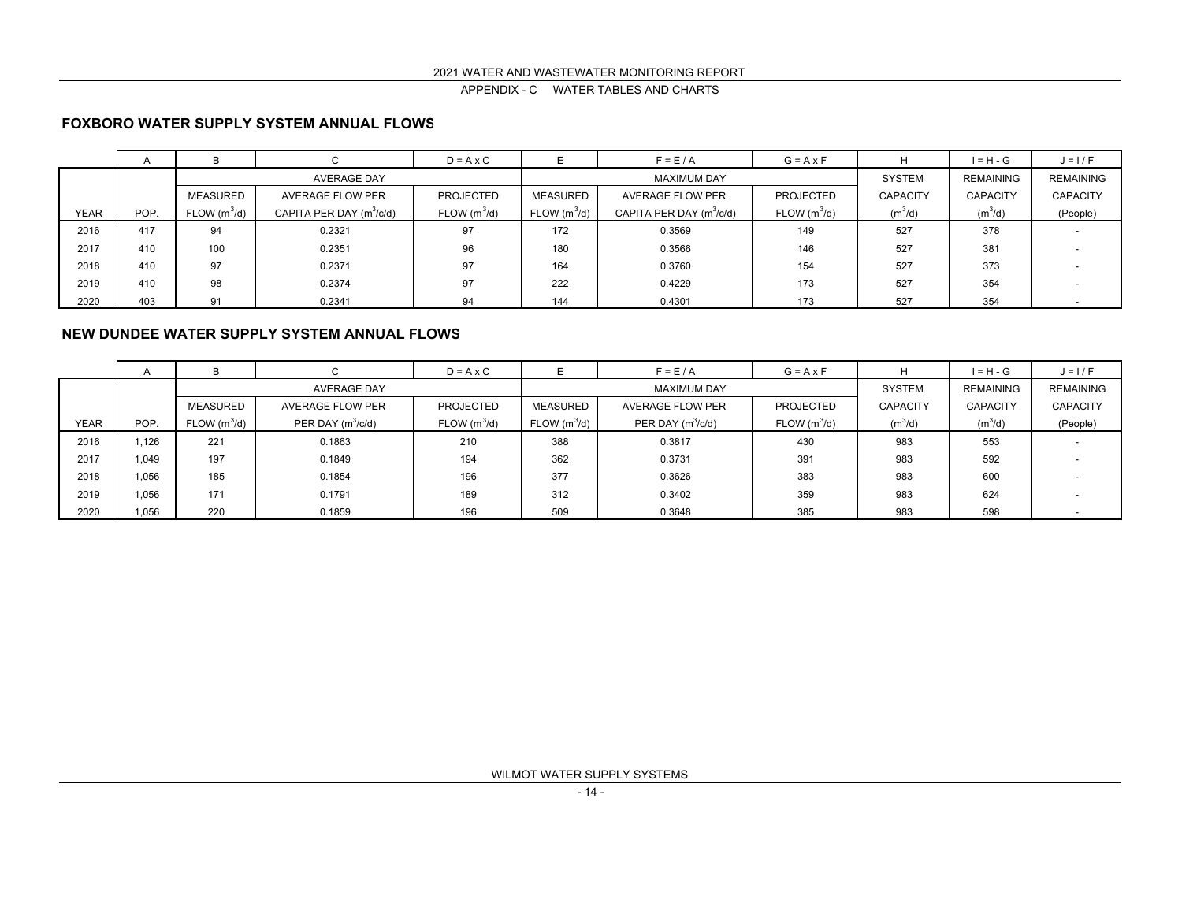## FOXBORO WATER SUPPLY SYSTEM ANNUAL FLOWS

| | A | B | C | D = A x C | E | F = E / A | G = A x F | H | I = H - G | J = I / F |
|---|---|---|---|---|---|---|---|---|---|---|
| | | AVERAGE DAY | | | MAXIMUM DAY | | | SYSTEM | REMAINING | REMAINING |
| | | MEASURED | AVERAGE FLOW PER | PROJECTED | MEASURED | AVERAGE FLOW PER | PROJECTED | CAPACITY | CAPACITY | CAPACITY |
| YEAR | POP. | FLOW ($m^3$/d) | CAPITA PER DAY ($m^3$/c/d) | FLOW ($m^3$/d) | FLOW ($m^3$/d) | CAPITA PER DAY ($m^3$/c/d) | FLOW ($m^3$/d) | ($m^3$/d) | ($m^3$/d) | (People) |
| 2016 | 417 | 94 | 0.2321 | 97 | 172 | 0.3569 | 149 | 527 | 378 | - |
| 2017 | 410 | 100 | 0.2351 | 96 | 180 | 0.3566 | 146 | 527 | 381 | - |
| 2018 | 410 | 97 | 0.2371 | 97 | 164 | 0.3760 | 154 | 527 | 373 | - |
| 2019 | 410 | 98 | 0.2374 | 97 | 222 | 0.4229 | 173 | 527 | 354 | - |
| 2020 | 403 | 91 | 0.2341 | 94 | 144 | 0.4301 | 173 | 527 | 354 | - |

## NEW DUNDEE WATER SUPPLY SYSTEM ANNUAL FLOWS

| | A | B | C | D = A x C | E | F = E / A | G = A x F | H | I = H - G | J = I / F |
|---|---|---|---|---|---|---|---|---|---|---|
| | | AVERAGE DAY | | | MAXIMUM DAY | | | SYSTEM | REMAINING | REMAINING |
| | | MEASURED | AVERAGE FLOW PER | PROJECTED | MEASURED | AVERAGE FLOW PER | PROJECTED | CAPACITY | CAPACITY | CAPACITY |
| YEAR | POP. | FLOW ($m^3$/d) | PER DAY ($m^3$/c/d) | FLOW ($m^3$/d) | FLOW ($m^3$/d) | PER DAY ($m^3$/c/d) | FLOW ($m^3$/d) | ($m^3$/d) | ($m^3$/d) | (People) |
| 2016 | 1,126 | 221 | 0.1863 | 210 | 388 | 0.3817 | 430 | 983 | 553 | - |
| 2017 | 1,049 | 197 | 0.1849 | 194 | 362 | 0.3731 | 391 | 983 | 592 | - |
| 2018 | 1,056 | 185 | 0.1854 | 196 | 377 | 0.3626 | 383 | 983 | 600 | - |
| 2019 | 1,056 | 171 | 0.1791 | 189 | 312 | 0.3402 | 359 | 983 | 624 | - |
| 2020 | 1,056 | 220 | 0.1859 | 196 | 509 | 0.3648 | 385 | 983 | 598 | - |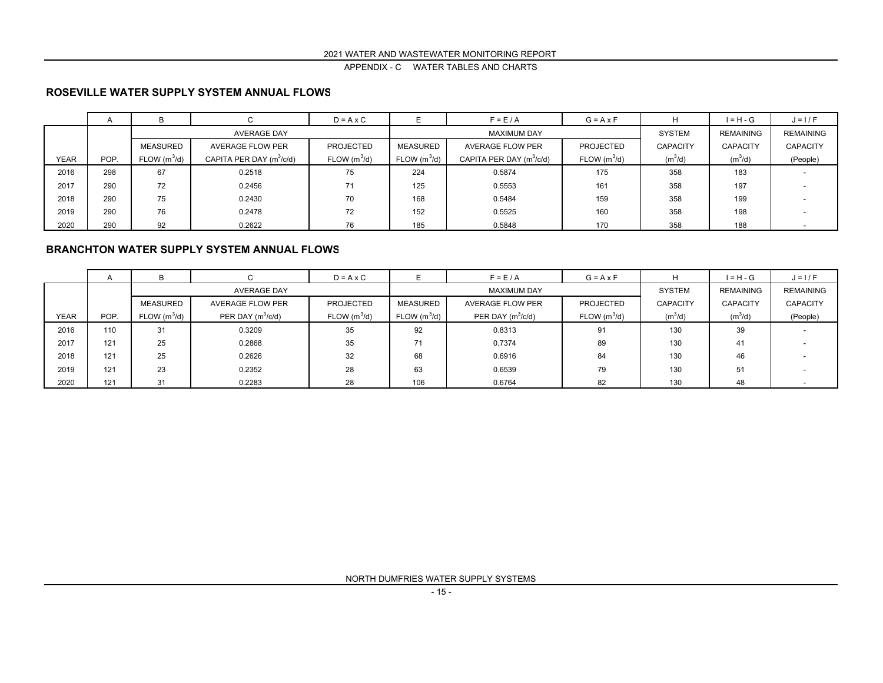## ROSEVILLE WATER SUPPLY SYSTEM ANNUAL FLOWS

| | A | B | C | D = A x C | E | F = E / A | G = A x F | H | I = H - G | J = I / F |
|---|---|---|---|---|---|---|---|---|---|---|
| | | AVERAGE DAY | | | MAXIMUM DAY | | | SYSTEM | REMAINING | REMAINING |
| | | MEASURED | AVERAGE FLOW PER | PROJECTED | MEASURED | AVERAGE FLOW PER | PROJECTED | CAPACITY | CAPACITY | CAPACITY |
| YEAR | POP. | FLOW ($m^3$/d) | CAPITA PER DAY ($m^3$/c/d) | FLOW ($m^3$/d) | FLOW ($m^3$/d) | CAPITA PER DAY ($m^3$/c/d) | FLOW ($m^3$/d) | ($m^3$/d) | ($m^3$/d) | (People) |
| 2016 | 298 | 67 | 0.2518 | 75 | 224 | 0.5874 | 175 | 358 | 183 | - |
| 2017 | 290 | 72 | 0.2456 | 71 | 125 | 0.5553 | 161 | 358 | 197 | - |
| 2018 | 290 | 75 | 0.2430 | 70 | 168 | 0.5484 | 159 | 358 | 199 | - |
| 2019 | 290 | 76 | 0.2478 | 72 | 152 | 0.5525 | 160 | 358 | 198 | - |
| 2020 | 290 | 92 | 0.2622 | 76 | 185 | 0.5848 | 170 | 358 | 188 | - |

## BRANCHTON WATER SUPPLY SYSTEM ANNUAL FLOWS

| | A | B | C | D = A x C | E | F = E / A | G = A x F | H | I = H - G | J = I / F |
|---|---|---|---|---|---|---|---|---|---|---|
| | | AVERAGE DAY | | | MAXIMUM DAY | | | SYSTEM | REMAINING | REMAINING |
| | | MEASURED | AVERAGE FLOW PER | PROJECTED | MEASURED | AVERAGE FLOW PER | PROJECTED | CAPACITY | CAPACITY | CAPACITY |
| YEAR | POP. | FLOW ($m^3$/d) | PER DAY ($m^3$/c/d) | FLOW ($m^3$/d) | FLOW ($m^3$/d) | PER DAY ($m^3$/c/d) | FLOW ($m^3$/d) | ($m^3$/d) | ($m^3$/d) | (People) |
| 2016 | 110 | 31 | 0.3209 | 35 | 92 | 0.8313 | 91 | 130 | 39 | - |
| 2017 | 121 | 25 | 0.2868 | 35 | 71 | 0.7374 | 89 | 130 | 41 | - |
| 2018 | 121 | 25 | 0.2626 | 32 | 68 | 0.6916 | 84 | 130 | 46 | - |
| 2019 | 121 | 23 | 0.2352 | 28 | 63 | 0.6539 | 79 | 130 | 51 | - |
| 2020 | 121 | 31 | 0.2283 | 28 | 106 | 0.6764 | 82 | 130 | 48 | - |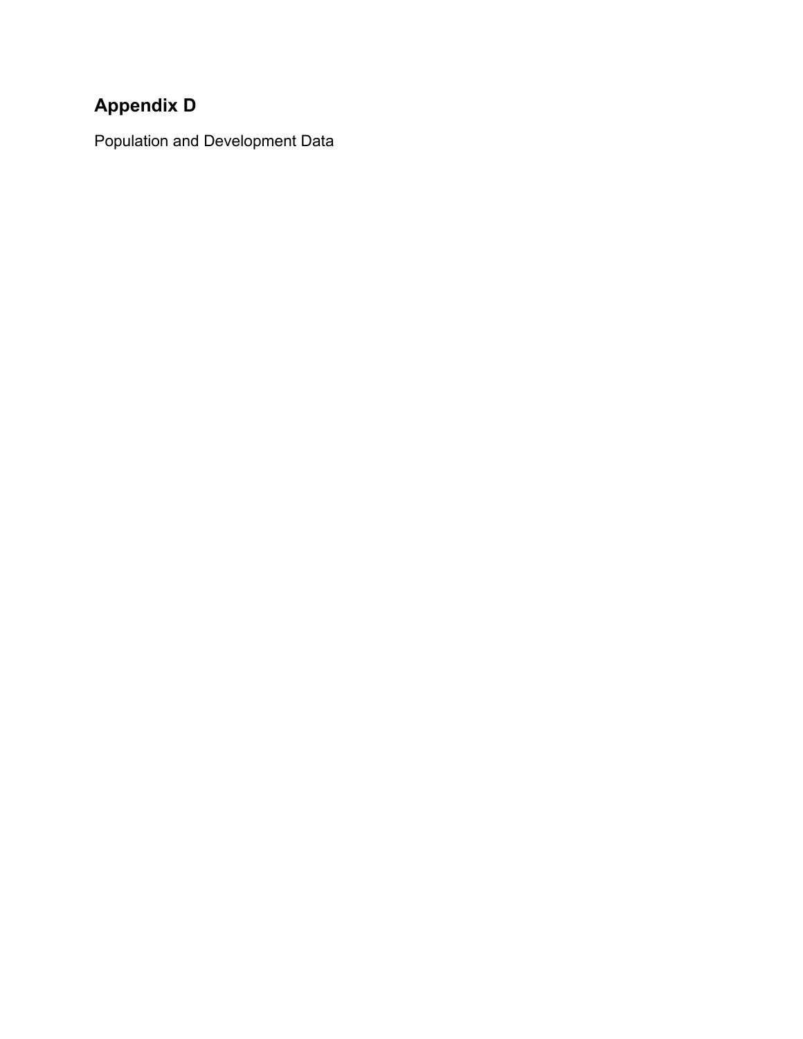# Appendix D

Population and Development Data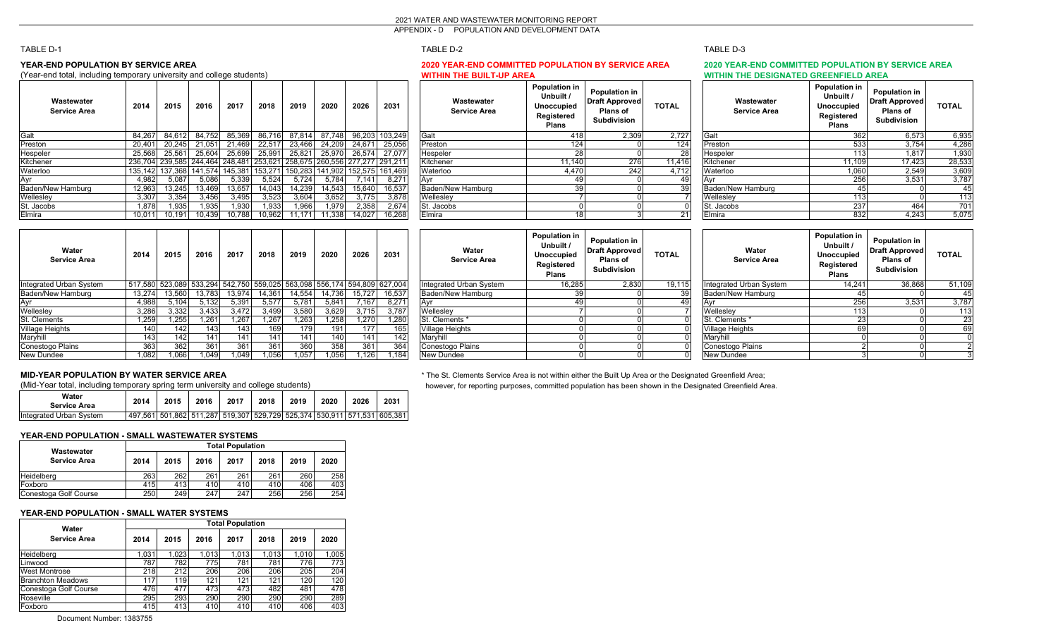2021 WATER AND WASTEWATER MONITORING REPORT

APPENDIX - D POPULATION AND DEVELOPMENT DATA

TABLE D-1

## YEAR-END POPULATION BY SERVICE AREA

(Year-end total, including temporary university and college students)

| Wastewater Service Area | 2014 | 2015 | 2016 | 2017 | 2018 | 2019 | 2020 | 2026 | 2031 |
|---|---|---|---|---|---|---|---|---|---|
| Galt | 84,267 | 84,612 | 84,752 | 85,369 | 86,716 | 87,814 | 87,748 | 96,203 | 103,249 |
| Preston | 20,401 | 20,245 | 21,051 | 21,469 | 22,517 | 23,466 | 24,209 | 24,671 | 25,056 |
| Hespeler | 25,568 | 25,561 | 25,604 | 25,699 | 25,991 | 25,821 | 25,970 | 26,574 | 27,077 |
| Kitchener | 236,704 | 239,585 | 244,464 | 248,481 | 253,621 | 258,675 | 260,556 | 277,277 | 291,211 |
| Waterloo | 135,142 | 137,368 | 141,574 | 145,381 | 153,271 | 150,283 | 141,902 | 152,575 | 161,469 |
| Ayr | 4,982 | 5,087 | 5,086 | 5,339 | 5,524 | 5,724 | 5,784 | 7,141 | 8,271 |
| Baden/New Hamburg | 12,963 | 13,245 | 13,469 | 13,657 | 14,043 | 14,239 | 14,543 | 15,640 | 16,537 |
| Wellesley | 3,307 | 3,354 | 3,456 | 3,495 | 3,523 | 3,604 | 3,652 | 3,775 | 3,878 |
| St. Jacobs | 1,878 | 1,935 | 1,935 | 1,930 | 1,933 | 1,966 | 1,979 | 2,358 | 2,674 |
| Elmira | 10,011 | 10,191 | 10,439 | 10,788 | 10,962 | 11,171 | 11,338 | 14,027 | 16,268 |

| Water Service Area | 2014 | 2015 | 2016 | 2017 | 2018 | 2019 | 2020 | 2026 | 2031 |
|---|---|---|---|---|---|---|---|---|---|
| Integrated Urban System | 517,580 | 523,089 | 533,294 | 542,750 | 559,025 | 563,098 | 556,174 | 594,809 | 627,004 |
| Baden/New Hamburg | 13,274 | 13,560 | 13,783 | 13,974 | 14,361 | 14,554 | 14,736 | 15,727 | 16,537 |
| Ayr | 4,988 | 5,104 | 5,132 | 5,391 | 5,577 | 5,781 | 5,841 | 7,167 | 8,271 |
| Wellesley | 3,286 | 3,332 | 3,433 | 3,472 | 3,499 | 3,580 | 3,629 | 3,715 | 3,787 |
| St. Clements | 1,259 | 1,255 | 1,261 | 1,267 | 1,267 | 1,263 | 1,258 | 1,270 | 1,280 |
| Village Heights | 140 | 142 | 143 | 143 | 169 | 179 | 191 | 177 | 165 |
| Maryhill | 143 | 142 | 141 | 141 | 141 | 141 | 140 | 141 | 142 |
| Conestogo Plains | 363 | 362 | 361 | 361 | 361 | 360 | 358 | 361 | 364 |
| New Dundee | 1,082 | 1,066 | 1,049 | 1,049 | 1,056 | 1,057 | 1,056 | 1,126 | 1,184 |

### MID-YEAR POPULATION BY WATER SERVICE AREA

(Mid-Year total, including temporary spring term university and college students)

| Water Service Area | 2014 | 2015 | 2016 | 2017 | 2018 | 2019 | 2020 | 2026 | 2031 |
|---|---|---|---|---|---|---|---|---|---|
| Integrated Urban System | 497,561 | 501,862 | 511,287 | 519,307 | 529,729 | 525,374 | 530,911 | 571,531 | 605,381 |

### YEAR-END POPULATION - SMALL WASTEWATER SYSTEMS

| Wastewater Service Area | Total Population | | | | | | |
|---|---|---|---|---|---|---|---|
| | 2014 | 2015 | 2016 | 2017 | 2018 | 2019 | 2020 |
| Heidelberg | 263 | 262 | 261 | 261 | 261 | 260 | 258 |
| Foxboro | 415 | 413 | 410 | 410 | 410 | 406 | 403 |
| Conestoga Golf Course | 250 | 249 | 247 | 247 | 256 | 256 | 254 |

### YEAR-END POPULATION - SMALL WATER SYSTEMS

| Water Service Area | Total Population | | | | | | |
|---|---|---|---|---|---|---|---|
| | 2014 | 2015 | 2016 | 2017 | 2018 | 2019 | 2020 |
| Heidelberg | 1,031 | 1,023 | 1,013 | 1,013 | 1,013 | 1,010 | 1,005 |
| Linwood | 787 | 782 | 775 | 781 | 781 | 776 | 773 |
| West Montrose | 218 | 212 | 206 | 206 | 206 | 205 | 204 |
| Branchton Meadows | 117 | 119 | 121 | 121 | 121 | 120 | 120 |
| Conestoga Golf Course | 476 | 477 | 473 | 473 | 482 | 481 | 478 |
| Roseville | 295 | 293 | 290 | 290 | 290 | 290 | 289 |
| Foxboro | 415 | 413 | 410 | 410 | 410 | 406 | 403 |

Document Number: 1383755

TABLE D-2

## 2020 YEAR-END COMMITTED POPULATION BY SERVICE AREA WITHIN THE BUILT-UP AREA

| Wastewater Service Area | Population in Unbuilt / Unoccupied Registered Plans | Population in Draft Approved Plans of Subdivision | TOTAL |
|---|---|---|---|
| Galt | 418 | 2,309 | 2,727 |
| Preston | 124 | 0 | 124 |
| Hespeler | 28 | 0 | 28 |
| Kitchener | 11,140 | 276 | 11,416 |
| Waterloo | 4,470 | 242 | 4,712 |
| Ayr | 49 | 0 | 49 |
| Baden/New Hamburg | 39 | 0 | 39 |
| Wellesley | 7 | 0 | 7 |
| St. Jacobs | 0 | 0 | 0 |
| Elmira | 18 | 3 | 21 |

| Water Service Area | Population in Unbuilt / Unoccupied Registered Plans | Population in Draft Approved Plans of Subdivision | TOTAL |
|---|---|---|---|
| Integrated Urban System | 16,285 | 2,830 | 19,115 |
| Baden/New Hamburg | 39 | 0 | 39 |
| Ayr | 49 | 0 | 49 |
| Wellesley | 7 | 0 | 7 |
| St. Clements * | 0 | 0 | 0 |
| Village Heights | 0 | 0 | 0 |
| Maryhill | 0 | 0 | 0 |
| Conestogo Plains | 0 | 0 | 0 |
| New Dundee | 0 | 0 | 0 |

\* The St. Clements Service Area is not within either the Built Up Area or the Designated Greenfield Area; however, for reporting purposes, committed population has been shown in the Designated Greenfield Area.

TABLE D-3

## 2020 YEAR-END COMMITTED POPULATION BY SERVICE AREA WITHIN THE DESIGNATED GREENFIELD AREA

| Wastewater Service Area | Population in Unbuilt / Unoccupied Registered Plans | Population in Draft Approved Plans of Subdivision | TOTAL |
|---|---|---|---|
| Galt | 362 | 6,573 | 6,935 |
| Preston | 533 | 3,754 | 4,286 |
| Hespeler | 113 | 1,817 | 1,930 |
| Kitchener | 11,109 | 17,423 | 28,533 |
| Waterloo | 1,060 | 2,549 | 3,609 |
| Ayr | 256 | 3,531 | 3,787 |
| Baden/New Hamburg | 45 | 0 | 45 |
| Wellesley | 113 | 0 | 113 |
| St. Jacobs | 237 | 464 | 701 |
| Elmira | 832 | 4,243 | 5,075 |

| Water Service Area | Population in Unbuilt / Unoccupied Registered Plans | Population in Draft Approved Plans of Subdivision | TOTAL |
|---|---|---|---|
| Integrated Urban System | 14,241 | 36,868 | 51,109 |
| Baden/New Hamburg | 45 | 0 | 45 |
| Ayr | 256 | 3,531 | 3,787 |
| Wellesley | 113 | 0 | 113 |
| St. Clements * | 23 | 0 | 23 |
| Village Heights | 69 | 0 | 69 |
| Maryhill | 0 | 0 | 0 |
| Conestogo Plains | 2 | 0 | 2 |
| New Dundee | 3 | 0 | 3 |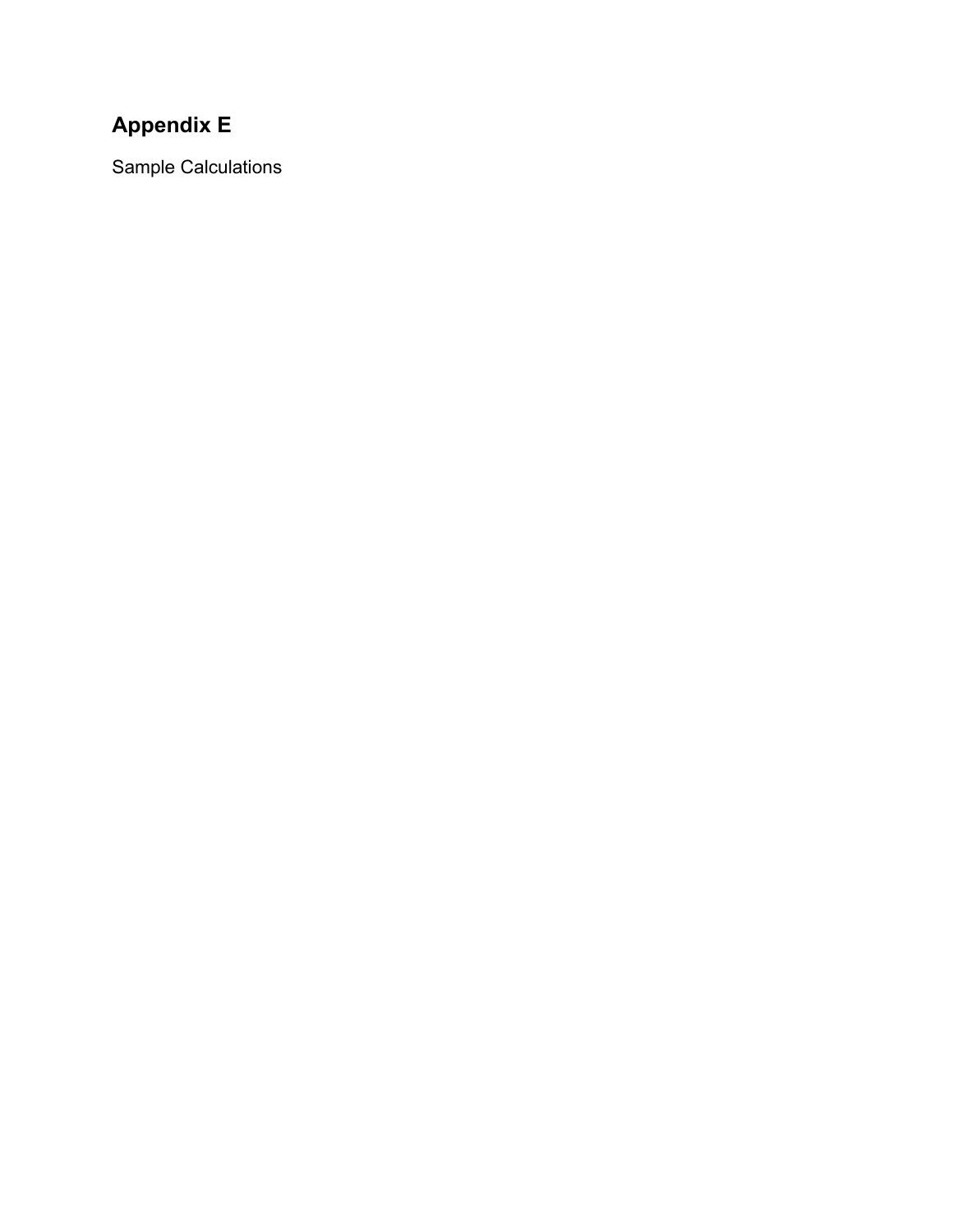# Appendix E

Sample Calculations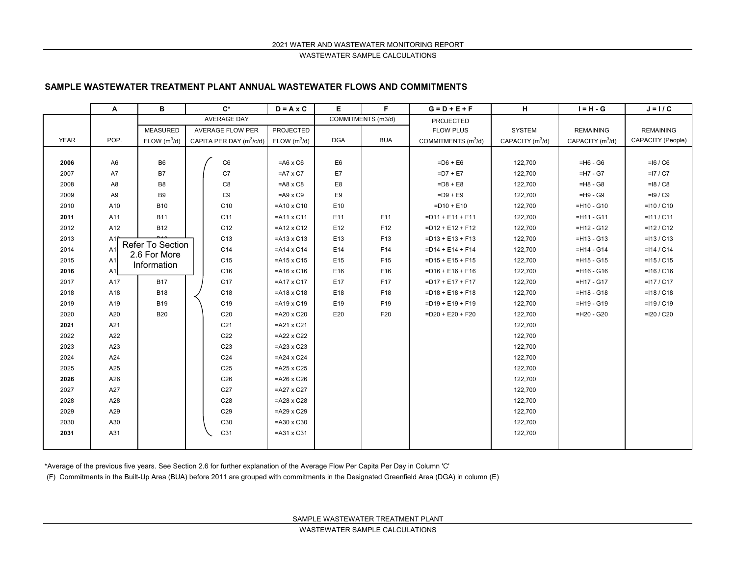## SAMPLE WASTEWATER TREATMENT PLANT ANNUAL WASTEWATER FLOWS AND COMMITMENTS

| | A | B | C* | D = A x C | E | F | G = D + E + F | H | I = H - G | J = I / C |
|---|---|---|---|---|---|---|---|---|---|---|
| | | AVERAGE DAY | | | COMMITMENTS (m3/d) | | PROJECTED | | | |
| | | MEASURED | AVERAGE FLOW PER | PROJECTED | | | FLOW PLUS | SYSTEM | REMAINING | REMAINING |
| YEAR | POP. | FLOW ($m^3$/d) | CAPITA PER DAY ($m^3$/c/d) | FLOW ($m^3$/d) | DGA | BUA | COMMITMENTS ($m^3$/d) | CAPACITY ($m^3$/d) | CAPACITY ($m^3$/d) | CAPACITY (People) |
| **2006** | A6 | B6 | C6 | =A6 x C6 | E6 | | =D6 + E6 | 122,700 | =H6 - G6 | =I6 / C6 |
| 2007 | A7 | B7 | C7 | =A7 x C7 | E7 | | =D7 + E7 | 122,700 | =H7 - G7 | =I7 / C7 |
| 2008 | A8 | B8 | C8 | =A8 x C8 | E8 | | =D8 + E8 | 122,700 | =H8 - G8 | =I8 / C8 |
| 2009 | A9 | B9 | C9 | =A9 x C9 | E9 | | =D9 + E9 | 122,700 | =H9 - G9 | =I9 / C9 |
| 2010 | A10 | B10 | C10 | =A10 x C10 | E10 | | =D10 + E10 | 122,700 | =H10 - G10 | =I10 / C10 |
| **2011** | A11 | B11 | C11 | =A11 x C11 | E11 | F11 | =D11 + E11 + F11 | 122,700 | =H11 - G11 | =I11 / C11 |
| 2012 | A12 | B12 | C12 | =A12 x C12 | E12 | F12 | =D12 + E12 + F12 | 122,700 | =H12 - G12 | =I12 / C12 |
| 2013 | A13 | Refer To Section 2.6 For More Information | C13 | =A13 x C13 | E13 | F13 | =D13 + E13 + F13 | 122,700 | =H13 - G13 | =I13 / C13 |
| 2014 | A14 | | C14 | =A14 x C14 | E14 | F14 | =D14 + E14 + F14 | 122,700 | =H14 - G14 | =I14 / C14 |
| 2015 | A15 | | C15 | =A15 x C15 | E15 | F15 | =D15 + E15 + F15 | 122,700 | =H15 - G15 | =I15 / C15 |
| **2016** | A16 | | C16 | =A16 x C16 | E16 | F16 | =D16 + E16 + F16 | 122,700 | =H16 - G16 | =I16 / C16 |
| 2017 | A17 | B17 | C17 | =A17 x C17 | E17 | F17 | =D17 + E17 + F17 | 122,700 | =H17 - G17 | =I17 / C17 |
| 2018 | A18 | B18 | C18 | =A18 x C18 | E18 | F18 | =D18 + E18 + F18 | 122,700 | =H18 - G18 | =I18 / C18 |
| 2019 | A19 | B19 | C19 | =A19 x C19 | E19 | F19 | =D19 + E19 + F19 | 122,700 | =H19 - G19 | =I19 / C19 |
| 2020 | A20 | B20 | C20 | =A20 x C20 | E20 | F20 | =D20 + E20 + F20 | 122,700 | =H20 - G20 | =I20 / C20 |
| **2021** | A21 | | C21 | =A21 x C21 | | | | 122,700 | | |
| 2022 | A22 | | C22 | =A22 x C22 | | | | 122,700 | | |
| 2023 | A23 | | C23 | =A23 x C23 | | | | 122,700 | | |
| 2024 | A24 | | C24 | =A24 x C24 | | | | 122,700 | | |
| 2025 | A25 | | C25 | =A25 x C25 | | | | 122,700 | | |
| **2026** | A26 | | C26 | =A26 x C26 | | | | 122,700 | | |
| 2027 | A27 | | C27 | =A27 x C27 | | | | 122,700 | | |
| 2028 | A28 | | C28 | =A28 x C28 | | | | 122,700 | | |
| 2029 | A29 | | C29 | =A29 x C29 | | | | 122,700 | | |
| 2030 | A30 | | C30 | =A30 x C30 | | | | 122,700 | | |
| **2031** | A31 | | C31 | =A31 x C31 | | | | 122,700 | | |

*Average of the previous five years. See Section 2.6 for further explanation of the Average Flow Per Capita Per Day in Column 'C'

(F) Commitments in the Built-Up Area (BUA) before 2011 are grouped with commitments in the Designated Greenfield Area (DGA) in column (E)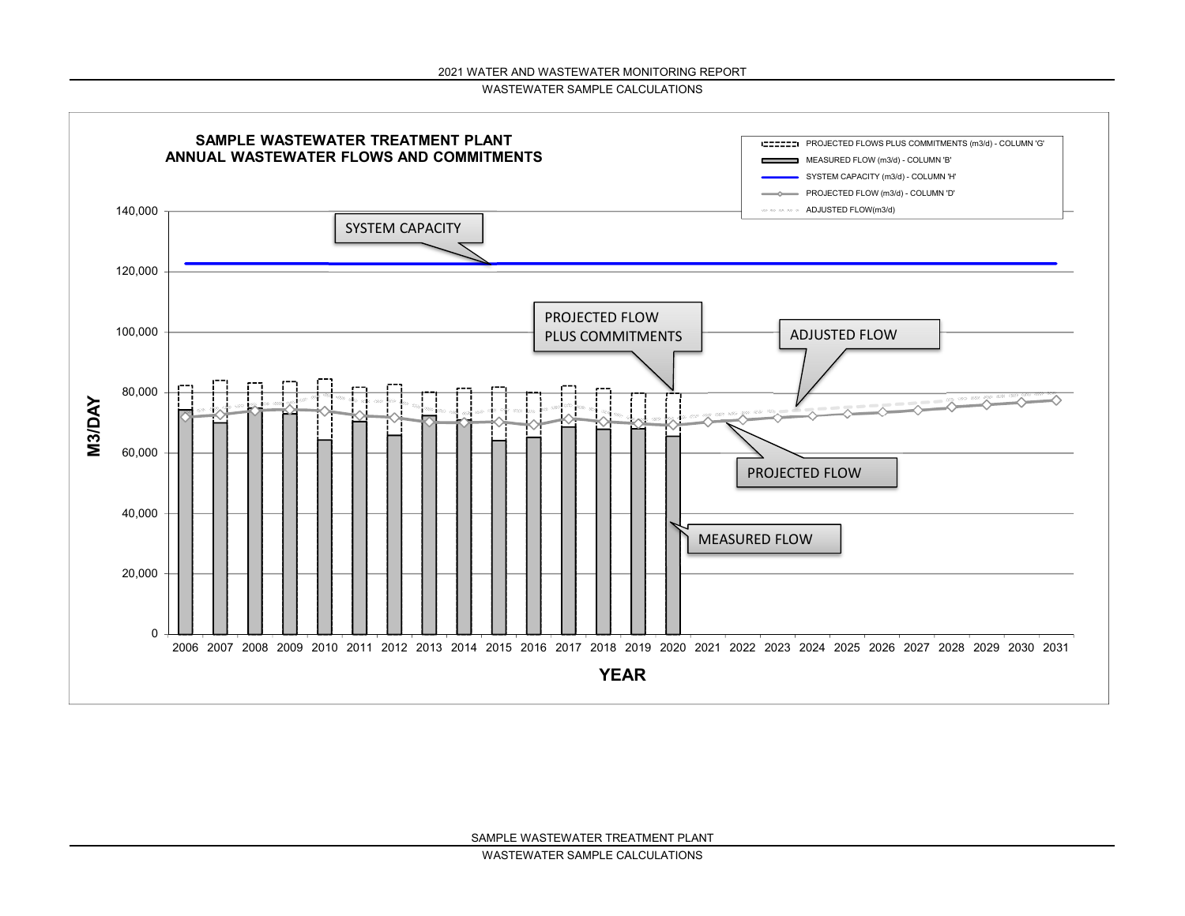## SAMPLE WASTEWATER TREATMENT PLANT
## ANNUAL WASTEWATER FLOWS AND COMMITMENTS

- PROJECTED FLOWS PLUS COMMITMENTS (m3/d) - COLUMN 'G'
- MEASURED FLOW (m3/d) - COLUMN 'B'
- SYSTEM CAPACITY (m3/d) - COLUMN 'H'
- PROJECTED FLOW (m3/d) - COLUMN 'D'
- ADJUSTED FLOW(m3/d)

SYSTEM CAPACITY

PROJECTED FLOW PLUS COMMITMENTS

ADJUSTED FLOW

PROJECTED FLOW

MEASURED FLOW

M3/DAY: 0, 20,000, 40,000, 60,000, 80,000, 100,000, 120,000, 140,000

YEAR: 2006, 2007, 2008, 2009, 2010, 2011, 2012, 2013, 2014, 2015, 2016, 2017, 2018, 2019, 2020, 2021, 2022, 2023, 2024, 2025, 2026, 2027, 2028, 2029, 2030, 2031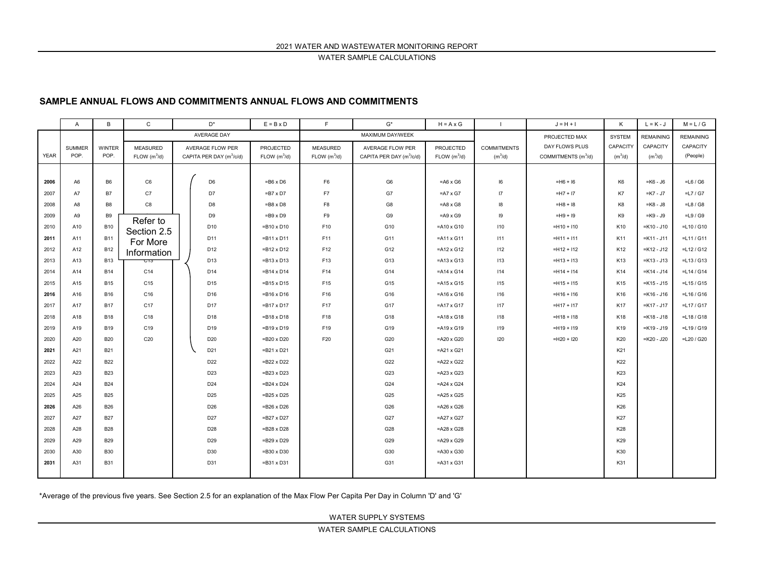## SAMPLE ANNUAL FLOWS AND COMMITMENTS ANNUAL FLOWS AND COMMITMENTS

| | A | B | C | D* | E = B x D | F | G* | H = A x G | I | J = H + I | K | L = K - J | M = L / G |
|---|---|---|---|---|---|---|---|---|---|---|---|---|---|
| | | | AVERAGE DAY | | | MAXIMUM DAY/WEEK | | | | PROJECTED MAX | SYSTEM | REMAINING | REMAINING |
| YEAR | SUMMER POP. | WINTER POP. | MEASURED FLOW ($m^3$/d) | AVERAGE FLOW PER CAPITA PER DAY ($m^3$/c/d) | PROJECTED FLOW ($m^3$/d) | MEASURED FLOW ($m^3$/d) | AVERAGE FLOW PER CAPITA PER DAY ($m^3$/c/d) | PROJECTED FLOW ($m^3$/d) | COMMITMENTS ($m^3$/d) | DAY FLOWS PLUS COMMITMENTS ($m^3$/d) | CAPACITY ($m^3$/d) | CAPACITY ($m^3$/d) | CAPACITY (People) |
| **2006** | A6 | B6 | C6 | D6 | =B6 x D6 | F6 | G6 | =A6 x G6 | I6 | =H6 + I6 | K6 | =K6 - J6 | =L6 / G6 |
| 2007 | A7 | B7 | C7 | D7 | =B7 x D7 | F7 | G7 | =A7 x G7 | I7 | =H7 + I7 | K7 | =K7 - J7 | =L7 / G7 |
| 2008 | A8 | B8 | C8 | D8 | =B8 x D8 | F8 | G8 | =A8 x G8 | I8 | =H8 + I8 | K8 | =K8 - J8 | =L8 / G8 |
| 2009 | A9 | B9 | Refer to Section 2.5 For More Information | D9 | =B9 x D9 | F9 | G9 | =A9 x G9 | I9 | =H9 + I9 | K9 | =K9 - J9 | =L9 / G9 |
| 2010 | A10 | B10 | | D10 | =B10 x D10 | F10 | G10 | =A10 x G10 | I10 | =H10 + I10 | K10 | =K10 - J10 | =L10 / G10 |
| **2011** | A11 | B11 | | D11 | =B11 x D11 | F11 | G11 | =A11 x G11 | I11 | =H11 + I11 | K11 | =K11 - J11 | =L11 / G11 |
| 2012 | A12 | B12 | | D12 | =B12 x D12 | F12 | G12 | =A12 x G12 | I12 | =H12 + I12 | K12 | =K12 - J12 | =L12 / G12 |
| 2013 | A13 | B13 | C13 | D13 | =B13 x D13 | F13 | G13 | =A13 x G13 | I13 | =H13 + I13 | K13 | =K13 - J13 | =L13 / G13 |
| 2014 | A14 | B14 | C14 | D14 | =B14 x D14 | F14 | G14 | =A14 x G14 | I14 | =H14 + I14 | K14 | =K14 - J14 | =L14 / G14 |
| 2015 | A15 | B15 | C15 | D15 | =B15 x D15 | F15 | G15 | =A15 x G15 | I15 | =H15 + I15 | K15 | =K15 - J15 | =L15 / G15 |
| **2016** | A16 | B16 | C16 | D16 | =B16 x D16 | F16 | G16 | =A16 x G16 | I16 | =H16 + I16 | K16 | =K16 - J16 | =L16 / G16 |
| 2017 | A17 | B17 | C17 | D17 | =B17 x D17 | F17 | G17 | =A17 x G17 | I17 | =H17 + I17 | K17 | =K17 - J17 | =L17 / G17 |
| 2018 | A18 | B18 | C18 | D18 | =B18 x D18 | F18 | G18 | =A18 x G18 | I18 | =H18 + I18 | K18 | =K18 - J18 | =L18 / G18 |
| 2019 | A19 | B19 | C19 | D19 | =B19 x D19 | F19 | G19 | =A19 x G19 | I19 | =H19 + I19 | K19 | =K19 - J19 | =L19 / G19 |
| 2020 | A20 | B20 | C20 | D20 | =B20 x D20 | F20 | G20 | =A20 x G20 | I20 | =H20 + I20 | K20 | =K20 - J20 | =L20 / G20 |
| **2021** | A21 | B21 | | D21 | =B21 x D21 | | G21 | =A21 x G21 | | | K21 | | |
| 2022 | A22 | B22 | | D22 | =B22 x D22 | | G22 | =A22 x G22 | | | K22 | | |
| 2023 | A23 | B23 | | D23 | =B23 x D23 | | G23 | =A23 x G23 | | | K23 | | |
| 2024 | A24 | B24 | | D24 | =B24 x D24 | | G24 | =A24 x G24 | | | K24 | | |
| 2025 | A25 | B25 | | D25 | =B25 x D25 | | G25 | =A25 x G25 | | | K25 | | |
| **2026** | A26 | B26 | | D26 | =B26 x D26 | | G26 | =A26 x G26 | | | K26 | | |
| 2027 | A27 | B27 | | D27 | =B27 x D27 | | G27 | =A27 x G27 | | | K27 | | |
| 2028 | A28 | B28 | | D28 | =B28 x D28 | | G28 | =A28 x G28 | | | K28 | | |
| 2029 | A29 | B29 | | D29 | =B29 x D29 | | G29 | =A29 x G29 | | | K29 | | |
| 2030 | A30 | B30 | | D30 | =B30 x D30 | | G30 | =A30 x G30 | | | K30 | | |
| **2031** | A31 | B31 | | D31 | =B31 x D31 | | G31 | =A31 x G31 | | | K31 | | |

*Average of the previous five years. See Section 2.5 for an explanation of the Max Flow Per Capita Per Day in Column 'D' and 'G'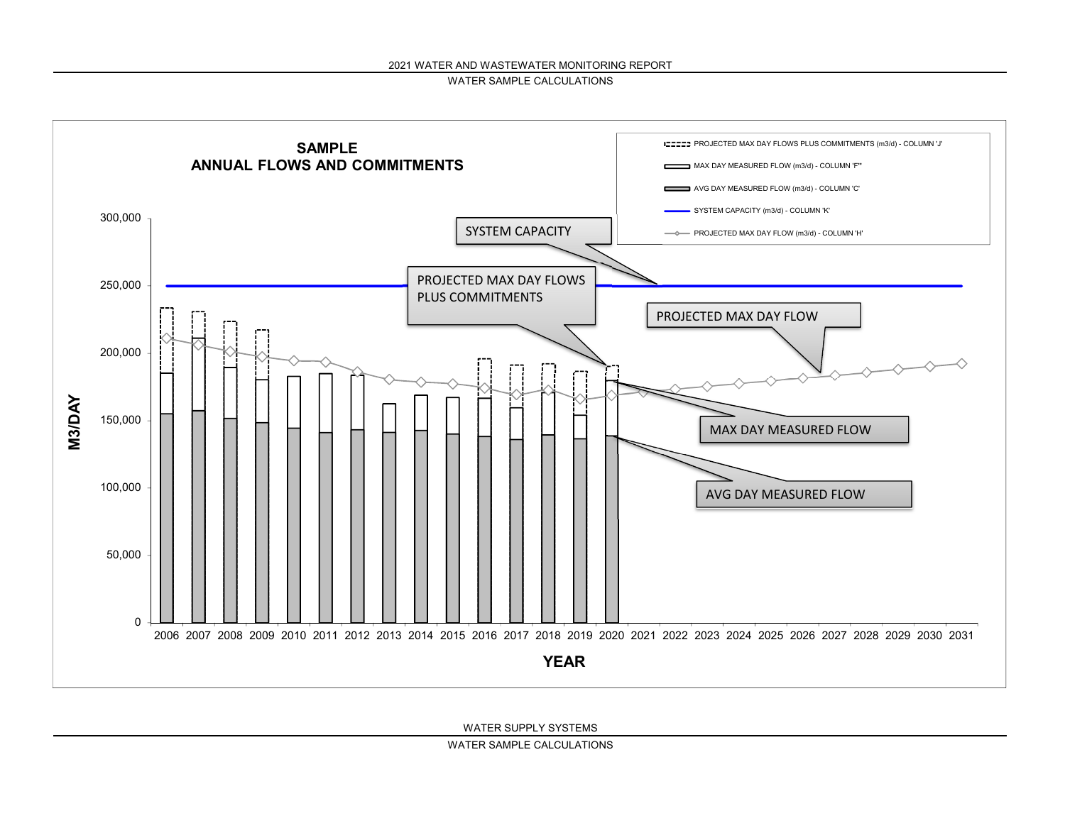SAMPLE
ANNUAL FLOWS AND COMMITMENTS

PROJECTED MAX DAY FLOWS PLUS COMMITMENTS (m3/d) - COLUMN 'J'
MAX DAY MEASURED FLOW (m3/d) - COLUMN 'F"'
AVG DAY MEASURED FLOW (m3/d) - COLUMN 'C'
SYSTEM CAPACITY (m3/d) - COLUMN 'K'
PROJECTED MAX DAY FLOW (m3/d) - COLUMN 'H'

SYSTEM CAPACITY

PROJECTED MAX DAY FLOWS PLUS COMMITMENTS

PROJECTED MAX DAY FLOW

MAX DAY MEASURED FLOW

AVG DAY MEASURED FLOW

M3/DAY

300,000
250,000
200,000
150,000
100,000
50,000
0

2006 2007 2008 2009 2010 2011 2012 2013 2014 2015 2016 2017 2018 2019 2020 2021 2022 2023 2024 2025 2026 2027 2028 2029 2030 2031

YEAR